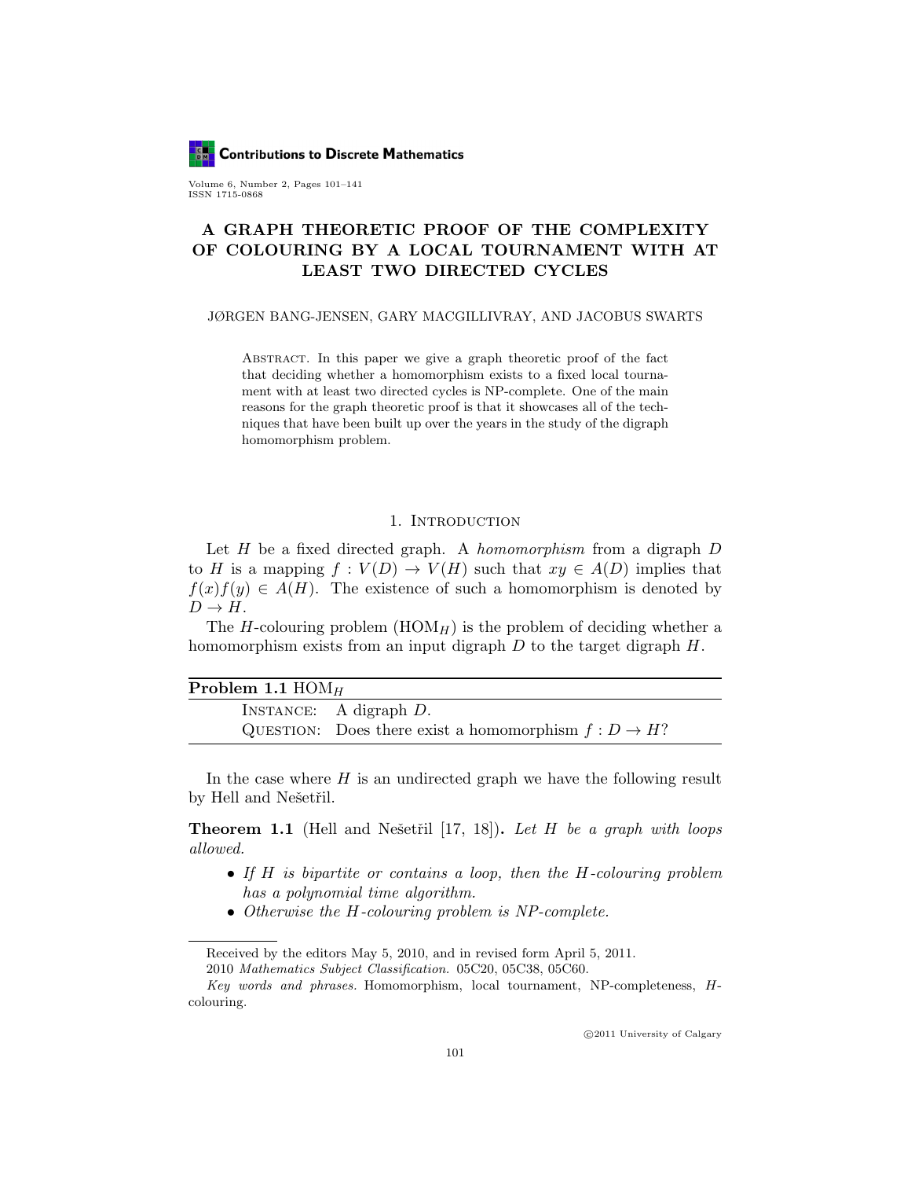# A GRAPH THEORETIC PROOF OF THE COMPLEXITY OF COLOURING BY A LOCAL TOURNAMENT WITH AT LEAST TWO DIRECTED CYCLES

JØRGEN BANG-JENSEN, GARY MACGILLIVRAY, AND JACOBUS SWARTS

Abstract. In this paper we give a graph theoretic proof of the fact that deciding whether a homomorphism exists to a fixed local tournament with at least two directed cycles is NP-complete. One of the main reasons for the graph theoretic proof is that it showcases all of the techniques that have been built up over the years in the study of the digraph homomorphism problem.

## 1. Introduction

Let $H$ be a fixed directed graph. A *homomorphism* from a digraph $D$ to $H$ is a mapping $f : V(D) \to V(H)$ such that $xy \in A(D)$ implies that $f(x)f(y) \in A(H)$. The existence of such a homomorphism is denoted by $D \to H$.

The $H$-colouring problem ($\mathrm{HOM}_H$) is the problem of deciding whether a homomorphism exists from an input digraph $D$ to the target digraph $H$.

**Problem 1.1** $\mathrm{HOM}_H$

Instance: A digraph $D$.

Question: Does there exist a homomorphism $f : D \to H$?

In the case where $H$ is an undirected graph we have the following result by Hell and Nešetřil.

**Theorem 1.1** (Hell and Nešetřil [17, 18]). *Let $H$ be a graph with loops allowed.*

- *If $H$ is bipartite or contains a loop, then the $H$-colouring problem has a polynomial time algorithm.*
- *Otherwise the $H$-colouring problem is NP-complete.*

Received by the editors May 5, 2010, and in revised form April 5, 2011.

2010 *Mathematics Subject Classification.* 05C20, 05C38, 05C60.

*Key words and phrases.* Homomorphism, local tournament, NP-completeness, $H$-colouring.

©2011 University of Calgary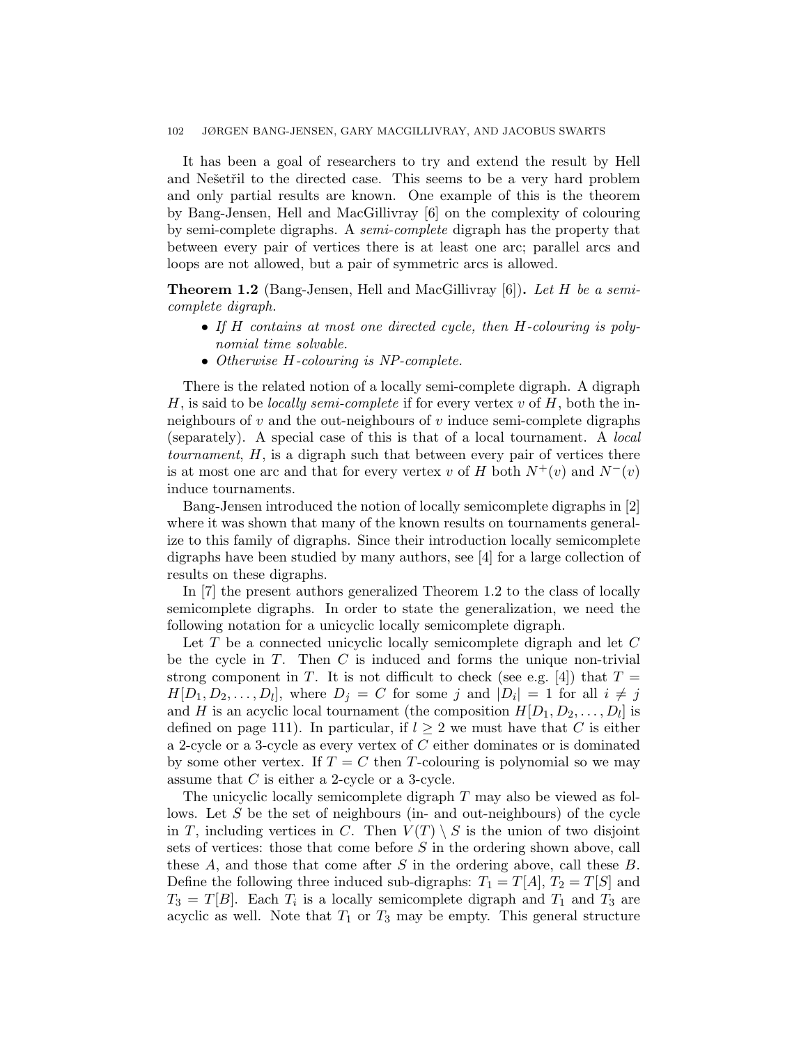It has been a goal of researchers to try and extend the result by Hell and Nešetřil to the directed case. This seems to be a very hard problem and only partial results are known. One example of this is the theorem by Bang-Jensen, Hell and MacGillivray [6] on the complexity of colouring by semi-complete digraphs. A *semi-complete* digraph has the property that between every pair of vertices there is at least one arc; parallel arcs and loops are not allowed, but a pair of symmetric arcs is allowed.

**Theorem 1.2** (Bang-Jensen, Hell and MacGillivray [6])**.** *Let $H$ be a semi-complete digraph.*

- *If $H$ contains at most one directed cycle, then $H$-colouring is polynomial time solvable.*
- *Otherwise $H$-colouring is NP-complete.*

There is the related notion of a locally semi-complete digraph. A digraph $H$, is said to be *locally semi-complete* if for every vertex $v$ of $H$, both the in-neighbours of $v$ and the out-neighbours of $v$ induce semi-complete digraphs (separately). A special case of this is that of a local tournament. A *local tournament*, $H$, is a digraph such that between every pair of vertices there is at most one arc and that for every vertex $v$ of $H$ both $N^+(v)$ and $N^-(v)$ induce tournaments.

Bang-Jensen introduced the notion of locally semicomplete digraphs in [2] where it was shown that many of the known results on tournaments generalize to this family of digraphs. Since their introduction locally semicomplete digraphs have been studied by many authors, see [4] for a large collection of results on these digraphs.

In [7] the present authors generalized Theorem 1.2 to the class of locally semicomplete digraphs. In order to state the generalization, we need the following notation for a unicyclic locally semicomplete digraph.

Let $T$ be a connected unicyclic locally semicomplete digraph and let $C$ be the cycle in $T$. Then $C$ is induced and forms the unique non-trivial strong component in $T$. It is not difficult to check (see e.g. [4]) that $T = H[D_1, D_2, \ldots, D_l]$, where $D_j = C$ for some $j$ and $|D_i| = 1$ for all $i \neq j$ and $H$ is an acyclic local tournament (the composition $H[D_1, D_2, \ldots, D_l]$ is defined on page 111). In particular, if $l \geq 2$ we must have that $C$ is either a 2-cycle or a 3-cycle as every vertex of $C$ either dominates or is dominated by some other vertex. If $T = C$ then $T$-colouring is polynomial so we may assume that $C$ is either a 2-cycle or a 3-cycle.

The unicyclic locally semicomplete digraph $T$ may also be viewed as follows. Let $S$ be the set of neighbours (in- and out-neighbours) of the cycle in $T$, including vertices in $C$. Then $V(T) \setminus S$ is the union of two disjoint sets of vertices: those that come before $S$ in the ordering shown above, call these $A$, and those that come after $S$ in the ordering above, call these $B$. Define the following three induced sub-digraphs: $T_1 = T[A]$, $T_2 = T[S]$ and $T_3 = T[B]$. Each $T_i$ is a locally semicomplete digraph and $T_1$ and $T_3$ are acyclic as well. Note that $T_1$ or $T_3$ may be empty. This general structure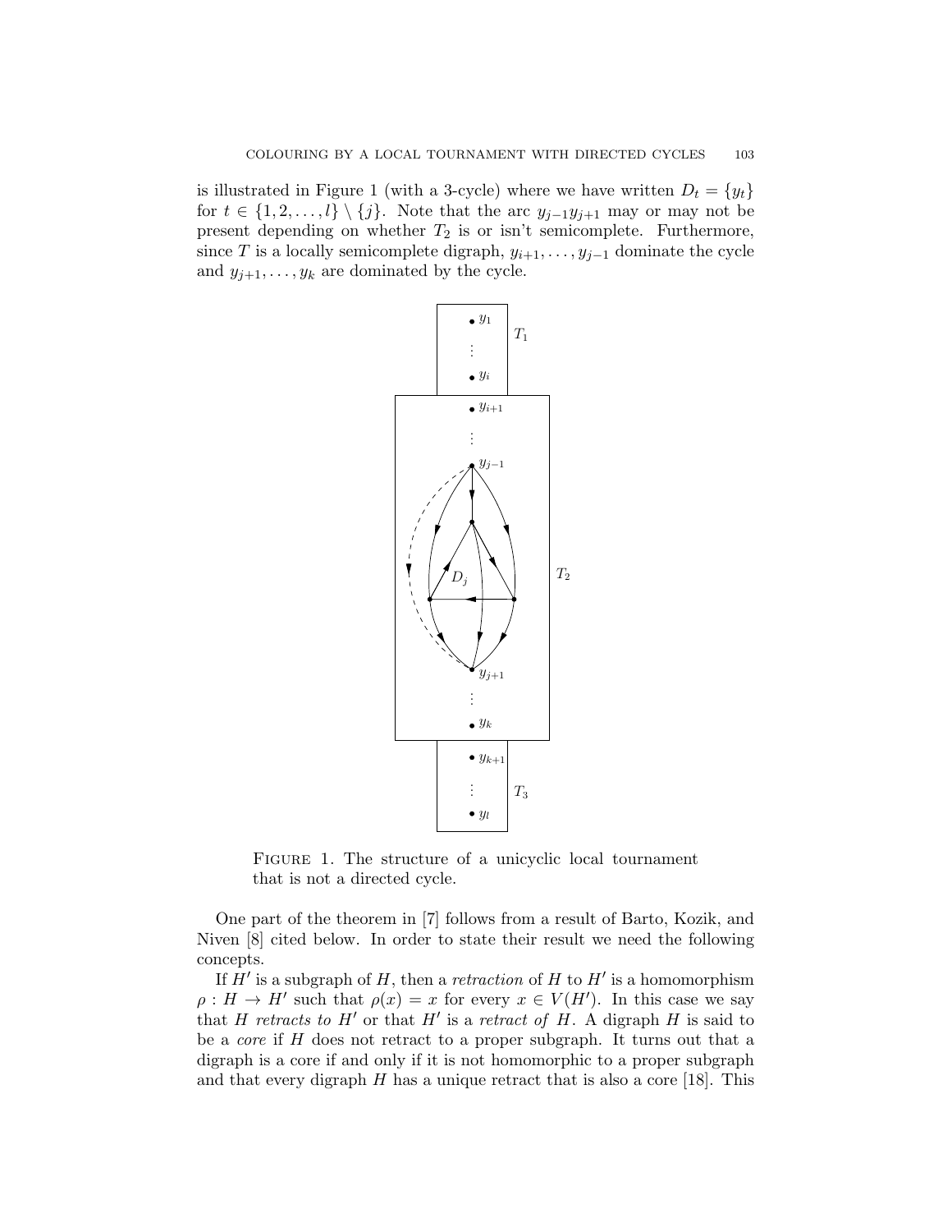is illustrated in Figure 1 (with a 3-cycle) where we have written $D_t = \{y_t\}$ for $t \in \{1, 2, \ldots, l\} \setminus \{j\}$. Note that the arc $y_{j-1}y_{j+1}$ may or may not be present depending on whether $T_2$ is or isn't semicomplete. Furthermore, since $T$ is a locally semicomplete digraph, $y_{i+1}, \ldots, y_{j-1}$ dominate the cycle and $y_{j+1}, \ldots, y_k$ are dominated by the cycle.

FIGURE 1. The structure of a unicyclic local tournament that is not a directed cycle.

One part of the theorem in [7] follows from a result of Barto, Kozik, and Niven [8] cited below. In order to state their result we need the following concepts.

If $H'$ is a subgraph of $H$, then a *retraction* of $H$ to $H'$ is a homomorphism $\rho : H \to H'$ such that $\rho(x) = x$ for every $x \in V(H')$. In this case we say that $H$ *retracts to* $H'$ or that $H'$ is a *retract of* $H$. A digraph $H$ is said to be a *core* if $H$ does not retract to a proper subgraph. It turns out that a digraph is a core if and only if it is not homomorphic to a proper subgraph and that every digraph $H$ has a unique retract that is also a core [18]. This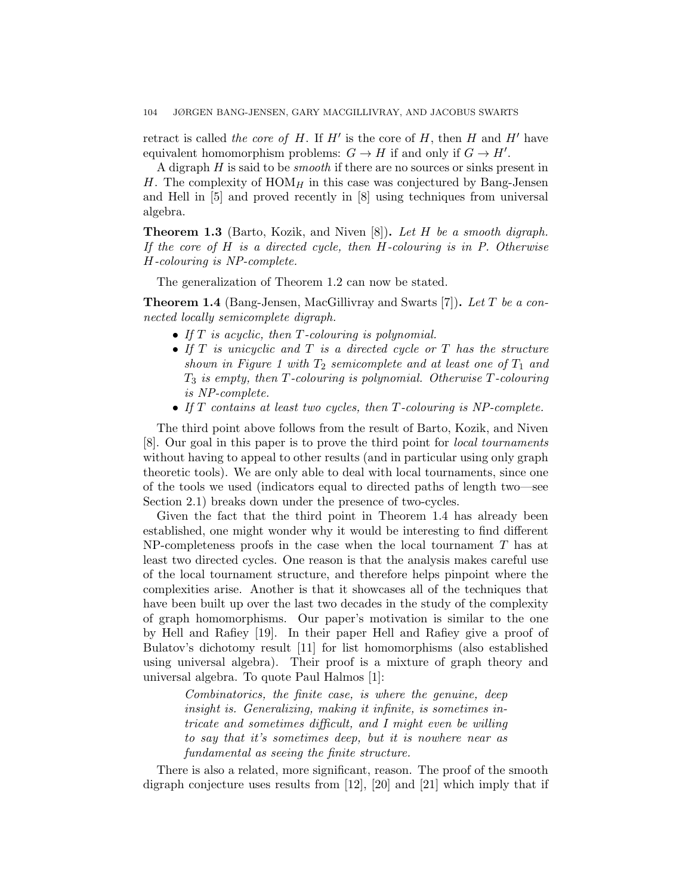retract is called *the core of* $H$. If $H'$ is the core of $H$, then $H$ and $H'$ have equivalent homomorphism problems: $G \to H$ if and only if $G \to H'$.

A digraph $H$ is said to be *smooth* if there are no sources or sinks present in $H$. The complexity of $\mathrm{HOM}_H$ in this case was conjectured by Bang-Jensen and Hell in [5] and proved recently in [8] using techniques from universal algebra.

**Theorem 1.3** (Barto, Kozik, and Niven [8]). *Let $H$ be a smooth digraph. If the core of $H$ is a directed cycle, then $H$-colouring is in P. Otherwise $H$-colouring is NP-complete.*

The generalization of Theorem 1.2 can now be stated.

**Theorem 1.4** (Bang-Jensen, MacGillivray and Swarts [7]). *Let $T$ be a connected locally semicomplete digraph.*

- *If $T$ is acyclic, then $T$-colouring is polynomial.*
- *If $T$ is unicyclic and $T$ is a directed cycle or $T$ has the structure shown in Figure 1 with $T_2$ semicomplete and at least one of $T_1$ and $T_3$ is empty, then $T$-colouring is polynomial. Otherwise $T$-colouring is NP-complete.*
- *If $T$ contains at least two cycles, then $T$-colouring is NP-complete.*

The third point above follows from the result of Barto, Kozik, and Niven [8]. Our goal in this paper is to prove the third point for *local tournaments* without having to appeal to other results (and in particular using only graph theoretic tools). We are only able to deal with local tournaments, since one of the tools we used (indicators equal to directed paths of length two—see Section 2.1) breaks down under the presence of two-cycles.

Given the fact that the third point in Theorem 1.4 has already been established, one might wonder why it would be interesting to find different NP-completeness proofs in the case when the local tournament $T$ has at least two directed cycles. One reason is that the analysis makes careful use of the local tournament structure, and therefore helps pinpoint where the complexities arise. Another is that it showcases all of the techniques that have been built up over the last two decades in the study of the complexity of graph homomorphisms. Our paper's motivation is similar to the one by Hell and Rafiey [19]. In their paper Hell and Rafiey give a proof of Bulatov's dichotomy result [11] for list homomorphisms (also established using universal algebra). Their proof is a mixture of graph theory and universal algebra. To quote Paul Halmos [1]:

> *Combinatorics, the finite case, is where the genuine, deep insight is. Generalizing, making it infinite, is sometimes intricate and sometimes difficult, and I might even be willing to say that it's sometimes deep, but it is nowhere near as fundamental as seeing the finite structure.*

There is also a related, more significant, reason. The proof of the smooth digraph conjecture uses results from [12], [20] and [21] which imply that if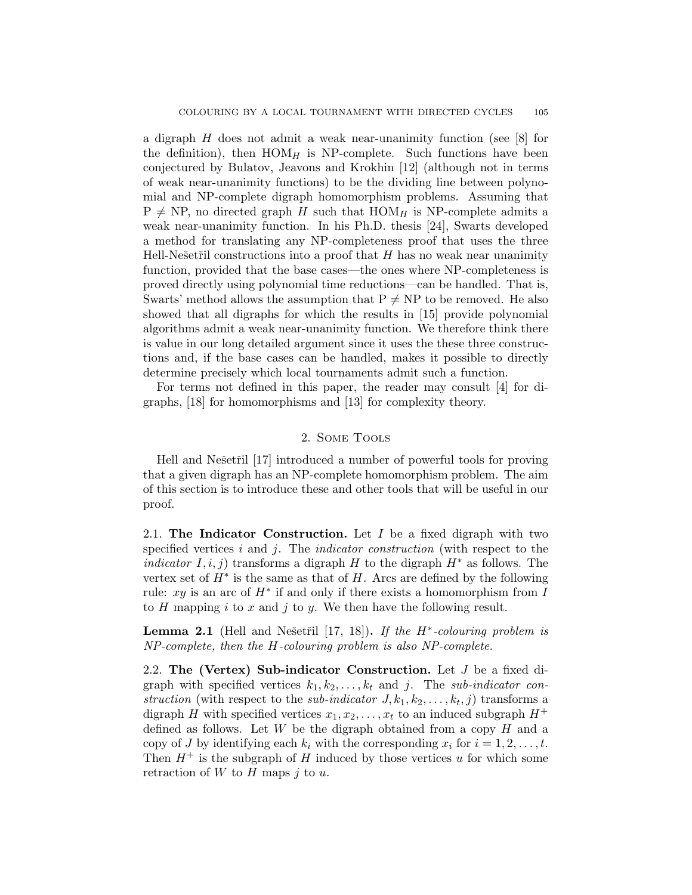a digraph $H$ does not admit a weak near-unanimity function (see [8] for the definition), then $\text{HOM}_H$ is NP-complete. Such functions have been conjectured by Bulatov, Jeavons and Krokhin [12] (although not in terms of weak near-unanimity functions) to be the dividing line between polynomial and NP-complete digraph homomorphism problems. Assuming that $\text{P} \neq \text{NP}$, no directed graph $H$ such that $\text{HOM}_H$ is NP-complete admits a weak near-unanimity function. In his Ph.D. thesis [24], Swarts developed a method for translating any NP-completeness proof that uses the three Hell-Nešetřil constructions into a proof that $H$ has no weak near unanimity function, provided that the base cases—the ones where NP-completeness is proved directly using polynomial time reductions—can be handled. That is, Swarts' method allows the assumption that $\text{P} \neq \text{NP}$ to be removed. He also showed that all digraphs for which the results in [15] provide polynomial algorithms admit a weak near-unanimity function. We therefore think there is value in our long detailed argument since it uses the these three constructions and, if the base cases can be handled, makes it possible to directly determine precisely which local tournaments admit such a function.

For terms not defined in this paper, the reader may consult [4] for digraphs, [18] for homomorphisms and [13] for complexity theory.

## 2. Some Tools

Hell and Nešetřil [17] introduced a number of powerful tools for proving that a given digraph has an NP-complete homomorphism problem. The aim of this section is to introduce these and other tools that will be useful in our proof.

2.1. **The Indicator Construction.** Let $I$ be a fixed digraph with two specified vertices $i$ and $j$. The *indicator construction* (with respect to the *indicator* $I, i, j$) transforms a digraph $H$ to the digraph $H^*$ as follows. The vertex set of $H^*$ is the same as that of $H$. Arcs are defined by the following rule: $xy$ is an arc of $H^*$ if and only if there exists a homomorphism from $I$ to $H$ mapping $i$ to $x$ and $j$ to $y$. We then have the following result.

**Lemma 2.1** (Hell and Nešetřil [17, 18]). *If the $H^*$-colouring problem is NP-complete, then the $H$-colouring problem is also NP-complete.*

2.2. **The (Vertex) Sub-indicator Construction.** Let $J$ be a fixed digraph with specified vertices $k_1, k_2, \ldots, k_t$ and $j$. The *sub-indicator construction* (with respect to the *sub-indicator* $J, k_1, k_2, \ldots, k_t, j$) transforms a digraph $H$ with specified vertices $x_1, x_2, \ldots, x_t$ to an induced subgraph $H^+$ defined as follows. Let $W$ be the digraph obtained from a copy $H$ and a copy of $J$ by identifying each $k_i$ with the corresponding $x_i$ for $i = 1, 2, \ldots, t$. Then $H^+$ is the subgraph of $H$ induced by those vertices $u$ for which some retraction of $W$ to $H$ maps $j$ to $u$.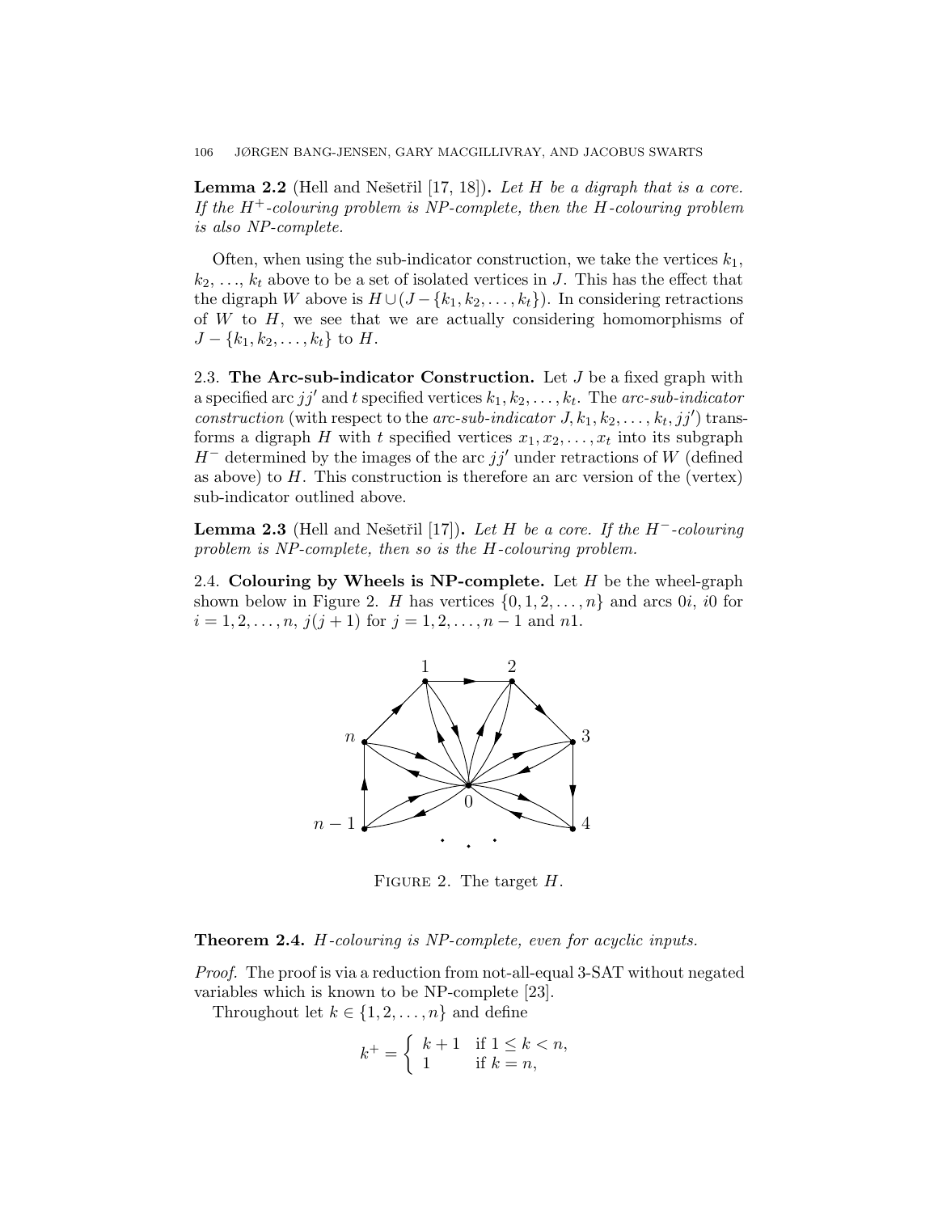**Lemma 2.2** (Hell and Nešetřil [17, 18]). *Let $H$ be a digraph that is a core. If the $H^+$-colouring problem is NP-complete, then the $H$-colouring problem is also NP-complete.*

Often, when using the sub-indicator construction, we take the vertices $k_1$, $k_2$, …, $k_t$ above to be a set of isolated vertices in $J$. This has the effect that the digraph $W$ above is $H \cup (J - \{k_1, k_2, \ldots, k_t\})$. In considering retractions of $W$ to $H$, we see that we are actually considering homomorphisms of $J - \{k_1, k_2, \ldots, k_t\}$ to $H$.

2.3. **The Arc-sub-indicator Construction.** Let $J$ be a fixed graph with a specified arc $jj'$ and $t$ specified vertices $k_1, k_2, \ldots, k_t$. The *arc-sub-indicator construction* (with respect to the *arc-sub-indicator* $J, k_1, k_2, \ldots, k_t, jj'$) transforms a digraph $H$ with $t$ specified vertices $x_1, x_2, \ldots, x_t$ into its subgraph $H^-$ determined by the images of the arc $jj'$ under retractions of $W$ (defined as above) to $H$. This construction is therefore an arc version of the (vertex) sub-indicator outlined above.

**Lemma 2.3** (Hell and Nešetřil [17]). *Let $H$ be a core. If the $H^-$-colouring problem is NP-complete, then so is the $H$-colouring problem.*

2.4. **Colouring by Wheels is NP-complete.** Let $H$ be the wheel-graph shown below in Figure 2. $H$ has vertices $\{0, 1, 2, \ldots, n\}$ and arcs $0i$, $i0$ for $i = 1, 2, \ldots, n$, $j(j+1)$ for $j = 1, 2, \ldots, n-1$ and $n1$.

FIGURE 2. The target $H$.

**Theorem 2.4.** *$H$-colouring is NP-complete, even for acyclic inputs.*

*Proof.* The proof is via a reduction from not-all-equal 3-SAT without negated variables which is known to be NP-complete [23].

Throughout let $k \in \{1, 2, \ldots, n\}$ and define

$$k^+ = \begin{cases} k+1 & \text{if } 1 \leq k < n, \\ 1 & \text{if } k = n, \end{cases}$$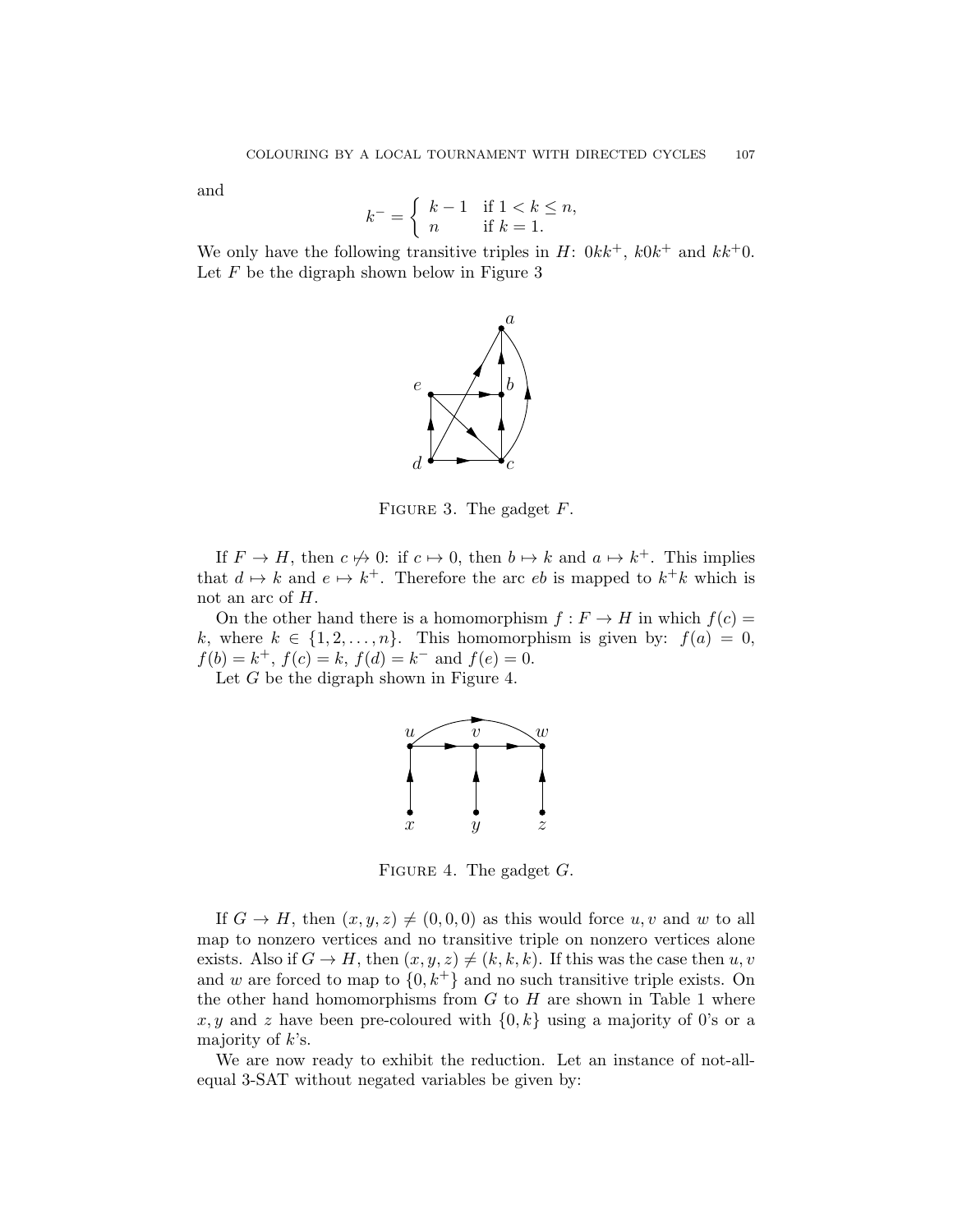and

$$k^- = \begin{cases} k-1 & \text{if } 1 < k \leq n, \\ n & \text{if } k = 1. \end{cases}$$

We only have the following transitive triples in $H$: $0kk^+$, $k0k^+$ and $kk^+0$. Let $F$ be the digraph shown below in Figure 3

FIGURE 3. The gadget $F$.

If $F \to H$, then $c \not\mapsto 0$: if $c \mapsto 0$, then $b \mapsto k$ and $a \mapsto k^+$. This implies that $d \mapsto k$ and $e \mapsto k^+$. Therefore the arc $eb$ is mapped to $k^+k$ which is not an arc of $H$.

On the other hand there is a homomorphism $f : F \to H$ in which $f(c) = k$, where $k \in \{1, 2, \ldots, n\}$. This homomorphism is given by: $f(a) = 0$, $f(b) = k^+$, $f(c) = k$, $f(d) = k^-$ and $f(e) = 0$.

Let $G$ be the digraph shown in Figure 4.

FIGURE 4. The gadget $G$.

If $G \to H$, then $(x, y, z) \neq (0, 0, 0)$ as this would force $u, v$ and $w$ to all map to nonzero vertices and no transitive triple on nonzero vertices alone exists. Also if $G \to H$, then $(x, y, z) \neq (k, k, k)$. If this was the case then $u, v$ and $w$ are forced to map to $\{0, k^+\}$ and no such transitive triple exists. On the other hand homomorphisms from $G$ to $H$ are shown in Table 1 where $x, y$ and $z$ have been pre-coloured with $\{0, k\}$ using a majority of 0's or a majority of $k$'s.

We are now ready to exhibit the reduction. Let an instance of not-all-equal 3-SAT without negated variables be given by: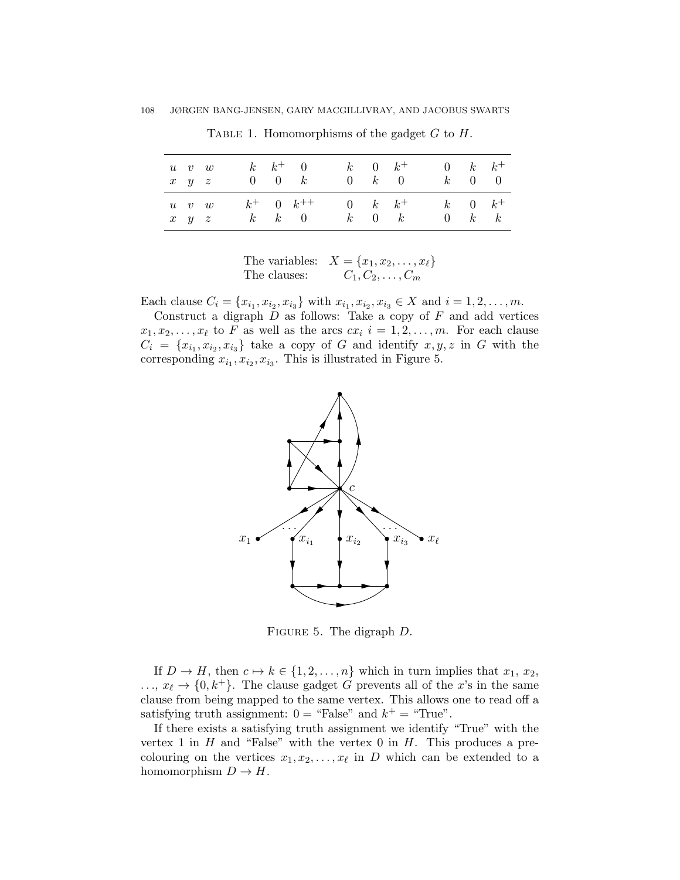Table 1. Homomorphisms of the gadget $G$ to $H$.

| | | | | | | | | | | | |
|---|---|---|---|---|---|---|---|---|---|---|---|
| $u$ | $v$ | $w$ | $k$ | $k^+$ | $0$ | $k$ | $0$ | $k^+$ | $0$ | $k$ | $k^+$ |
| $x$ | $y$ | $z$ | $0$ | $0$ | $k$ | $0$ | $k$ | $0$ | $k$ | $0$ | $0$ |
| $u$ | $v$ | $w$ | $k^+$ | $0$ | $k^{++}$ | $0$ | $k$ | $k^+$ | $k$ | $0$ | $k^+$ |
| $x$ | $y$ | $z$ | $k$ | $k$ | $0$ | $k$ | $0$ | $k$ | $0$ | $k$ | $k$ |

The variables: $X = \{x_1, x_2, \ldots, x_\ell\}$
The clauses: $C_1, C_2, \ldots, C_m$

Each clause $C_i = \{x_{i_1}, x_{i_2}, x_{i_3}\}$ with $x_{i_1}, x_{i_2}, x_{i_3} \in X$ and $i = 1, 2, \ldots, m$.

Construct a digraph $D$ as follows: Take a copy of $F$ and add vertices $x_1, x_2, \ldots, x_\ell$ to $F$ as well as the arcs $cx_i$ $i = 1, 2, \ldots, m$. For each clause $C_i = \{x_{i_1}, x_{i_2}, x_{i_3}\}$ take a copy of $G$ and identify $x, y, z$ in $G$ with the corresponding $x_{i_1}, x_{i_2}, x_{i_3}$. This is illustrated in Figure 5.

Figure 5. The digraph $D$.

If $D \to H$, then $c \mapsto k \in \{1, 2, \ldots, n\}$ which in turn implies that $x_1$, $x_2$, $\ldots$, $x_\ell \to \{0, k^+\}$. The clause gadget $G$ prevents all of the $x$'s in the same clause from being mapped to the same vertex. This allows one to read off a satisfying truth assignment: $0 =$ "False" and $k^+ =$ "True".

If there exists a satisfying truth assignment we identify "True" with the vertex 1 in $H$ and "False" with the vertex 0 in $H$. This produces a precolouring on the vertices $x_1, x_2, \ldots, x_\ell$ in $D$ which can be extended to a homomorphism $D \to H$.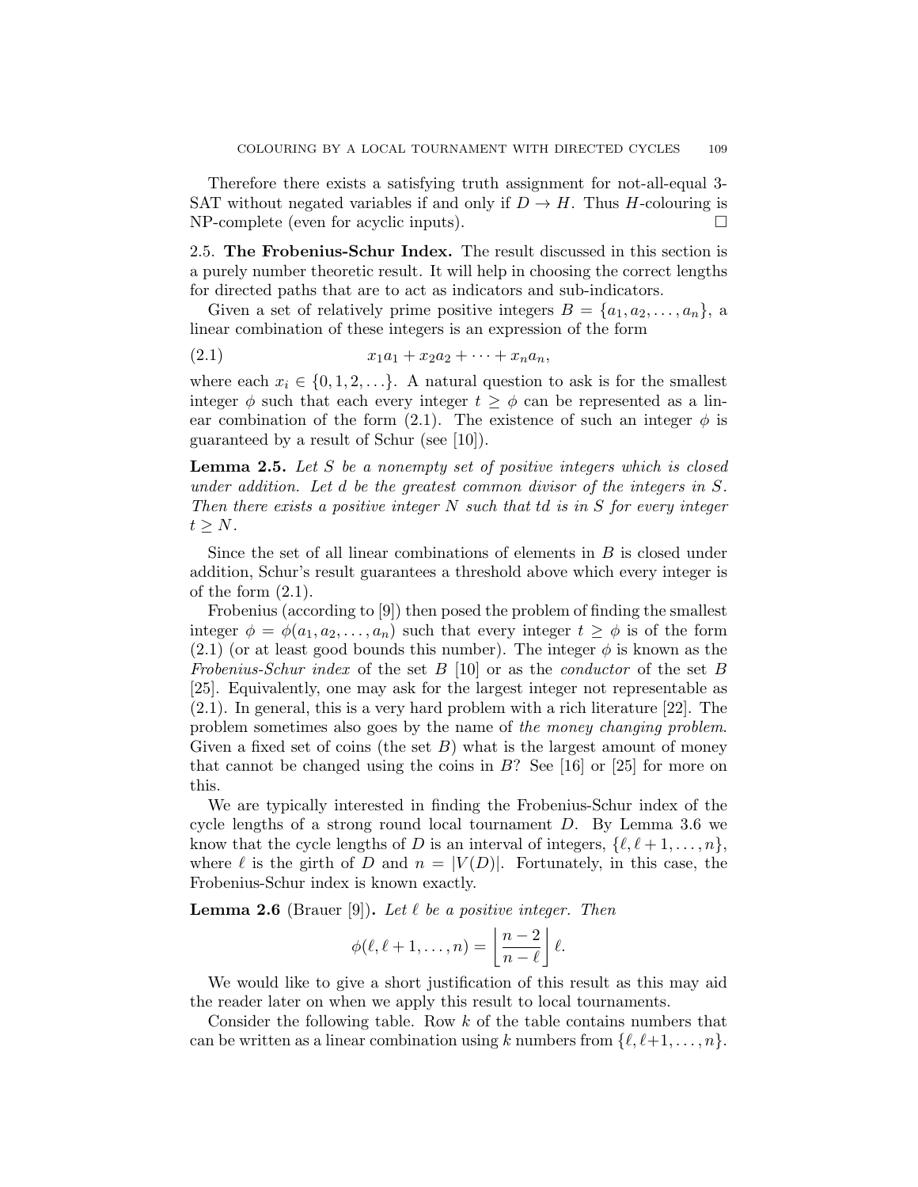Therefore there exists a satisfying truth assignment for not-all-equal 3-SAT without negated variables if and only if $D \to H$. Thus $H$-colouring is NP-complete (even for acyclic inputs). □

2.5. **The Frobenius-Schur Index.** The result discussed in this section is a purely number theoretic result. It will help in choosing the correct lengths for directed paths that are to act as indicators and sub-indicators.

Given a set of relatively prime positive integers $B = \{a_1, a_2, \ldots, a_n\}$, a linear combination of these integers is an expression of the form

$$x_1 a_1 + x_2 a_2 + \cdots + x_n a_n, \tag{2.1}$$

where each $x_i \in \{0, 1, 2, \ldots\}$. A natural question to ask is for the smallest integer $\phi$ such that each every integer $t \geq \phi$ can be represented as a linear combination of the form (2.1). The existence of such an integer $\phi$ is guaranteed by a result of Schur (see [10]).

**Lemma 2.5.** *Let $S$ be a nonempty set of positive integers which is closed under addition. Let $d$ be the greatest common divisor of the integers in $S$. Then there exists a positive integer $N$ such that $td$ is in $S$ for every integer $t \geq N$.*

Since the set of all linear combinations of elements in $B$ is closed under addition, Schur's result guarantees a threshold above which every integer is of the form (2.1).

Frobenius (according to [9]) then posed the problem of finding the smallest integer $\phi = \phi(a_1, a_2, \ldots, a_n)$ such that every integer $t \geq \phi$ is of the form (2.1) (or at least good bounds this number). The integer $\phi$ is known as the *Frobenius-Schur index* of the set $B$ [10] or as the *conductor* of the set $B$ [25]. Equivalently, one may ask for the largest integer not representable as (2.1). In general, this is a very hard problem with a rich literature [22]. The problem sometimes also goes by the name of *the money changing problem*. Given a fixed set of coins (the set $B$) what is the largest amount of money that cannot be changed using the coins in $B$? See [16] or [25] for more on this.

We are typically interested in finding the Frobenius-Schur index of the cycle lengths of a strong round local tournament $D$. By Lemma 3.6 we know that the cycle lengths of $D$ is an interval of integers, $\{\ell, \ell+1, \ldots, n\}$, where $\ell$ is the girth of $D$ and $n = |V(D)|$. Fortunately, in this case, the Frobenius-Schur index is known exactly.

**Lemma 2.6** (Brauer [9])**.** *Let $\ell$ be a positive integer. Then*

$$\phi(\ell, \ell+1, \ldots, n) = \left\lfloor \frac{n-2}{n-\ell} \right\rfloor \ell.$$

We would like to give a short justification of this result as this may aid the reader later on when we apply this result to local tournaments.

Consider the following table. Row $k$ of the table contains numbers that can be written as a linear combination using $k$ numbers from $\{\ell, \ell+1, \ldots, n\}$.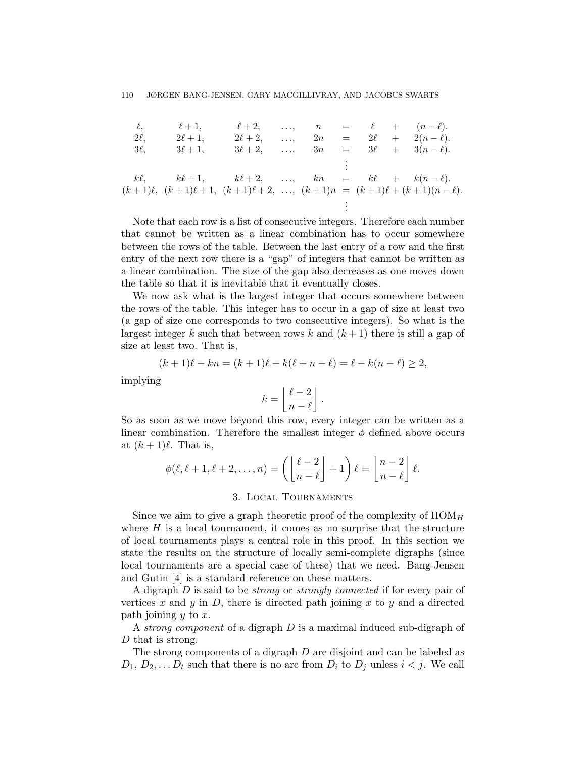$$
\begin{array}{ccccccccc}
\ell, & \ell+1, & \ell+2, & \ldots, & n & = & \ell & + & (n-\ell). \\
2\ell, & 2\ell+1, & 2\ell+2, & \ldots, & 2n & = & 2\ell & + & 2(n-\ell). \\
3\ell, & 3\ell+1, & 3\ell+2, & \ldots, & 3n & = & 3\ell & + & 3(n-\ell). \\
 & & & & & \vdots & & & \\
k\ell, & k\ell+1, & k\ell+2, & \ldots, & kn & = & k\ell & + & k(n-\ell). \\
(k+1)\ell, & (k+1)\ell+1, & (k+1)\ell+2, & \ldots, & (k+1)n & = & (k+1)\ell & + & (k+1)(n-\ell). \\
 & & & & & \vdots & & &
\end{array}
$$

Note that each row is a list of consecutive integers. Therefore each number that cannot be written as a linear combination has to occur somewhere between the rows of the table. Between the last entry of a row and the first entry of the next row there is a "gap" of integers that cannot be written as a linear combination. The size of the gap also decreases as one moves down the table so that it is inevitable that it eventually closes.

We now ask what is the largest integer that occurs somewhere between the rows of the table. This integer has to occur in a gap of size at least two (a gap of size one corresponds to two consecutive integers). So what is the largest integer $k$ such that between rows $k$ and $(k+1)$ there is still a gap of size at least two. That is,

$$(k+1)\ell - kn = (k+1)\ell - k(\ell + n - \ell) = \ell - k(n-\ell) \geq 2,$$

implying

$$k = \left\lfloor \frac{\ell - 2}{n - \ell} \right\rfloor.$$

So as soon as we move beyond this row, every integer can be written as a linear combination. Therefore the smallest integer $\phi$ defined above occurs at $(k+1)\ell$. That is,

$$\phi(\ell, \ell+1, \ell+2, \ldots, n) = \left( \left\lfloor \frac{\ell-2}{n-\ell} \right\rfloor + 1 \right) \ell = \left\lfloor \frac{n-2}{n-\ell} \right\rfloor \ell.$$

## 3. Local Tournaments

Since we aim to give a graph theoretic proof of the complexity of $\mathrm{HOM}_H$ where $H$ is a local tournament, it comes as no surprise that the structure of local tournaments plays a central role in this proof. In this section we state the results on the structure of locally semi-complete digraphs (since local tournaments are a special case of these) that we need. Bang-Jensen and Gutin [4] is a standard reference on these matters.

A digraph $D$ is said to be *strong* or *strongly connected* if for every pair of vertices $x$ and $y$ in $D$, there is directed path joining $x$ to $y$ and a directed path joining $y$ to $x$.

A *strong component* of a digraph $D$ is a maximal induced sub-digraph of $D$ that is strong.

The strong components of a digraph $D$ are disjoint and can be labeled as $D_1$, $D_2, \ldots D_t$ such that there is no arc from $D_i$ to $D_j$ unless $i < j$. We call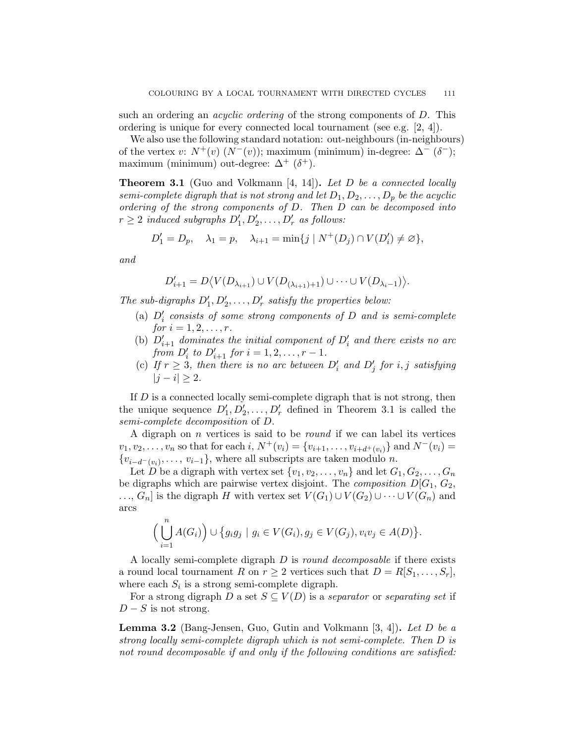such an ordering an *acyclic ordering* of the strong components of $D$. This ordering is unique for every connected local tournament (see e.g. [2, 4]).

We also use the following standard notation: out-neighbours (in-neighbours) of the vertex $v$: $N^+(v)$ ($N^-(v)$); maximum (minimum) in-degree: $\Delta^-$ ($\delta^-$); maximum (minimum) out-degree: $\Delta^+$ ($\delta^+$).

**Theorem 3.1** (Guo and Volkmann [4, 14])**.** *Let $D$ be a connected locally semi-complete digraph that is not strong and let $D_1, D_2, \ldots, D_p$ be the acyclic ordering of the strong components of $D$. Then $D$ can be decomposed into $r \geq 2$ induced subgraphs $D'_1, D'_2, \ldots, D'_r$ as follows:*

$$D'_1 = D_p, \quad \lambda_1 = p, \quad \lambda_{i+1} = \min\{j \mid N^+(D_j) \cap V(D'_i) \neq \varnothing\},$$

*and*

$$D'_{i+1} = D\big\langle V(D_{\lambda_{i+1}}) \cup V(D_{(\lambda_{i+1})+1}) \cup \cdots \cup V(D_{\lambda_i - 1})\big\rangle.$$

*The sub-digraphs $D'_1, D'_2, \ldots, D'_r$ satisfy the properties below:*

- (a) *$D'_i$ consists of some strong components of $D$ and is semi-complete for $i = 1, 2, \ldots, r$.*
- (b) *$D'_{i+1}$ dominates the initial component of $D'_i$ and there exists no arc from $D'_i$ to $D'_{i+1}$ for $i = 1, 2, \ldots, r-1$.*
- (c) *If $r \geq 3$, then there is no arc between $D'_i$ and $D'_j$ for $i, j$ satisfying $|j - i| \geq 2$.*

If $D$ is a connected locally semi-complete digraph that is not strong, then the unique sequence $D'_1, D'_2, \ldots, D'_r$ defined in Theorem 3.1 is called the *semi-complete decomposition* of $D$.

A digraph on $n$ vertices is said to be *round* if we can label its vertices $v_1, v_2, \ldots, v_n$ so that for each $i$, $N^+(v_i) = \{v_{i+1}, \ldots, v_{i+d^+(v_i)}\}$ and $N^-(v_i) = \{v_{i-d^-(v_i)}, \ldots, v_{i-1}\}$, where all subscripts are taken modulo $n$.

Let $D$ be a digraph with vertex set $\{v_1, v_2, \ldots, v_n\}$ and let $G_1, G_2, \ldots, G_n$ be digraphs which are pairwise vertex disjoint. The *composition* $D[G_1, G_2, \ldots, G_n]$ is the digraph $H$ with vertex set $V(G_1) \cup V(G_2) \cup \cdots \cup V(G_n)$ and arcs

$$\Big(\bigcup_{i=1}^{n} A(G_i)\Big) \cup \big\{g_i g_j \mid g_i \in V(G_i), g_j \in V(G_j), v_i v_j \in A(D)\big\}.$$

A locally semi-complete digraph $D$ is *round decomposable* if there exists a round local tournament $R$ on $r \geq 2$ vertices such that $D = R[S_1, \ldots, S_r]$, where each $S_i$ is a strong semi-complete digraph.

For a strong digraph $D$ a set $S \subseteq V(D)$ is a *separator* or *separating set* if $D - S$ is not strong.

**Lemma 3.2** (Bang-Jensen, Guo, Gutin and Volkmann [3, 4])**.** *Let $D$ be a strong locally semi-complete digraph which is not semi-complete. Then $D$ is not round decomposable if and only if the following conditions are satisfied:*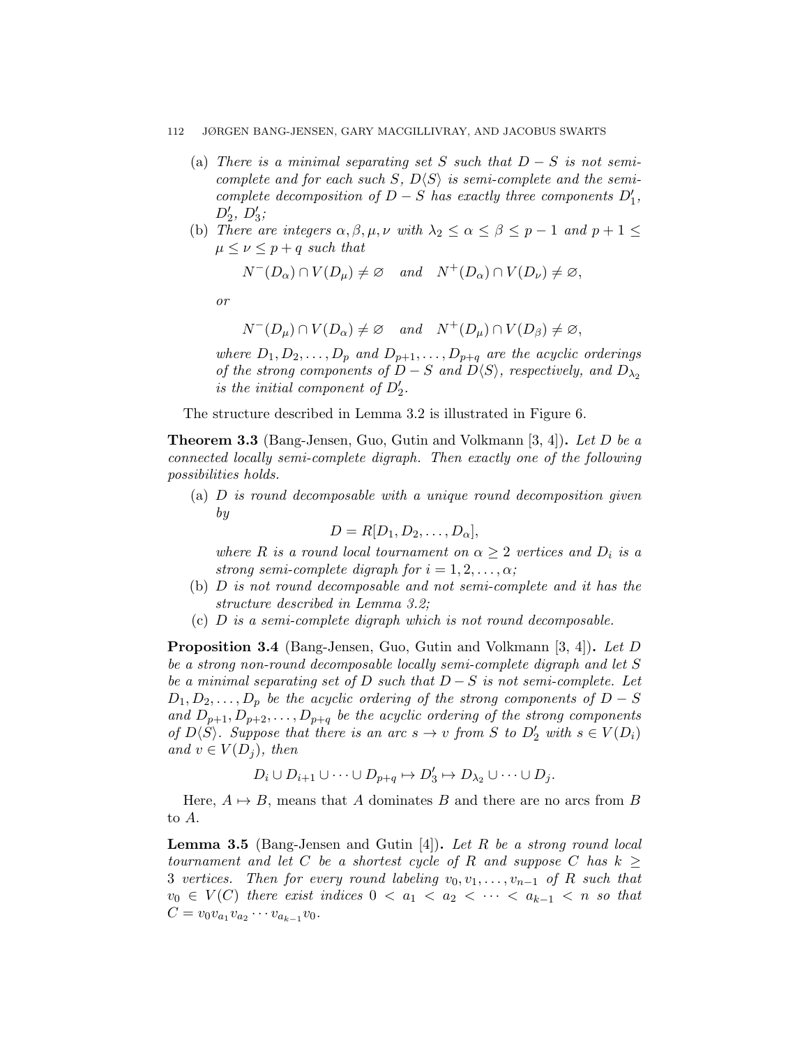(a) *There is a minimal separating set $S$ such that $D - S$ is not semi-complete and for each such $S$, $D\langle S\rangle$ is semi-complete and the semi-complete decomposition of $D - S$ has exactly three components $D'_1$, $D'_2$, $D'_3$;*

(b) *There are integers $\alpha, \beta, \mu, \nu$ with $\lambda_2 \leq \alpha \leq \beta \leq p-1$ and $p+1 \leq \mu \leq \nu \leq p+q$ such that*

$$N^-(D_\alpha) \cap V(D_\mu) \neq \varnothing \quad \text{and} \quad N^+(D_\alpha) \cap V(D_\nu) \neq \varnothing,$$

*or*

$$N^-(D_\mu) \cap V(D_\alpha) \neq \varnothing \quad \text{and} \quad N^+(D_\mu) \cap V(D_\beta) \neq \varnothing,$$

*where $D_1, D_2, \ldots, D_p$ and $D_{p+1}, \ldots, D_{p+q}$ are the acyclic orderings of the strong components of $D - S$ and $D\langle S\rangle$, respectively, and $D_{\lambda_2}$ is the initial component of $D'_2$.*

The structure described in Lemma 3.2 is illustrated in Figure 6.

**Theorem 3.3** (Bang-Jensen, Guo, Gutin and Volkmann [3, 4])**.** *Let $D$ be a connected locally semi-complete digraph. Then exactly one of the following possibilities holds.*

(a) *$D$ is round decomposable with a unique round decomposition given by*

$$D = R[D_1, D_2, \ldots, D_\alpha],$$

*where $R$ is a round local tournament on $\alpha \geq 2$ vertices and $D_i$ is a strong semi-complete digraph for $i = 1, 2, \ldots, \alpha$;*

(b) *$D$ is not round decomposable and not semi-complete and it has the structure described in Lemma 3.2;*

(c) *$D$ is a semi-complete digraph which is not round decomposable.*

**Proposition 3.4** (Bang-Jensen, Guo, Gutin and Volkmann [3, 4])**.** *Let $D$ be a strong non-round decomposable locally semi-complete digraph and let $S$ be a minimal separating set of $D$ such that $D - S$ is not semi-complete. Let $D_1, D_2, \ldots, D_p$ be the acyclic ordering of the strong components of $D - S$ and $D_{p+1}, D_{p+2}, \ldots, D_{p+q}$ be the acyclic ordering of the strong components of $D\langle S\rangle$. Suppose that there is an arc $s \to v$ from $S$ to $D'_2$ with $s \in V(D_i)$ and $v \in V(D_j)$, then*

$$D_i \cup D_{i+1} \cup \cdots \cup D_{p+q} \mapsto D'_3 \mapsto D_{\lambda_2} \cup \cdots \cup D_j.$$

Here, $A \mapsto B$, means that $A$ dominates $B$ and there are no arcs from $B$ to $A$.

**Lemma 3.5** (Bang-Jensen and Gutin [4])**.** *Let $R$ be a strong round local tournament and let $C$ be a shortest cycle of $R$ and suppose $C$ has $k \geq 3$ vertices. Then for every round labeling $v_0, v_1, \ldots, v_{n-1}$ of $R$ such that $v_0 \in V(C)$ there exist indices $0 < a_1 < a_2 < \cdots < a_{k-1} < n$ so that $C = v_0 v_{a_1} v_{a_2} \cdots v_{a_{k-1}} v_0$.*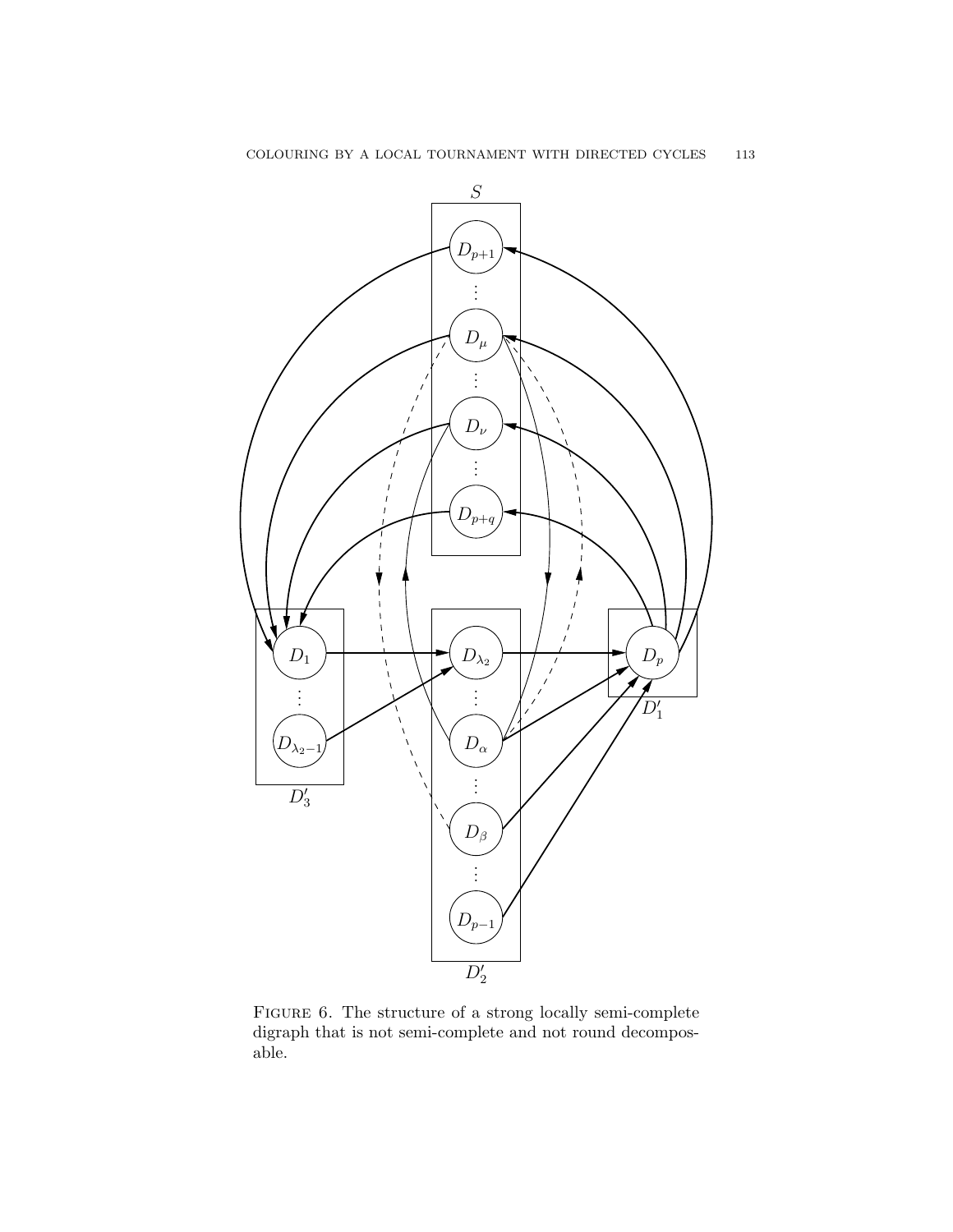Figure 6. The structure of a strong locally semi-complete digraph that is not semi-complete and not round decomposable.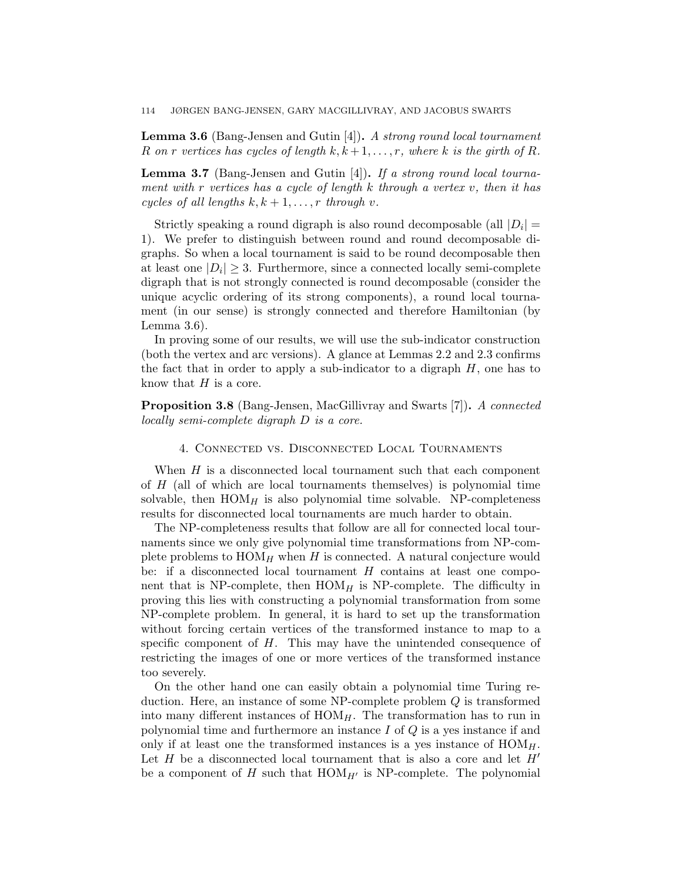**Lemma 3.6** (Bang-Jensen and Gutin [4]). *A strong round local tournament $R$ on $r$ vertices has cycles of length $k, k+1, \ldots, r$, where $k$ is the girth of $R$.*

**Lemma 3.7** (Bang-Jensen and Gutin [4]). *If a strong round local tournament with $r$ vertices has a cycle of length $k$ through a vertex $v$, then it has cycles of all lengths $k, k+1, \ldots, r$ through $v$.*

Strictly speaking a round digraph is also round decomposable (all $|D_i| = 1$). We prefer to distinguish between round and round decomposable digraphs. So when a local tournament is said to be round decomposable then at least one $|D_i| \geq 3$. Furthermore, since a connected locally semi-complete digraph that is not strongly connected is round decomposable (consider the unique acyclic ordering of its strong components), a round local tournament (in our sense) is strongly connected and therefore Hamiltonian (by Lemma 3.6).

In proving some of our results, we will use the sub-indicator construction (both the vertex and arc versions). A glance at Lemmas 2.2 and 2.3 confirms the fact that in order to apply a sub-indicator to a digraph $H$, one has to know that $H$ is a core.

**Proposition 3.8** (Bang-Jensen, MacGillivray and Swarts [7]). *A connected locally semi-complete digraph $D$ is a core.*

## 4. Connected vs. Disconnected Local Tournaments

When $H$ is a disconnected local tournament such that each component of $H$ (all of which are local tournaments themselves) is polynomial time solvable, then $\text{HOM}_H$ is also polynomial time solvable. NP-completeness results for disconnected local tournaments are much harder to obtain.

The NP-completeness results that follow are all for connected local tournaments since we only give polynomial time transformations from NP-complete problems to $\text{HOM}_H$ when $H$ is connected. A natural conjecture would be: if a disconnected local tournament $H$ contains at least one component that is NP-complete, then $\text{HOM}_H$ is NP-complete. The difficulty in proving this lies with constructing a polynomial transformation from some NP-complete problem. In general, it is hard to set up the transformation without forcing certain vertices of the transformed instance to map to a specific component of $H$. This may have the unintended consequence of restricting the images of one or more vertices of the transformed instance too severely.

On the other hand one can easily obtain a polynomial time Turing reduction. Here, an instance of some NP-complete problem $Q$ is transformed into many different instances of $\text{HOM}_H$. The transformation has to run in polynomial time and furthermore an instance $I$ of $Q$ is a yes instance if and only if at least one the transformed instances is a yes instance of $\text{HOM}_H$. Let $H$ be a disconnected local tournament that is also a core and let $H'$ be a component of $H$ such that $\text{HOM}_{H'}$ is NP-complete. The polynomial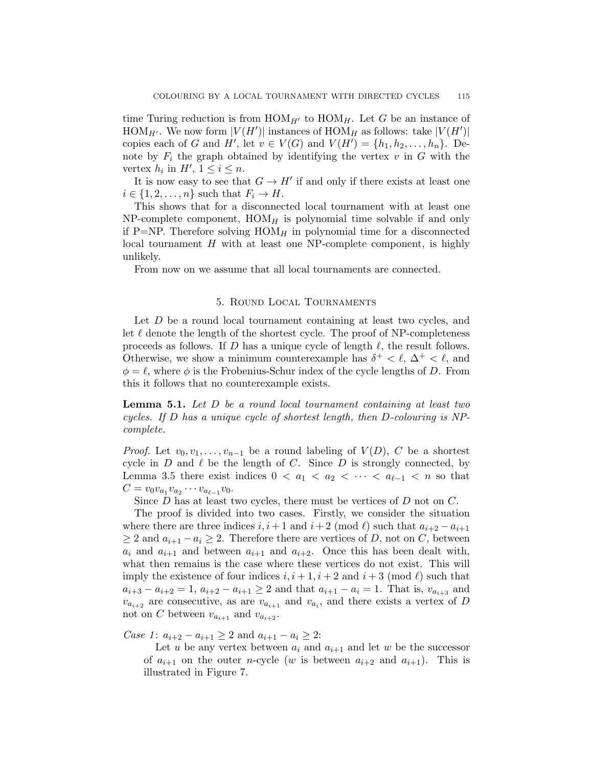time Turing reduction is from $\mathrm{HOM}_{H'}$ to $\mathrm{HOM}_H$. Let $G$ be an instance of $\mathrm{HOM}_{H'}$. We now form $|V(H')|$ instances of $\mathrm{HOM}_H$ as follows: take $|V(H')|$ copies each of $G$ and $H'$, let $v \in V(G)$ and $V(H') = \{h_1, h_2, \ldots, h_n\}$. Denote by $F_i$ the graph obtained by identifying the vertex $v$ in $G$ with the vertex $h_i$ in $H'$, $1 \leq i \leq n$.

It is now easy to see that $G \to H'$ if and only if there exists at least one $i \in \{1, 2, \ldots, n\}$ such that $F_i \to H$.

This shows that for a disconnected local tournament with at least one NP-complete component, $\mathrm{HOM}_H$ is polynomial time solvable if and only if P=NP. Therefore solving $\mathrm{HOM}_H$ in polynomial time for a disconnected local tournament $H$ with at least one NP-complete component, is highly unlikely.

From now on we assume that all local tournaments are connected.

## 5. Round Local Tournaments

Let $D$ be a round local tournament containing at least two cycles, and let $\ell$ denote the length of the shortest cycle. The proof of NP-completeness proceeds as follows. If $D$ has a unique cycle of length $\ell$, the result follows. Otherwise, we show a minimum counterexample has $\delta^+ < \ell$, $\Delta^+ < \ell$, and $\phi = \ell$, where $\phi$ is the Frobenius-Schur index of the cycle lengths of $D$. From this it follows that no counterexample exists.

**Lemma 5.1.** *Let $D$ be a round local tournament containing at least two cycles. If $D$ has a unique cycle of shortest length, then $D$-colouring is NP-complete.*

*Proof.* Let $v_0, v_1, \ldots, v_{n-1}$ be a round labeling of $V(D)$, $C$ be a shortest cycle in $D$ and $\ell$ be the length of $C$. Since $D$ is strongly connected, by Lemma 3.5 there exist indices $0 < a_1 < a_2 < \cdots < a_{\ell-1} < n$ so that $C = v_0 v_{a_1} v_{a_2} \cdots v_{a_{\ell-1}} v_0$.

Since $D$ has at least two cycles, there must be vertices of $D$ not on $C$.

The proof is divided into two cases. Firstly, we consider the situation where there are three indices $i, i+1$ and $i+2 \pmod{\ell}$ such that $a_{i+2} - a_{i+1} \geq 2$ and $a_{i+1} - a_i \geq 2$. Therefore there are vertices of $D$, not on $C$, between $a_i$ and $a_{i+1}$ and between $a_{i+1}$ and $a_{i+2}$. Once this has been dealt with, what then remains is the case where these vertices do not exist. This will imply the existence of four indices $i, i+1, i+2$ and $i+3 \pmod{\ell}$ such that $a_{i+3} - a_{i+2} = 1$, $a_{i+2} - a_{i+1} \geq 2$ and that $a_{i+1} - a_i = 1$. That is, $v_{a_{i+3}}$ and $v_{a_{i+2}}$ are consecutive, as are $v_{a_{i+1}}$ and $v_{a_i}$, and there exists a vertex of $D$ not on $C$ between $v_{a_{i+1}}$ and $v_{a_{i+2}}$.

*Case 1*: $a_{i+2} - a_{i+1} \geq 2$ and $a_{i+1} - a_i \geq 2$:

Let $u$ be any vertex between $a_i$ and $a_{i+1}$ and let $w$ be the successor of $a_{i+1}$ on the outer $n$-cycle ($w$ is between $a_{i+2}$ and $a_{i+1}$). This is illustrated in Figure 7.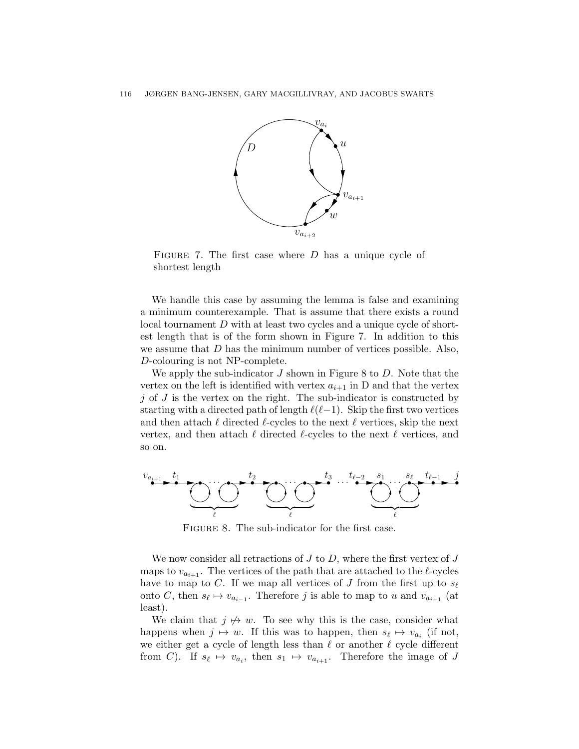FIGURE 7. The first case where $D$ has a unique cycle of shortest length

We handle this case by assuming the lemma is false and examining a minimum counterexample. That is assume that there exists a round local tournament $D$ with at least two cycles and a unique cycle of shortest length that is of the form shown in Figure 7. In addition to this we assume that $D$ has the minimum number of vertices possible. Also, $D$-colouring is not NP-complete.

We apply the sub-indicator $J$ shown in Figure 8 to $D$. Note that the vertex on the left is identified with vertex $a_{i+1}$ in D and that the vertex $j$ of $J$ is the vertex on the right. The sub-indicator is constructed by starting with a directed path of length $\ell(\ell-1)$. Skip the first two vertices and then attach $\ell$ directed $\ell$-cycles to the next $\ell$ vertices, skip the next vertex, and then attach $\ell$ directed $\ell$-cycles to the next $\ell$ vertices, and so on.

FIGURE 8. The sub-indicator for the first case.

We now consider all retractions of $J$ to $D$, where the first vertex of $J$ maps to $v_{a_{i+1}}$. The vertices of the path that are attached to the $\ell$-cycles have to map to $C$. If we map all vertices of $J$ from the first up to $s_\ell$ onto $C$, then $s_\ell \mapsto v_{a_{i-1}}$. Therefore $j$ is able to map to $u$ and $v_{a_{i+1}}$ (at least).

We claim that $j \not\mapsto w$. To see why this is the case, consider what happens when $j \mapsto w$. If this was to happen, then $s_\ell \mapsto v_{a_i}$ (if not, we either get a cycle of length less than $\ell$ or another $\ell$ cycle different from $C$). If $s_\ell \mapsto v_{a_i}$, then $s_1 \mapsto v_{a_{i+1}}$. Therefore the image of $J$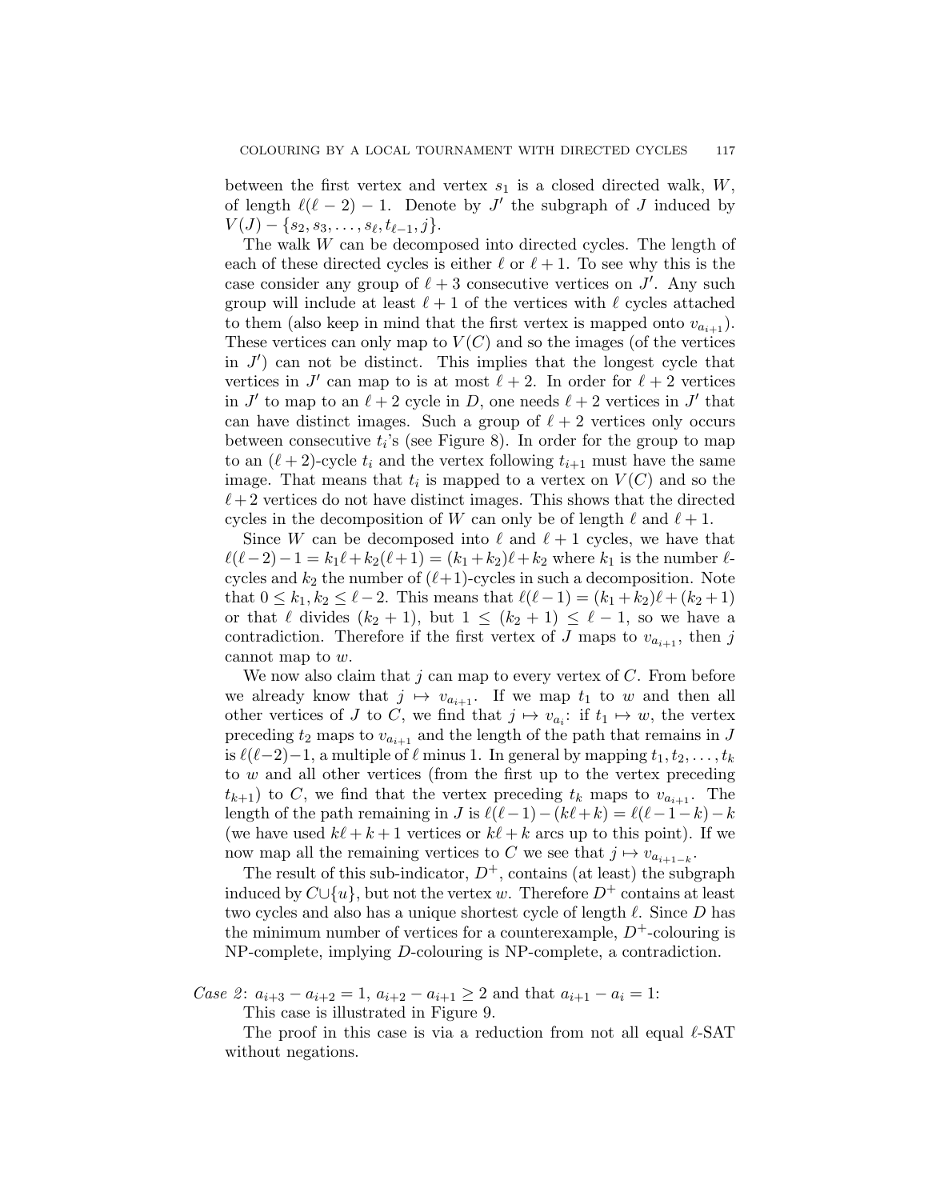between the first vertex and vertex $s_1$ is a closed directed walk, $W$, of length $\ell(\ell-2)-1$. Denote by $J'$ the subgraph of $J$ induced by $V(J) - \{s_2, s_3, \ldots, s_\ell, t_{\ell-1}, j\}$.

The walk $W$ can be decomposed into directed cycles. The length of each of these directed cycles is either $\ell$ or $\ell+1$. To see why this is the case consider any group of $\ell+3$ consecutive vertices on $J'$. Any such group will include at least $\ell+1$ of the vertices with $\ell$ cycles attached to them (also keep in mind that the first vertex is mapped onto $v_{a_{i+1}}$). These vertices can only map to $V(C)$ and so the images (of the vertices in $J'$) can not be distinct. This implies that the longest cycle that vertices in $J'$ can map to is at most $\ell+2$. In order for $\ell+2$ vertices in $J'$ to map to an $\ell+2$ cycle in $D$, one needs $\ell+2$ vertices in $J'$ that can have distinct images. Such a group of $\ell+2$ vertices only occurs between consecutive $t_i$'s (see Figure 8). In order for the group to map to an $(\ell+2)$-cycle $t_i$ and the vertex following $t_{i+1}$ must have the same image. That means that $t_i$ is mapped to a vertex on $V(C)$ and so the $\ell+2$ vertices do not have distinct images. This shows that the directed cycles in the decomposition of $W$ can only be of length $\ell$ and $\ell+1$.

Since $W$ can be decomposed into $\ell$ and $\ell+1$ cycles, we have that $\ell(\ell-2)-1 = k_1\ell + k_2(\ell+1) = (k_1+k_2)\ell + k_2$ where $k_1$ is the number $\ell$-cycles and $k_2$ the number of $(\ell+1)$-cycles in such a decomposition. Note that $0 \leq k_1, k_2 \leq \ell-2$. This means that $\ell(\ell-1) = (k_1+k_2)\ell + (k_2+1)$ or that $\ell$ divides $(k_2+1)$, but $1 \leq (k_2+1) \leq \ell-1$, so we have a contradiction. Therefore if the first vertex of $J$ maps to $v_{a_{i+1}}$, then $j$ cannot map to $w$.

We now also claim that $j$ can map to every vertex of $C$. From before we already know that $j \mapsto v_{a_{i+1}}$. If we map $t_1$ to $w$ and then all other vertices of $J$ to $C$, we find that $j \mapsto v_{a_i}$: if $t_1 \mapsto w$, the vertex preceding $t_2$ maps to $v_{a_{i+1}}$ and the length of the path that remains in $J$ is $\ell(\ell-2)-1$, a multiple of $\ell$ minus 1. In general by mapping $t_1, t_2, \ldots, t_k$ to $w$ and all other vertices (from the first up to the vertex preceding $t_{k+1}$) to $C$, we find that the vertex preceding $t_k$ maps to $v_{a_{i+1}}$. The length of the path remaining in $J$ is $\ell(\ell-1) - (k\ell+k) = \ell(\ell-1-k) - k$ (we have used $k\ell+k+1$ vertices or $k\ell+k$ arcs up to this point). If we now map all the remaining vertices to $C$ we see that $j \mapsto v_{a_{i+1-k}}$.

The result of this sub-indicator, $D^+$, contains (at least) the subgraph induced by $C \cup \{u\}$, but not the vertex $w$. Therefore $D^+$ contains at least two cycles and also has a unique shortest cycle of length $\ell$. Since $D$ has the minimum number of vertices for a counterexample, $D^+$-colouring is NP-complete, implying $D$-colouring is NP-complete, a contradiction.

*Case 2*: $a_{i+3} - a_{i+2} = 1$, $a_{i+2} - a_{i+1} \geq 2$ and that $a_{i+1} - a_i = 1$:

This case is illustrated in Figure 9.

The proof in this case is via a reduction from not all equal $\ell$-SAT without negations.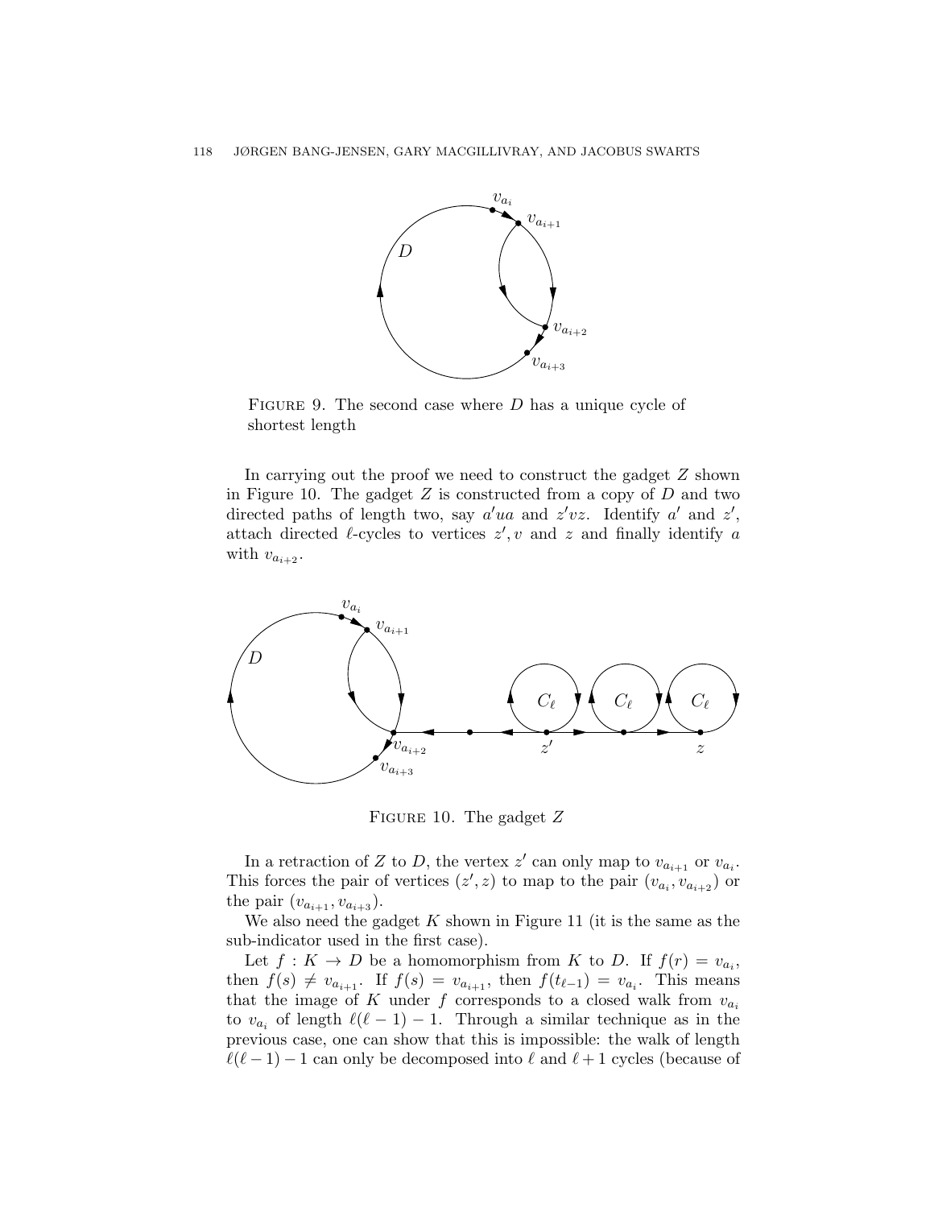FIGURE 9. The second case where $D$ has a unique cycle of shortest length

In carrying out the proof we need to construct the gadget $Z$ shown in Figure 10. The gadget $Z$ is constructed from a copy of $D$ and two directed paths of length two, say $a'ua$ and $z'vz$. Identify $a'$ and $z'$, attach directed $\ell$-cycles to vertices $z', v$ and $z$ and finally identify $a$ with $v_{a_{i+2}}$.

FIGURE 10. The gadget $Z$

In a retraction of $Z$ to $D$, the vertex $z'$ can only map to $v_{a_{i+1}}$ or $v_{a_i}$. This forces the pair of vertices $(z', z)$ to map to the pair $(v_{a_i}, v_{a_{i+2}})$ or the pair $(v_{a_{i+1}}, v_{a_{i+3}})$.

We also need the gadget $K$ shown in Figure 11 (it is the same as the sub-indicator used in the first case).

Let $f : K \to D$ be a homomorphism from $K$ to $D$. If $f(r) = v_{a_i}$, then $f(s) \neq v_{a_{i+1}}$. If $f(s) = v_{a_{i+1}}$, then $f(t_{\ell-1}) = v_{a_i}$. This means that the image of $K$ under $f$ corresponds to a closed walk from $v_{a_i}$ to $v_{a_i}$ of length $\ell(\ell - 1) - 1$. Through a similar technique as in the previous case, one can show that this is impossible: the walk of length $\ell(\ell - 1) - 1$ can only be decomposed into $\ell$ and $\ell + 1$ cycles (because of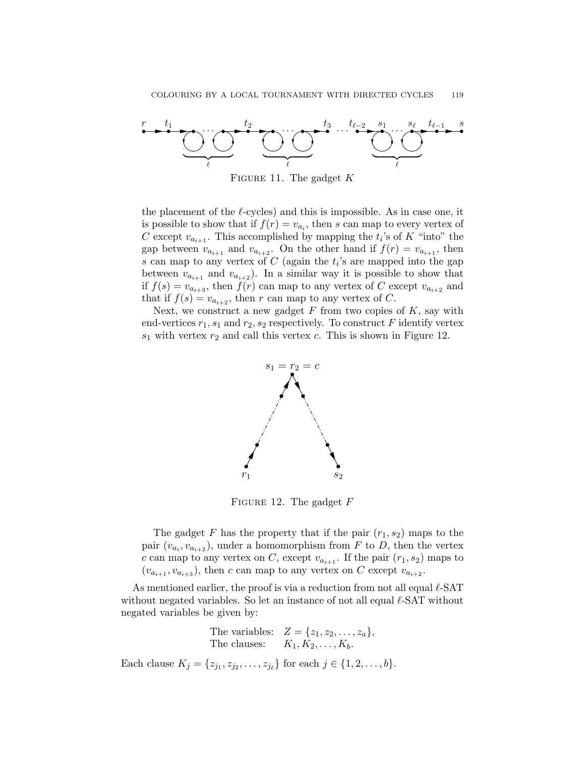FIGURE 11. The gadget $K$

the placement of the $\ell$-cycles) and this is impossible. As in case one, it is possible to show that if $f(r) = v_{a_i}$, then $s$ can map to every vertex of $C$ except $v_{a_{i+1}}$. This accomplished by mapping the $t_i$'s of $K$ "into" the gap between $v_{a_{i+1}}$ and $v_{a_{i+2}}$. On the other hand if $f(r) = v_{a_{i+1}}$, then $s$ can map to any vertex of $C$ (again the $t_i$'s are mapped into the gap between $v_{a_{i+1}}$ and $v_{a_{i+2}}$). In a similar way it is possible to show that if $f(s) = v_{a_{i+3}}$, then $f(r)$ can map to any vertex of $C$ except $v_{a_{i+2}}$ and that if $f(s) = v_{a_{i+2}}$, then $r$ can map to any vertex of $C$.

Next, we construct a new gadget $F$ from two copies of $K$, say with end-vertices $r_1, s_1$ and $r_2, s_2$ respectively. To construct $F$ identify vertex $s_1$ with vertex $r_2$ and call this vertex $c$. This is shown in Figure 12.

FIGURE 12. The gadget $F$

The gadget $F$ has the property that if the pair $(r_1, s_2)$ maps to the pair $(v_{a_i}, v_{a_{i+2}})$, under a homomorphism from $F$ to $D$, then the vertex $c$ can map to any vertex on $C$, except $v_{a_{i+1}}$. If the pair $(r_1, s_2)$ maps to $(v_{a_{i+1}}, v_{a_{i+3}})$, then $c$ can map to any vertex on $C$ except $v_{a_{i+2}}$.

As mentioned earlier, the proof is via a reduction from not all equal $\ell$-SAT without negated variables. So let an instance of not all equal $\ell$-SAT without negated variables be given by:

$$\begin{array}{ll} \text{The variables:} & Z = \{z_1, z_2, \ldots, z_a\}, \\ \text{The clauses:} & K_1, K_2, \ldots, K_b. \end{array}$$

Each clause $K_j = \{z_{j_1}, z_{j_2}, \ldots, z_{j_\ell}\}$ for each $j \in \{1, 2, \ldots, b\}$.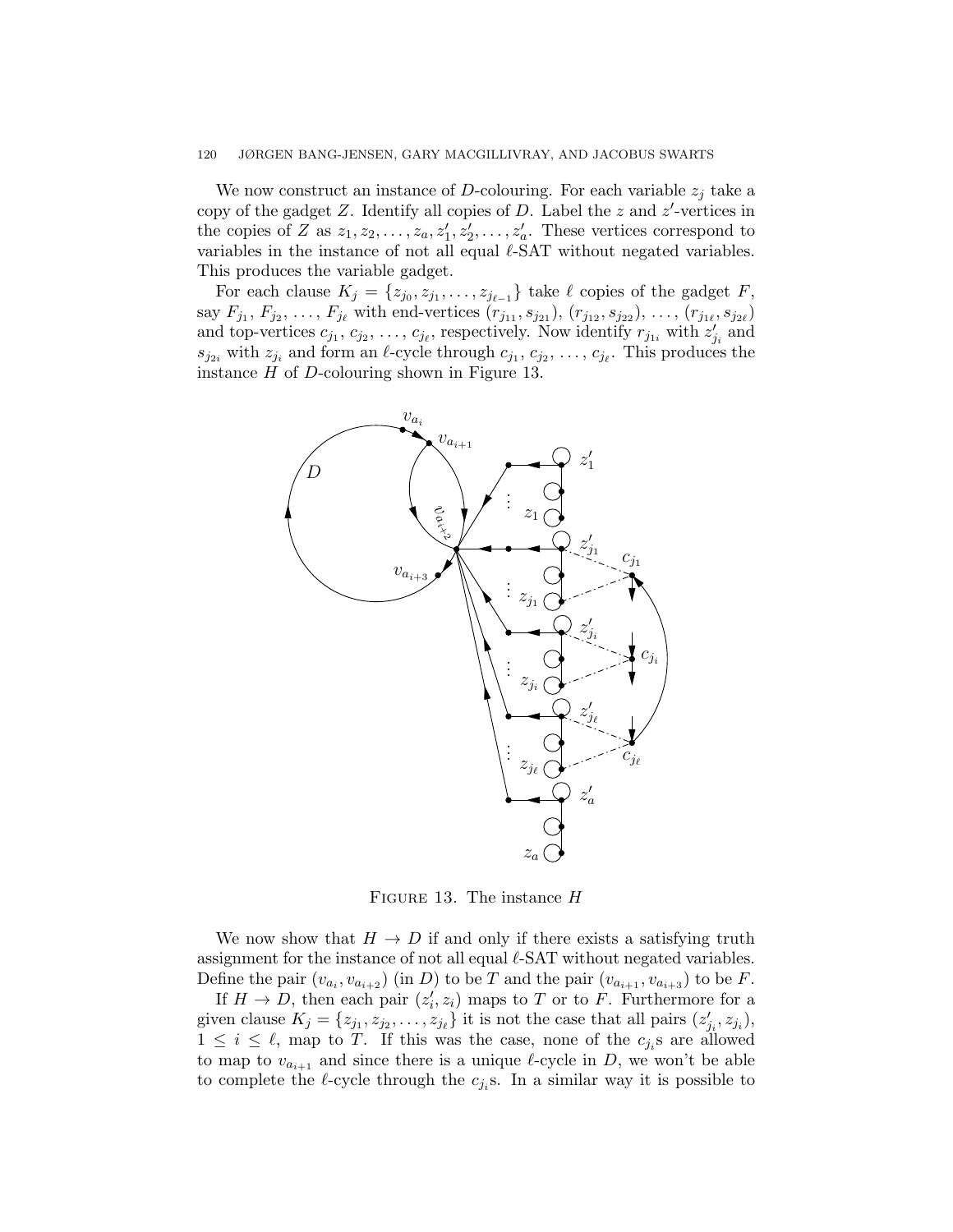We now construct an instance of $D$-colouring. For each variable $z_j$ take a copy of the gadget $Z$. Identify all copies of $D$. Label the $z$ and $z'$-vertices in the copies of $Z$ as $z_1, z_2, \ldots, z_a, z'_1, z'_2, \ldots, z'_a$. These vertices correspond to variables in the instance of not all equal $\ell$-SAT without negated variables. This produces the variable gadget.

For each clause $K_j = \{z_{j_0}, z_{j_1}, \ldots, z_{j_{\ell-1}}\}$ take $\ell$ copies of the gadget $F$, say $F_{j_1}, F_{j_2}, \ldots, F_{j_\ell}$ with end-vertices $(r_{j_{11}}, s_{j_{21}}), (r_{j_{12}}, s_{j_{22}}), \ldots, (r_{j_{1\ell}}, s_{j_{2\ell}})$ and top-vertices $c_{j_1}, c_{j_2}, \ldots, c_{j_\ell}$, respectively. Now identify $r_{j_{1i}}$ with $z'_{j_i}$ and $s_{j_{2i}}$ with $z_{j_i}$ and form an $\ell$-cycle through $c_{j_1}, c_{j_2}, \ldots, c_{j_\ell}$. This produces the instance $H$ of $D$-colouring shown in Figure 13.

FIGURE 13. The instance $H$

We now show that $H \to D$ if and only if there exists a satisfying truth assignment for the instance of not all equal $\ell$-SAT without negated variables. Define the pair $(v_{a_i}, v_{a_{i+2}})$ (in $D$) to be $T$ and the pair $(v_{a_{i+1}}, v_{a_{i+3}})$ to be $F$.

If $H \to D$, then each pair $(z'_i, z_i)$ maps to $T$ or to $F$. Furthermore for a given clause $K_j = \{z_{j_1}, z_{j_2}, \ldots, z_{j_\ell}\}$ it is not the case that all pairs $(z'_{j_i}, z_{j_i})$, $1 \leq i \leq \ell$, map to $T$. If this was the case, none of the $c_{j_i}$s are allowed to map to $v_{a_{i+1}}$ and since there is a unique $\ell$-cycle in $D$, we won't be able to complete the $\ell$-cycle through the $c_{j_i}$s. In a similar way it is possible to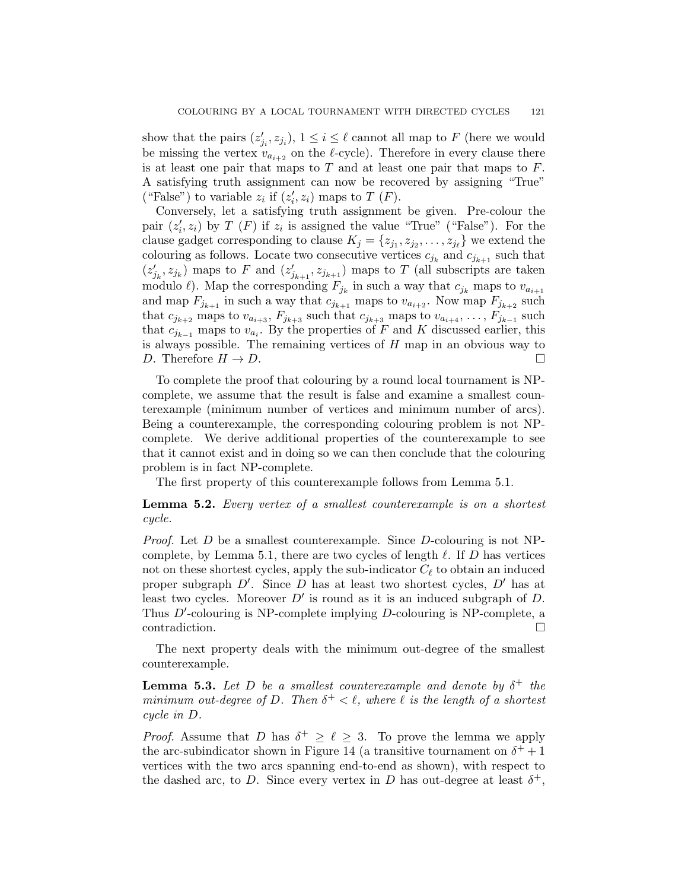show that the pairs $(z'_{j_i}, z_{j_i})$, $1 \leq i \leq \ell$ cannot all map to $F$ (here we would be missing the vertex $v_{a_{i+2}}$ on the $\ell$-cycle). Therefore in every clause there is at least one pair that maps to $T$ and at least one pair that maps to $F$. A satisfying truth assignment can now be recovered by assigning "True" ("False") to variable $z_i$ if $(z'_i, z_i)$ maps to $T$ ($F$).

Conversely, let a satisfying truth assignment be given. Pre-colour the pair $(z'_i, z_i)$ by $T$ ($F$) if $z_i$ is assigned the value "True" ("False"). For the clause gadget corresponding to clause $K_j = \{z_{j_1}, z_{j_2}, \ldots, z_{j_\ell}\}$ we extend the colouring as follows. Locate two consecutive vertices $c_{j_k}$ and $c_{j_{k+1}}$ such that $(z'_{j_k}, z_{j_k})$ maps to $F$ and $(z'_{j_{k+1}}, z_{j_{k+1}})$ maps to $T$ (all subscripts are taken modulo $\ell$). Map the corresponding $F_{j_k}$ in such a way that $c_{j_k}$ maps to $v_{a_{i+1}}$ and map $F_{j_{k+1}}$ in such a way that $c_{j_{k+1}}$ maps to $v_{a_{i+2}}$. Now map $F_{j_{k+2}}$ such that $c_{j_{k+2}}$ maps to $v_{a_{i+3}}$, $F_{j_{k+3}}$ such that $c_{j_{k+3}}$ maps to $v_{a_{i+4}}$, ..., $F_{j_{k-1}}$ such that $c_{j_{k-1}}$ maps to $v_{a_i}$. By the properties of $F$ and $K$ discussed earlier, this is always possible. The remaining vertices of $H$ map in an obvious way to $D$. Therefore $H \to D$. □

To complete the proof that colouring by a round local tournament is NP-complete, we assume that the result is false and examine a smallest counterexample (minimum number of vertices and minimum number of arcs). Being a counterexample, the corresponding colouring problem is not NP-complete. We derive additional properties of the counterexample to see that it cannot exist and in doing so we can then conclude that the colouring problem is in fact NP-complete.

The first property of this counterexample follows from Lemma 5.1.

**Lemma 5.2.** *Every vertex of a smallest counterexample is on a shortest cycle.*

*Proof.* Let $D$ be a smallest counterexample. Since $D$-colouring is not NP-complete, by Lemma 5.1, there are two cycles of length $\ell$. If $D$ has vertices not on these shortest cycles, apply the sub-indicator $C_\ell$ to obtain an induced proper subgraph $D'$. Since $D$ has at least two shortest cycles, $D'$ has at least two cycles. Moreover $D'$ is round as it is an induced subgraph of $D$. Thus $D'$-colouring is NP-complete implying $D$-colouring is NP-complete, a contradiction. □

The next property deals with the minimum out-degree of the smallest counterexample.

**Lemma 5.3.** *Let $D$ be a smallest counterexample and denote by $\delta^+$ the minimum out-degree of $D$. Then $\delta^+ < \ell$, where $\ell$ is the length of a shortest cycle in $D$.*

*Proof.* Assume that $D$ has $\delta^+ \geq \ell \geq 3$. To prove the lemma we apply the arc-subindicator shown in Figure 14 (a transitive tournament on $\delta^+ + 1$ vertices with the two arcs spanning end-to-end as shown), with respect to the dashed arc, to $D$. Since every vertex in $D$ has out-degree at least $\delta^+$,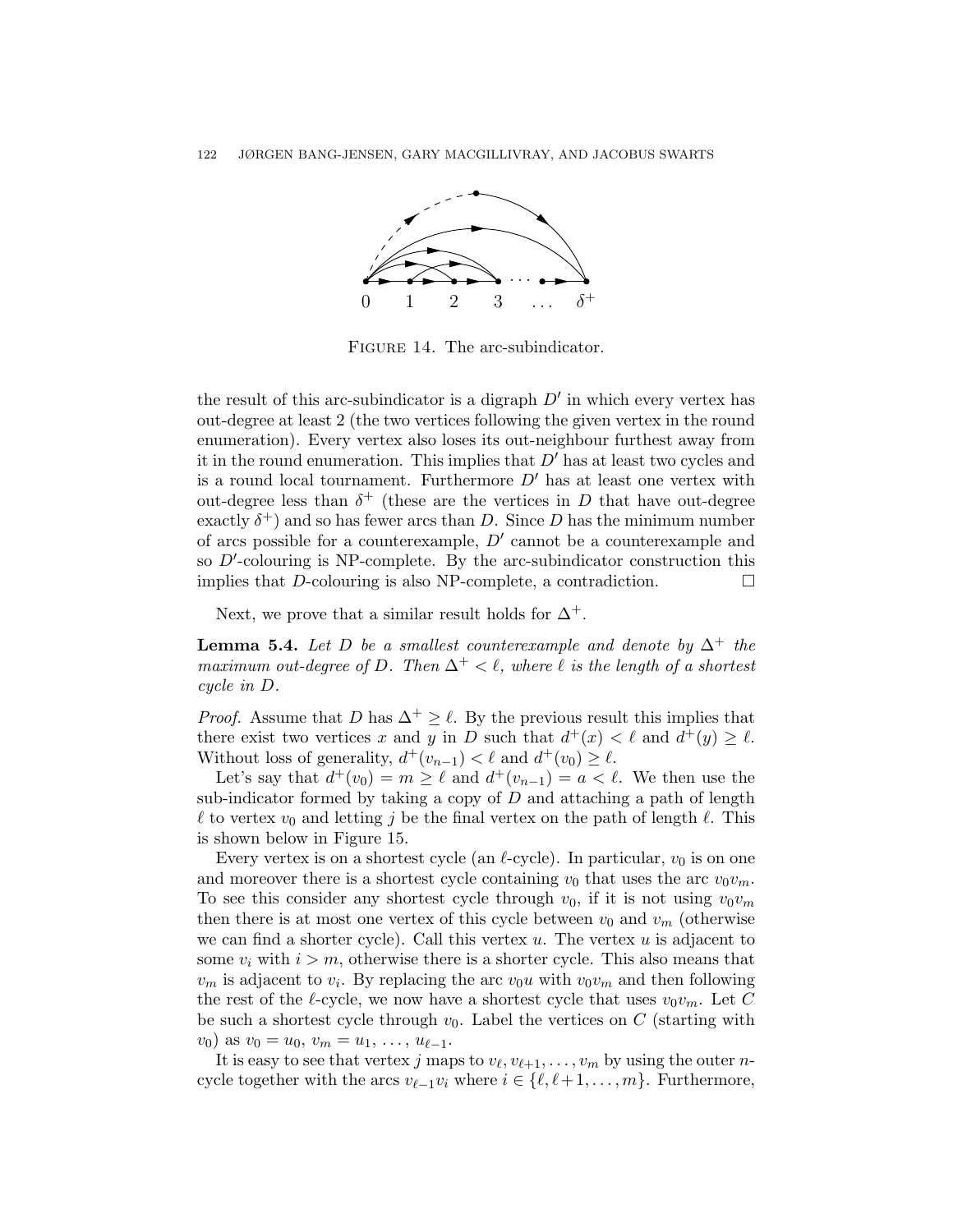FIGURE 14. The arc-subindicator.

the result of this arc-subindicator is a digraph $D'$ in which every vertex has out-degree at least 2 (the two vertices following the given vertex in the round enumeration). Every vertex also loses its out-neighbour furthest away from it in the round enumeration. This implies that $D'$ has at least two cycles and is a round local tournament. Furthermore $D'$ has at least one vertex with out-degree less than $\delta^+$ (these are the vertices in $D$ that have out-degree exactly $\delta^+$) and so has fewer arcs than $D$. Since $D$ has the minimum number of arcs possible for a counterexample, $D'$ cannot be a counterexample and so $D'$-colouring is NP-complete. By the arc-subindicator construction this implies that $D$-colouring is also NP-complete, a contradiction. □

Next, we prove that a similar result holds for $\Delta^+$.

**Lemma 5.4.** *Let $D$ be a smallest counterexample and denote by $\Delta^+$ the maximum out-degree of $D$. Then $\Delta^+ < \ell$, where $\ell$ is the length of a shortest cycle in $D$.*

*Proof.* Assume that $D$ has $\Delta^+ \geq \ell$. By the previous result this implies that there exist two vertices $x$ and $y$ in $D$ such that $d^+(x) < \ell$ and $d^+(y) \geq \ell$. Without loss of generality, $d^+(v_{n-1}) < \ell$ and $d^+(v_0) \geq \ell$.

Let's say that $d^+(v_0) = m \geq \ell$ and $d^+(v_{n-1}) = a < \ell$. We then use the sub-indicator formed by taking a copy of $D$ and attaching a path of length $\ell$ to vertex $v_0$ and letting $j$ be the final vertex on the path of length $\ell$. This is shown below in Figure 15.

Every vertex is on a shortest cycle (an $\ell$-cycle). In particular, $v_0$ is on one and moreover there is a shortest cycle containing $v_0$ that uses the arc $v_0v_m$. To see this consider any shortest cycle through $v_0$, if it is not using $v_0v_m$ then there is at most one vertex of this cycle between $v_0$ and $v_m$ (otherwise we can find a shorter cycle). Call this vertex $u$. The vertex $u$ is adjacent to some $v_i$ with $i > m$, otherwise there is a shorter cycle. This also means that $v_m$ is adjacent to $v_i$. By replacing the arc $v_0u$ with $v_0v_m$ and then following the rest of the $\ell$-cycle, we now have a shortest cycle that uses $v_0v_m$. Let $C$ be such a shortest cycle through $v_0$. Label the vertices on $C$ (starting with $v_0$) as $v_0 = u_0$, $v_m = u_1$, ..., $u_{\ell-1}$.

It is easy to see that vertex $j$ maps to $v_\ell, v_{\ell+1}, \ldots, v_m$ by using the outer $n$-cycle together with the arcs $v_{\ell-1}v_i$ where $i \in \{\ell, \ell+1, \ldots, m\}$. Furthermore,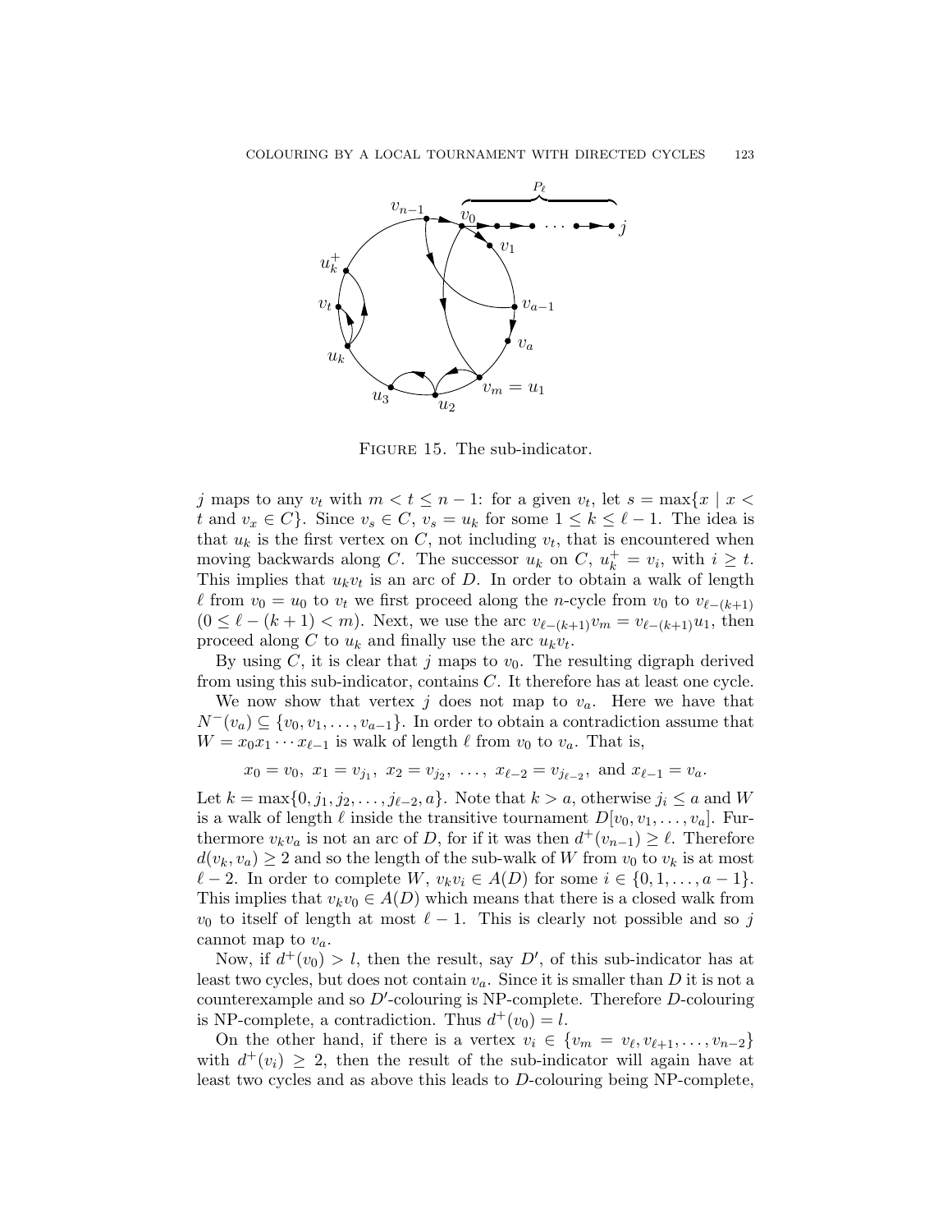FIGURE 15. The sub-indicator.

$j$ maps to any $v_t$ with $m < t \leq n-1$: for a given $v_t$, let $s = \max\{x \mid x < t \text{ and } v_x \in C\}$. Since $v_s \in C$, $v_s = u_k$ for some $1 \leq k \leq \ell - 1$. The idea is that $u_k$ is the first vertex on $C$, not including $v_t$, that is encountered when moving backwards along $C$. The successor $u_k$ on $C$, $u_k^+ = v_i$, with $i \geq t$. This implies that $u_k v_t$ is an arc of $D$. In order to obtain a walk of length $\ell$ from $v_0 = u_0$ to $v_t$ we first proceed along the $n$-cycle from $v_0$ to $v_{\ell-(k+1)}$ $(0 \leq \ell - (k+1) < m)$. Next, we use the arc $v_{\ell-(k+1)} v_m = v_{\ell-(k+1)} u_1$, then proceed along $C$ to $u_k$ and finally use the arc $u_k v_t$.

By using $C$, it is clear that $j$ maps to $v_0$. The resulting digraph derived from using this sub-indicator, contains $C$. It therefore has at least one cycle.

We now show that vertex $j$ does not map to $v_a$. Here we have that $N^-(v_a) \subseteq \{v_0, v_1, \ldots, v_{a-1}\}$. In order to obtain a contradiction assume that $W = x_0 x_1 \cdots x_{\ell-1}$ is walk of length $\ell$ from $v_0$ to $v_a$. That is,

$$x_0 = v_0,\ x_1 = v_{j_1},\ x_2 = v_{j_2},\ \ldots,\ x_{\ell-2} = v_{j_{\ell-2}},\ \text{and } x_{\ell-1} = v_a.$$

Let $k = \max\{0, j_1, j_2, \ldots, j_{\ell-2}, a\}$. Note that $k > a$, otherwise $j_i \leq a$ and $W$ is a walk of length $\ell$ inside the transitive tournament $D[v_0, v_1, \ldots, v_a]$. Furthermore $v_k v_a$ is not an arc of $D$, for if it was then $d^+(v_{n-1}) \geq \ell$. Therefore $d(v_k, v_a) \geq 2$ and so the length of the sub-walk of $W$ from $v_0$ to $v_k$ is at most $\ell - 2$. In order to complete $W$, $v_k v_i \in A(D)$ for some $i \in \{0, 1, \ldots, a-1\}$. This implies that $v_k v_0 \in A(D)$ which means that there is a closed walk from $v_0$ to itself of length at most $\ell - 1$. This is clearly not possible and so $j$ cannot map to $v_a$.

Now, if $d^+(v_0) > l$, then the result, say $D'$, of this sub-indicator has at least two cycles, but does not contain $v_a$. Since it is smaller than $D$ it is not a counterexample and so $D'$-colouring is NP-complete. Therefore $D$-colouring is NP-complete, a contradiction. Thus $d^+(v_0) = l$.

On the other hand, if there is a vertex $v_i \in \{v_m = v_\ell, v_{\ell+1}, \ldots, v_{n-2}\}$ with $d^+(v_i) \geq 2$, then the result of the sub-indicator will again have at least two cycles and as above this leads to $D$-colouring being NP-complete,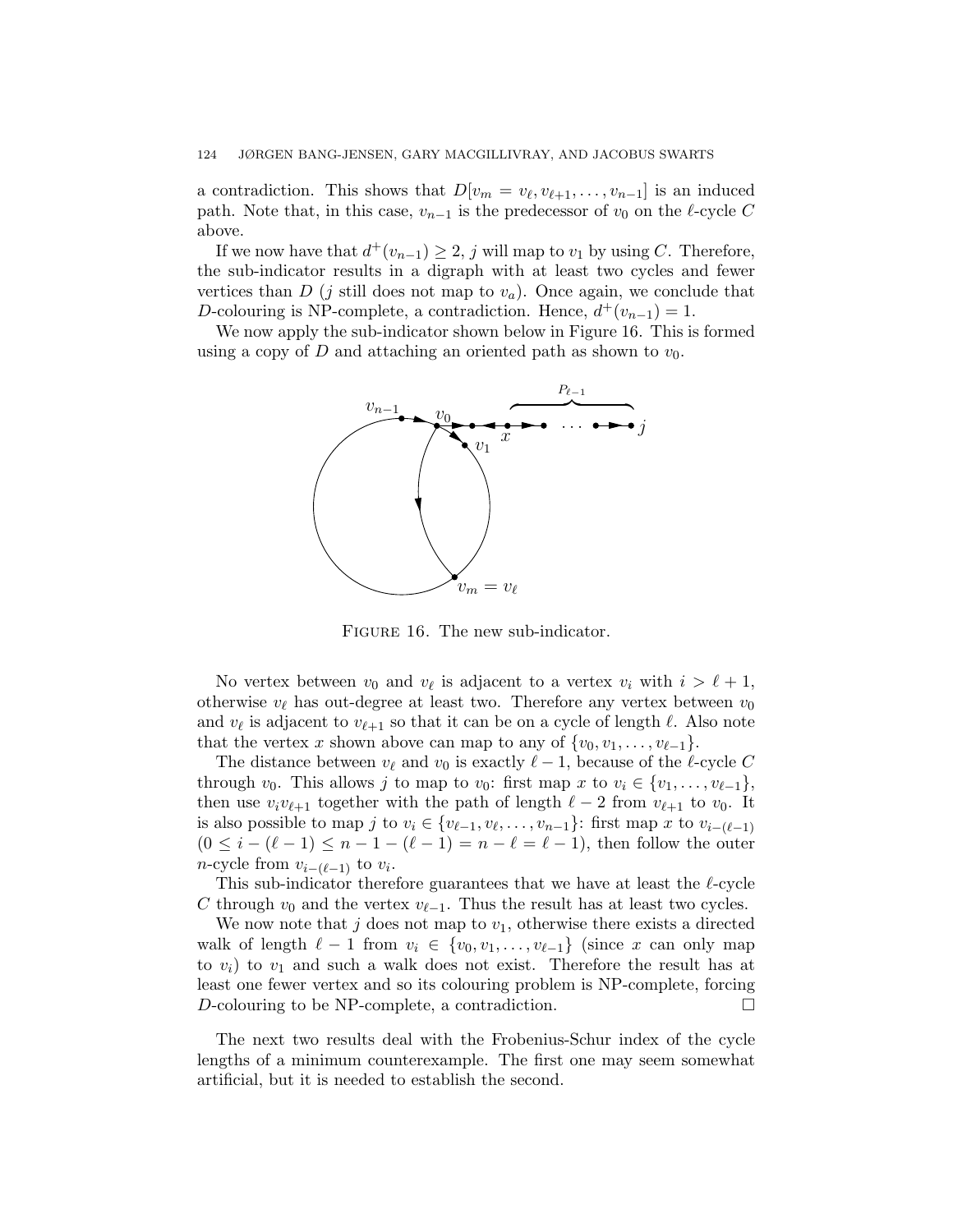a contradiction. This shows that $D[v_m = v_\ell, v_{\ell+1}, \ldots, v_{n-1}]$ is an induced path. Note that, in this case, $v_{n-1}$ is the predecessor of $v_0$ on the $\ell$-cycle $C$ above.

If we now have that $d^+(v_{n-1}) \geq 2$, $j$ will map to $v_1$ by using $C$. Therefore, the sub-indicator results in a digraph with at least two cycles and fewer vertices than $D$ ($j$ still does not map to $v_a$). Once again, we conclude that $D$-colouring is NP-complete, a contradiction. Hence, $d^+(v_{n-1}) = 1$.

We now apply the sub-indicator shown below in Figure 16. This is formed using a copy of $D$ and attaching an oriented path as shown to $v_0$.

FIGURE 16. The new sub-indicator.

No vertex between $v_0$ and $v_\ell$ is adjacent to a vertex $v_i$ with $i > \ell + 1$, otherwise $v_\ell$ has out-degree at least two. Therefore any vertex between $v_0$ and $v_\ell$ is adjacent to $v_{\ell+1}$ so that it can be on a cycle of length $\ell$. Also note that the vertex $x$ shown above can map to any of $\{v_0, v_1, \ldots, v_{\ell-1}\}$.

The distance between $v_\ell$ and $v_0$ is exactly $\ell - 1$, because of the $\ell$-cycle $C$ through $v_0$. This allows $j$ to map to $v_0$: first map $x$ to $v_i \in \{v_1, \ldots, v_{\ell-1}\}$, then use $v_i v_{\ell+1}$ together with the path of length $\ell - 2$ from $v_{\ell+1}$ to $v_0$. It is also possible to map $j$ to $v_i \in \{v_{\ell-1}, v_\ell, \ldots, v_{n-1}\}$: first map $x$ to $v_{i-(\ell-1)}$ $(0 \leq i - (\ell - 1) \leq n - 1 - (\ell - 1) = n - \ell = \ell - 1)$, then follow the outer $n$-cycle from $v_{i-(\ell-1)}$ to $v_i$.

This sub-indicator therefore guarantees that we have at least the $\ell$-cycle $C$ through $v_0$ and the vertex $v_{\ell-1}$. Thus the result has at least two cycles.

We now note that $j$ does not map to $v_1$, otherwise there exists a directed walk of length $\ell - 1$ from $v_i \in \{v_0, v_1, \ldots, v_{\ell-1}\}$ (since $x$ can only map to $v_i$) to $v_1$ and such a walk does not exist. Therefore the result has at least one fewer vertex and so its colouring problem is NP-complete, forcing $D$-colouring to be NP-complete, a contradiction. □

The next two results deal with the Frobenius-Schur index of the cycle lengths of a minimum counterexample. The first one may seem somewhat artificial, but it is needed to establish the second.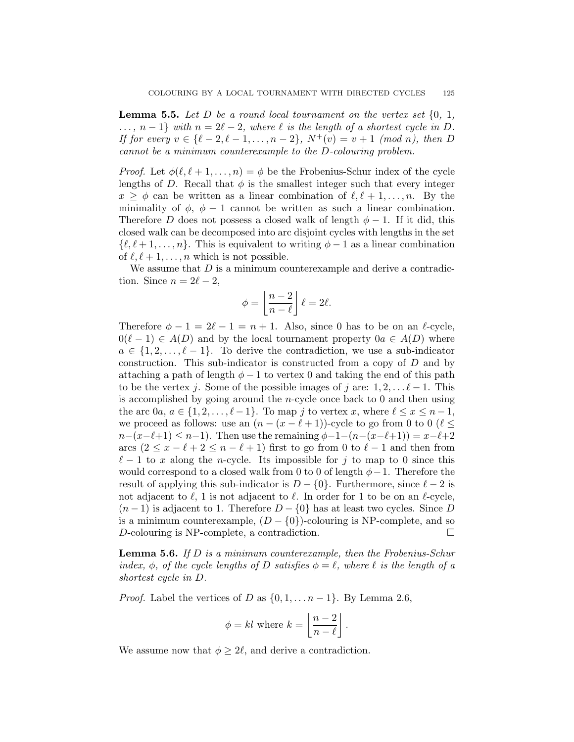**Lemma 5.5.** *Let $D$ be a round local tournament on the vertex set $\{0, 1, \ldots, n-1\}$ with $n = 2\ell - 2$, where $\ell$ is the length of a shortest cycle in $D$. If for every $v \in \{\ell-2, \ell-1, \ldots, n-2\}$, $N^+(v) = v+1$ (mod $n$), then $D$ cannot be a minimum counterexample to the $D$-colouring problem.*

*Proof.* Let $\phi(\ell, \ell+1, \ldots, n) = \phi$ be the Frobenius-Schur index of the cycle lengths of $D$. Recall that $\phi$ is the smallest integer such that every integer $x \geq \phi$ can be written as a linear combination of $\ell, \ell+1, \ldots, n$. By the minimality of $\phi$, $\phi - 1$ cannot be written as such a linear combination. Therefore $D$ does not possess a closed walk of length $\phi - 1$. If it did, this closed walk can be decomposed into arc disjoint cycles with lengths in the set $\{\ell, \ell+1, \ldots, n\}$. This is equivalent to writing $\phi - 1$ as a linear combination of $\ell, \ell+1, \ldots, n$ which is not possible.

We assume that $D$ is a minimum counterexample and derive a contradiction. Since $n = 2\ell - 2$,

$$\phi = \left\lfloor \frac{n-2}{n-\ell} \right\rfloor \ell = 2\ell.$$

Therefore $\phi - 1 = 2\ell - 1 = n + 1$. Also, since 0 has to be on an $\ell$-cycle, $0(\ell-1) \in A(D)$ and by the local tournament property $0a \in A(D)$ where $a \in \{1, 2, \ldots, \ell-1\}$. To derive the contradiction, we use a sub-indicator construction. This sub-indicator is constructed from a copy of $D$ and by attaching a path of length $\phi - 1$ to vertex 0 and taking the end of this path to be the vertex $j$. Some of the possible images of $j$ are: $1, 2, \ldots \ell - 1$. This is accomplished by going around the $n$-cycle once back to 0 and then using the arc $0a$, $a \in \{1, 2, \ldots, \ell-1\}$. To map $j$ to vertex $x$, where $\ell \leq x \leq n-1$, we proceed as follows: use an $(n - (x - \ell + 1))$-cycle to go from 0 to 0 ($\ell \leq n-(x-\ell+1) \leq n-1$). Then use the remaining $\phi-1-(n-(x-\ell+1)) = x-\ell+2$ arcs ($2 \leq x - \ell + 2 \leq n - \ell + 1$) first to go from 0 to $\ell - 1$ and then from $\ell - 1$ to $x$ along the $n$-cycle. Its impossible for $j$ to map to 0 since this would correspond to a closed walk from 0 to 0 of length $\phi - 1$. Therefore the result of applying this sub-indicator is $D - \{0\}$. Furthermore, since $\ell - 2$ is not adjacent to $\ell$, 1 is not adjacent to $\ell$. In order for 1 to be on an $\ell$-cycle, $(n-1)$ is adjacent to 1. Therefore $D - \{0\}$ has at least two cycles. Since $D$ is a minimum counterexample, $(D - \{0\})$-colouring is NP-complete, and so $D$-colouring is NP-complete, a contradiction. $\square$

**Lemma 5.6.** *If $D$ is a minimum counterexample, then the Frobenius-Schur index, $\phi$, of the cycle lengths of $D$ satisfies $\phi = \ell$, where $\ell$ is the length of a shortest cycle in $D$.*

*Proof.* Label the vertices of $D$ as $\{0, 1, \ldots n-1\}$. By Lemma 2.6,

$$\phi = kl \text{ where } k = \left\lfloor \frac{n-2}{n-\ell} \right\rfloor.$$

We assume now that $\phi \geq 2\ell$, and derive a contradiction.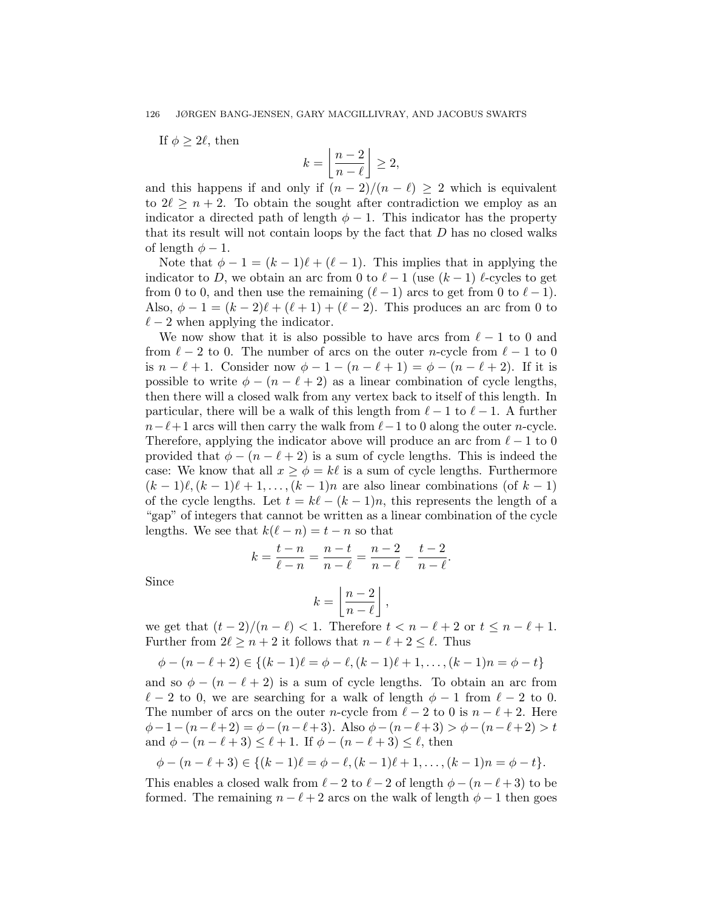If $\phi \geq 2\ell$, then

$$k = \left\lfloor \frac{n-2}{n-\ell} \right\rfloor \geq 2,$$

and this happens if and only if $(n-2)/(n-\ell) \geq 2$ which is equivalent to $2\ell \geq n+2$. To obtain the sought after contradiction we employ as an indicator a directed path of length $\phi - 1$. This indicator has the property that its result will not contain loops by the fact that $D$ has no closed walks of length $\phi - 1$.

Note that $\phi - 1 = (k-1)\ell + (\ell - 1)$. This implies that in applying the indicator to $D$, we obtain an arc from 0 to $\ell - 1$ (use $(k-1)$ $\ell$-cycles to get from 0 to 0, and then use the remaining $(\ell - 1)$ arcs to get from 0 to $\ell - 1$). Also, $\phi - 1 = (k-2)\ell + (\ell + 1) + (\ell - 2)$. This produces an arc from 0 to $\ell - 2$ when applying the indicator.

We now show that it is also possible to have arcs from $\ell - 1$ to 0 and from $\ell - 2$ to 0. The number of arcs on the outer $n$-cycle from $\ell - 1$ to 0 is $n - \ell + 1$. Consider now $\phi - 1 - (n - \ell + 1) = \phi - (n - \ell + 2)$. If it is possible to write $\phi - (n - \ell + 2)$ as a linear combination of cycle lengths, then there will a closed walk from any vertex back to itself of this length. In particular, there will be a walk of this length from $\ell - 1$ to $\ell - 1$. A further $n - \ell + 1$ arcs will then carry the walk from $\ell - 1$ to 0 along the outer $n$-cycle. Therefore, applying the indicator above will produce an arc from $\ell - 1$ to 0 provided that $\phi - (n - \ell + 2)$ is a sum of cycle lengths. This is indeed the case: We know that all $x \geq \phi = k\ell$ is a sum of cycle lengths. Furthermore $(k-1)\ell, (k-1)\ell + 1, \ldots, (k-1)n$ are also linear combinations (of $k - 1$) of the cycle lengths. Let $t = k\ell - (k-1)n$, this represents the length of a "gap" of integers that cannot be written as a linear combination of the cycle lengths. We see that $k(\ell - n) = t - n$ so that

$$k = \frac{t-n}{\ell - n} = \frac{n-t}{n-\ell} = \frac{n-2}{n-\ell} - \frac{t-2}{n-\ell}.$$

Since

$$k = \left\lfloor \frac{n-2}{n-\ell} \right\rfloor,$$

we get that $(t-2)/(n-\ell) < 1$. Therefore $t < n - \ell + 2$ or $t \leq n - \ell + 1$. Further from $2\ell \geq n + 2$ it follows that $n - \ell + 2 \leq \ell$. Thus

$$\phi - (n - \ell + 2) \in \{(k-1)\ell = \phi - \ell, (k-1)\ell + 1, \ldots, (k-1)n = \phi - t\}$$

and so $\phi - (n - \ell + 2)$ is a sum of cycle lengths. To obtain an arc from $\ell - 2$ to 0, we are searching for a walk of length $\phi - 1$ from $\ell - 2$ to 0. The number of arcs on the outer $n$-cycle from $\ell - 2$ to 0 is $n - \ell + 2$. Here $\phi - 1 - (n - \ell + 2) = \phi - (n - \ell + 3)$. Also $\phi - (n - \ell + 3) > \phi - (n - \ell + 2) > t$ and $\phi - (n - \ell + 3) \leq \ell + 1$. If $\phi - (n - \ell + 3) \leq \ell$, then

$$\phi - (n - \ell + 3) \in \{(k-1)\ell = \phi - \ell, (k-1)\ell + 1, \ldots, (k-1)n = \phi - t\}.$$

This enables a closed walk from $\ell - 2$ to $\ell - 2$ of length $\phi - (n - \ell + 3)$ to be formed. The remaining $n - \ell + 2$ arcs on the walk of length $\phi - 1$ then goes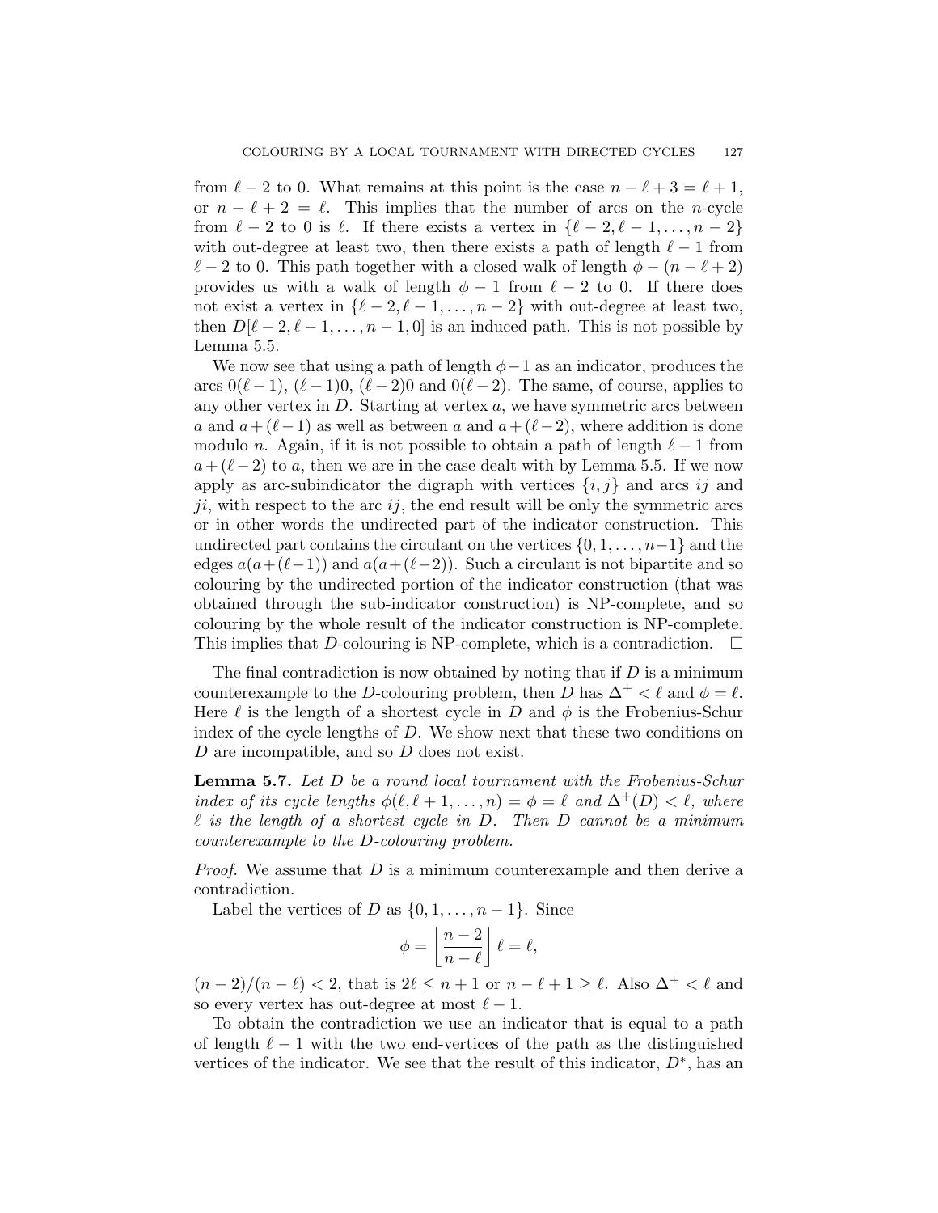from $\ell - 2$ to 0. What remains at this point is the case $n - \ell + 3 = \ell + 1$, or $n - \ell + 2 = \ell$. This implies that the number of arcs on the $n$-cycle from $\ell - 2$ to 0 is $\ell$. If there exists a vertex in $\{\ell - 2, \ell - 1, \dots, n - 2\}$ with out-degree at least two, then there exists a path of length $\ell - 1$ from $\ell - 2$ to 0. This path together with a closed walk of length $\phi - (n - \ell + 2)$ provides us with a walk of length $\phi - 1$ from $\ell - 2$ to 0. If there does not exist a vertex in $\{\ell - 2, \ell - 1, \dots, n - 2\}$ with out-degree at least two, then $D[\ell - 2, \ell - 1, \dots, n - 1, 0]$ is an induced path. This is not possible by Lemma 5.5.

We now see that using a path of length $\phi - 1$ as an indicator, produces the arcs $0(\ell - 1)$, $(\ell - 1)0$, $(\ell - 2)0$ and $0(\ell - 2)$. The same, of course, applies to any other vertex in $D$. Starting at vertex $a$, we have symmetric arcs between $a$ and $a + (\ell - 1)$ as well as between $a$ and $a + (\ell - 2)$, where addition is done modulo $n$. Again, if it is not possible to obtain a path of length $\ell - 1$ from $a + (\ell - 2)$ to $a$, then we are in the case dealt with by Lemma 5.5. If we now apply as arc-subindicator the digraph with vertices $\{i, j\}$ and arcs $ij$ and $ji$, with respect to the arc $ij$, the end result will be only the symmetric arcs or in other words the undirected part of the indicator construction. This undirected part contains the circulant on the vertices $\{0, 1, \dots, n-1\}$ and the edges $a(a + (\ell - 1))$ and $a(a + (\ell - 2))$. Such a circulant is not bipartite and so colouring by the undirected portion of the indicator construction (that was obtained through the sub-indicator construction) is NP-complete, and so colouring by the whole result of the indicator construction is NP-complete. This implies that $D$-colouring is NP-complete, which is a contradiction. $\square$

The final contradiction is now obtained by noting that if $D$ is a minimum counterexample to the $D$-colouring problem, then $D$ has $\Delta^+ < \ell$ and $\phi = \ell$. Here $\ell$ is the length of a shortest cycle in $D$ and $\phi$ is the Frobenius-Schur index of the cycle lengths of $D$. We show next that these two conditions on $D$ are incompatible, and so $D$ does not exist.

**Lemma 5.7.** *Let $D$ be a round local tournament with the Frobenius-Schur index of its cycle lengths $\phi(\ell, \ell + 1, \dots, n) = \phi = \ell$ and $\Delta^+(D) < \ell$, where $\ell$ is the length of a shortest cycle in $D$. Then $D$ cannot be a minimum counterexample to the $D$-colouring problem.*

*Proof.* We assume that $D$ is a minimum counterexample and then derive a contradiction.

Label the vertices of $D$ as $\{0, 1, \dots, n - 1\}$. Since

$$\phi = \left\lfloor \frac{n-2}{n-\ell} \right\rfloor \ell = \ell,$$

$(n - 2)/(n - \ell) < 2$, that is $2\ell \leq n + 1$ or $n - \ell + 1 \geq \ell$. Also $\Delta^+ < \ell$ and so every vertex has out-degree at most $\ell - 1$.

To obtain the contradiction we use an indicator that is equal to a path of length $\ell - 1$ with the two end-vertices of the path as the distinguished vertices of the indicator. We see that the result of this indicator, $D^*$, has an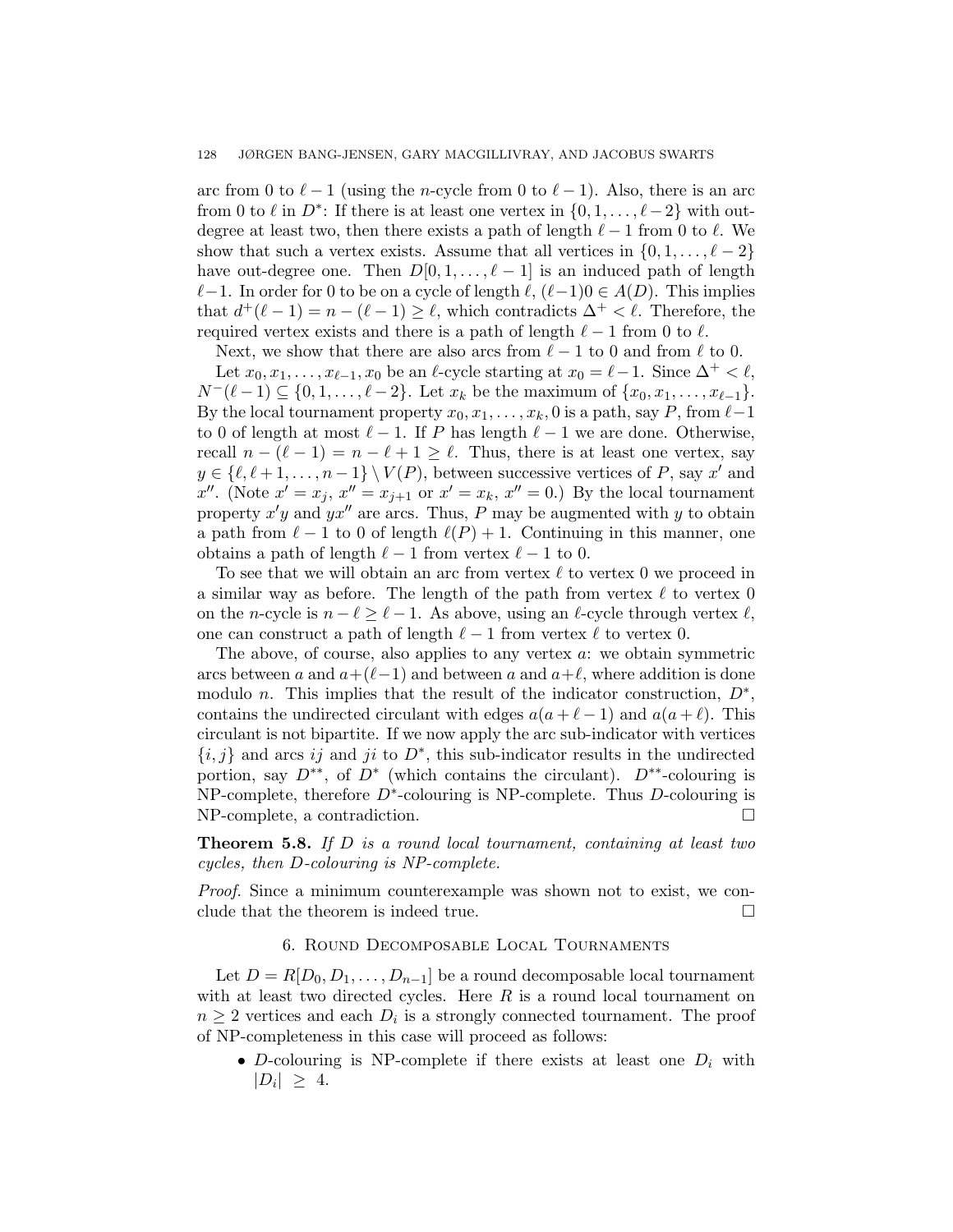arc from 0 to $\ell - 1$ (using the $n$-cycle from 0 to $\ell - 1$). Also, there is an arc from 0 to $\ell$ in $D^*$: If there is at least one vertex in $\{0, 1, \ldots, \ell - 2\}$ with out-degree at least two, then there exists a path of length $\ell - 1$ from 0 to $\ell$. We show that such a vertex exists. Assume that all vertices in $\{0, 1, \ldots, \ell - 2\}$ have out-degree one. Then $D[0, 1, \ldots, \ell - 1]$ is an induced path of length $\ell - 1$. In order for 0 to be on a cycle of length $\ell$, $(\ell - 1)0 \in A(D)$. This implies that $d^+(\ell - 1) = n - (\ell - 1) \geq \ell$, which contradicts $\Delta^+ < \ell$. Therefore, the required vertex exists and there is a path of length $\ell - 1$ from 0 to $\ell$.

Next, we show that there are also arcs from $\ell - 1$ to 0 and from $\ell$ to 0.

Let $x_0, x_1, \ldots, x_{\ell-1}, x_0$ be an $\ell$-cycle starting at $x_0 = \ell - 1$. Since $\Delta^+ < \ell$, $N^-(\ell - 1) \subseteq \{0, 1, \ldots, \ell - 2\}$. Let $x_k$ be the maximum of $\{x_0, x_1, \ldots, x_{\ell-1}\}$. By the local tournament property $x_0, x_1, \ldots, x_k, 0$ is a path, say $P$, from $\ell - 1$ to 0 of length at most $\ell - 1$. If $P$ has length $\ell - 1$ we are done. Otherwise, recall $n - (\ell - 1) = n - \ell + 1 \geq \ell$. Thus, there is at least one vertex, say $y \in \{\ell, \ell + 1, \ldots, n - 1\} \setminus V(P)$, between successive vertices of $P$, say $x'$ and $x''$. (Note $x' = x_j$, $x'' = x_{j+1}$ or $x' = x_k$, $x'' = 0$.) By the local tournament property $x'y$ and $yx''$ are arcs. Thus, $P$ may be augmented with $y$ to obtain a path from $\ell - 1$ to 0 of length $\ell(P) + 1$. Continuing in this manner, one obtains a path of length $\ell - 1$ from vertex $\ell - 1$ to 0.

To see that we will obtain an arc from vertex $\ell$ to vertex 0 we proceed in a similar way as before. The length of the path from vertex $\ell$ to vertex 0 on the $n$-cycle is $n - \ell \geq \ell - 1$. As above, using an $\ell$-cycle through vertex $\ell$, one can construct a path of length $\ell - 1$ from vertex $\ell$ to vertex 0.

The above, of course, also applies to any vertex $a$: we obtain symmetric arcs between $a$ and $a + (\ell - 1)$ and between $a$ and $a + \ell$, where addition is done modulo $n$. This implies that the result of the indicator construction, $D^*$, contains the undirected circulant with edges $a(a + \ell - 1)$ and $a(a + \ell)$. This circulant is not bipartite. If we now apply the arc sub-indicator with vertices $\{i, j\}$ and arcs $ij$ and $ji$ to $D^*$, this sub-indicator results in the undirected portion, say $D^{**}$, of $D^*$ (which contains the circulant). $D^{**}$-colouring is NP-complete, therefore $D^*$-colouring is NP-complete. Thus $D$-colouring is NP-complete, a contradiction. $\square$

**Theorem 5.8.** *If $D$ is a round local tournament, containing at least two cycles, then $D$-colouring is NP-complete.*

*Proof.* Since a minimum counterexample was shown not to exist, we conclude that the theorem is indeed true. $\square$

## 6. Round Decomposable Local Tournaments

Let $D = R[D_0, D_1, \ldots, D_{n-1}]$ be a round decomposable local tournament with at least two directed cycles. Here $R$ is a round local tournament on $n \geq 2$ vertices and each $D_i$ is a strongly connected tournament. The proof of NP-completeness in this case will proceed as follows:

- $D$-colouring is NP-complete if there exists at least one $D_i$ with $|D_i| \geq 4$.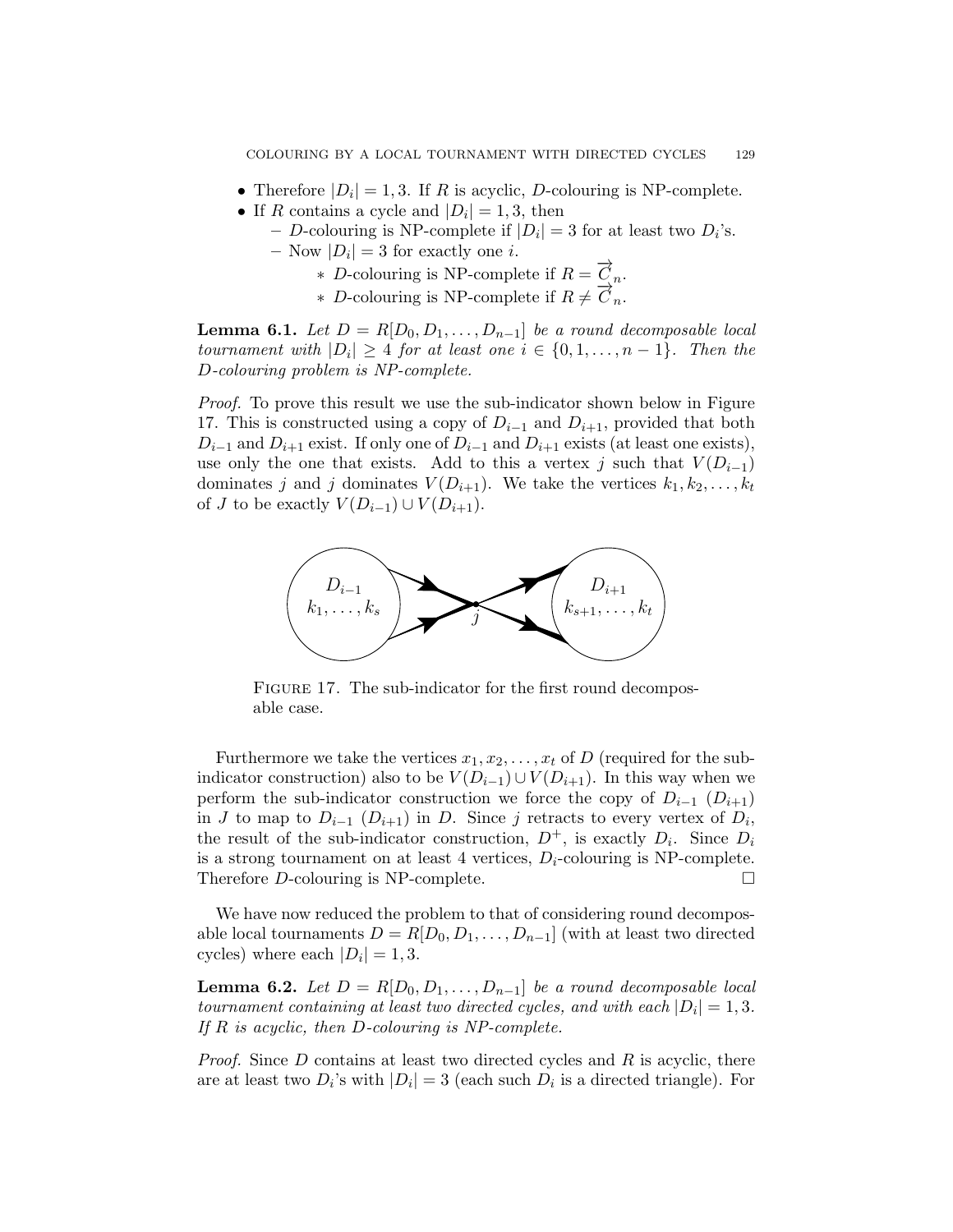- Therefore $|D_i| = 1, 3$. If $R$ is acyclic, $D$-colouring is NP-complete.
- If $R$ contains a cycle and $|D_i| = 1, 3$, then
  - $D$-colouring is NP-complete if $|D_i| = 3$ for at least two $D_i$'s.
  - Now $|D_i| = 3$ for exactly one $i$.
    - $D$-colouring is NP-complete if $R = \overrightarrow{C}_n$.
    - $D$-colouring is NP-complete if $R \neq \overrightarrow{C}_n$.

**Lemma 6.1.** *Let $D = R[D_0, D_1, \ldots, D_{n-1}]$ be a round decomposable local tournament with $|D_i| \geq 4$ for at least one $i \in \{0, 1, \ldots, n-1\}$. Then the $D$-colouring problem is NP-complete.*

*Proof.* To prove this result we use the sub-indicator shown below in Figure 17. This is constructed using a copy of $D_{i-1}$ and $D_{i+1}$, provided that both $D_{i-1}$ and $D_{i+1}$ exist. If only one of $D_{i-1}$ and $D_{i+1}$ exists (at least one exists), use only the one that exists. Add to this a vertex $j$ such that $V(D_{i-1})$ dominates $j$ and $j$ dominates $V(D_{i+1})$. We take the vertices $k_1, k_2, \ldots, k_t$ of $J$ to be exactly $V(D_{i-1}) \cup V(D_{i+1})$.

FIGURE 17. The sub-indicator for the first round decomposable case.

Furthermore we take the vertices $x_1, x_2, \ldots, x_t$ of $D$ (required for the sub-indicator construction) also to be $V(D_{i-1}) \cup V(D_{i+1})$. In this way when we perform the sub-indicator construction we force the copy of $D_{i-1}$ ($D_{i+1}$) in $J$ to map to $D_{i-1}$ ($D_{i+1}$) in $D$. Since $j$ retracts to every vertex of $D_i$, the result of the sub-indicator construction, $D^+$, is exactly $D_i$. Since $D_i$ is a strong tournament on at least 4 vertices, $D_i$-colouring is NP-complete. Therefore $D$-colouring is NP-complete. □

We have now reduced the problem to that of considering round decomposable local tournaments $D = R[D_0, D_1, \ldots, D_{n-1}]$ (with at least two directed cycles) where each $|D_i| = 1, 3$.

**Lemma 6.2.** *Let $D = R[D_0, D_1, \ldots, D_{n-1}]$ be a round decomposable local tournament containing at least two directed cycles, and with each $|D_i| = 1, 3$. If $R$ is acyclic, then $D$-colouring is NP-complete.*

*Proof.* Since $D$ contains at least two directed cycles and $R$ is acyclic, there are at least two $D_i$'s with $|D_i| = 3$ (each such $D_i$ is a directed triangle). For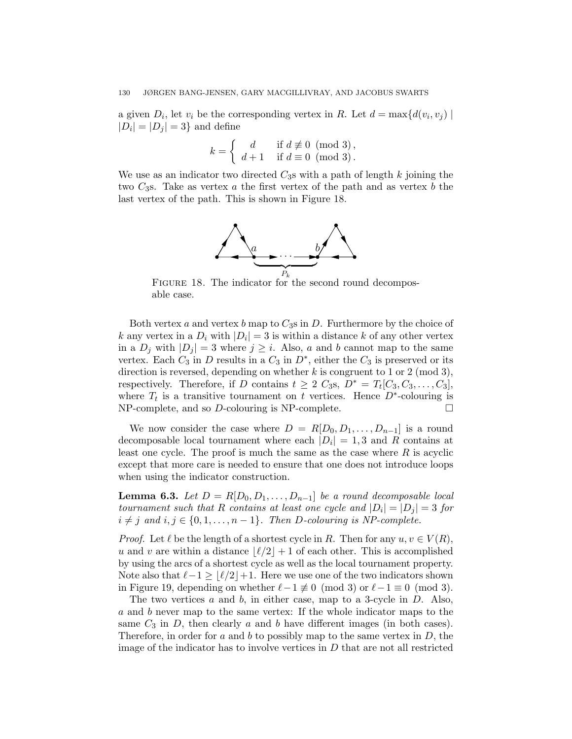a given $D_i$, let $v_i$ be the corresponding vertex in $R$. Let $d = \max\{d(v_i, v_j) \mid |D_i| = |D_j| = 3\}$ and define

$$k = \begin{cases} d & \text{if } d \not\equiv 0 \pmod 3, \\ d+1 & \text{if } d \equiv 0 \pmod 3. \end{cases}$$

We use as an indicator two directed $C_3$s with a path of length $k$ joining the two $C_3$s. Take as vertex $a$ the first vertex of the path and as vertex $b$ the last vertex of the path. This is shown in Figure 18.

FIGURE 18. The indicator for the second round decomposable case.

Both vertex $a$ and vertex $b$ map to $C_3$s in $D$. Furthermore by the choice of $k$ any vertex in a $D_i$ with $|D_i| = 3$ is within a distance $k$ of any other vertex in a $D_j$ with $|D_j| = 3$ where $j \geq i$. Also, $a$ and $b$ cannot map to the same vertex. Each $C_3$ in $D$ results in a $C_3$ in $D^*$, either the $C_3$ is preserved or its direction is reversed, depending on whether $k$ is congruent to 1 or 2 (mod 3), respectively. Therefore, if $D$ contains $t \geq 2$ $C_3$s, $D^* = T_t[C_3, C_3, \ldots, C_3]$, where $T_t$ is a transitive tournament on $t$ vertices. Hence $D^*$-colouring is NP-complete, and so $D$-colouring is NP-complete. □

We now consider the case where $D = R[D_0, D_1, \ldots, D_{n-1}]$ is a round decomposable local tournament where each $|D_i| = 1, 3$ and $R$ contains at least one cycle. The proof is much the same as the case where $R$ is acyclic except that more care is needed to ensure that one does not introduce loops when using the indicator construction.

**Lemma 6.3.** *Let $D = R[D_0, D_1, \ldots, D_{n-1}]$ be a round decomposable local tournament such that $R$ contains at least one cycle and $|D_i| = |D_j| = 3$ for $i \neq j$ and $i, j \in \{0, 1, \ldots, n-1\}$. Then $D$-colouring is NP-complete.*

*Proof.* Let $\ell$ be the length of a shortest cycle in $R$. Then for any $u, v \in V(R)$, $u$ and $v$ are within a distance $\lfloor \ell/2 \rfloor + 1$ of each other. This is accomplished by using the arcs of a shortest cycle as well as the local tournament property. Note also that $\ell - 1 \geq \lfloor \ell/2 \rfloor + 1$. Here we use one of the two indicators shown in Figure 19, depending on whether $\ell - 1 \not\equiv 0 \pmod 3$ or $\ell - 1 \equiv 0 \pmod 3$.

The two vertices $a$ and $b$, in either case, map to a 3-cycle in $D$. Also, $a$ and $b$ never map to the same vertex: If the whole indicator maps to the same $C_3$ in $D$, then clearly $a$ and $b$ have different images (in both cases). Therefore, in order for $a$ and $b$ to possibly map to the same vertex in $D$, the image of the indicator has to involve vertices in $D$ that are not all restricted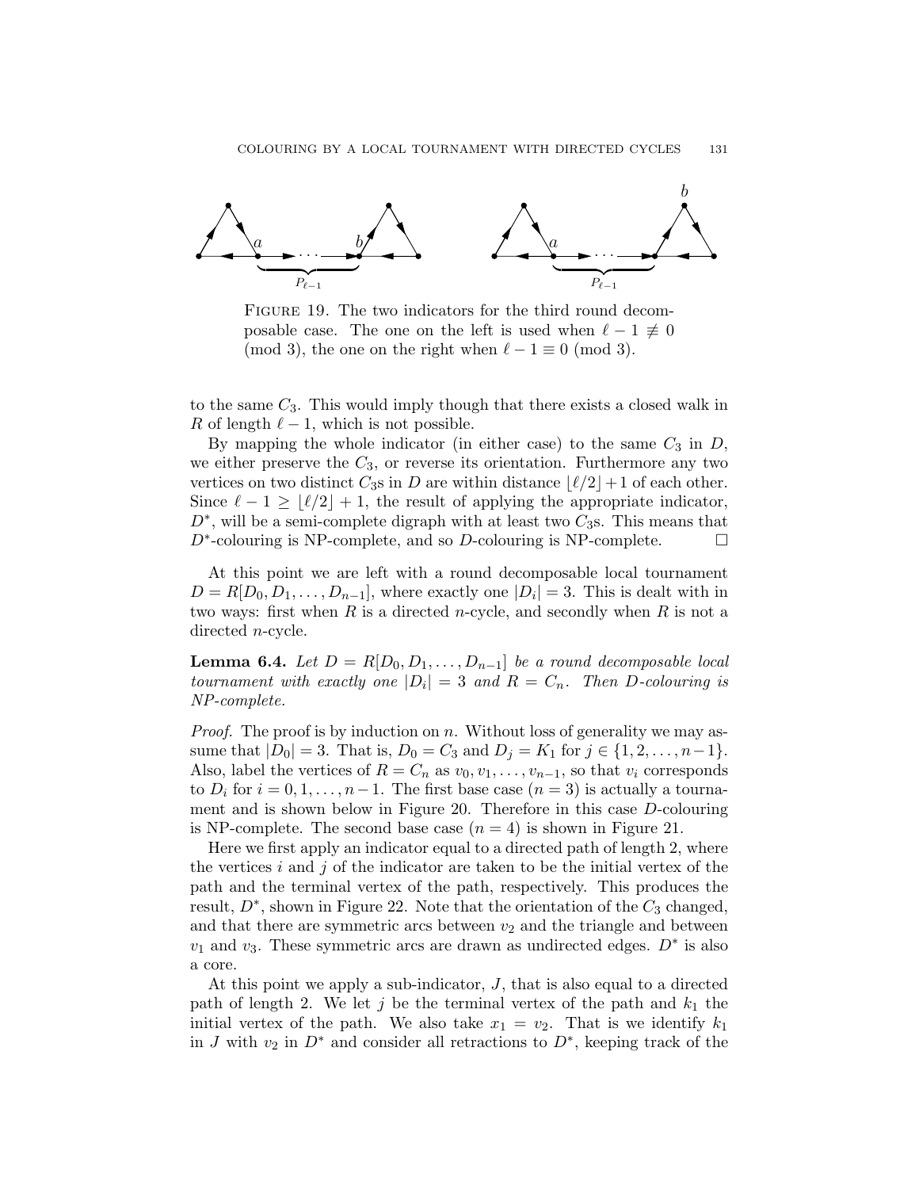FIGURE 19. The two indicators for the third round decomposable case. The one on the left is used when $\ell - 1 \not\equiv 0 \pmod 3$, the one on the right when $\ell - 1 \equiv 0 \pmod 3$.

to the same $C_3$. This would imply though that there exists a closed walk in $R$ of length $\ell - 1$, which is not possible.

By mapping the whole indicator (in either case) to the same $C_3$ in $D$, we either preserve the $C_3$, or reverse its orientation. Furthermore any two vertices on two distinct $C_3$s in $D$ are within distance $\lfloor \ell/2 \rfloor + 1$ of each other. Since $\ell - 1 \geq \lfloor \ell/2 \rfloor + 1$, the result of applying the appropriate indicator, $D^*$, will be a semi-complete digraph with at least two $C_3$s. This means that $D^*$-colouring is NP-complete, and so $D$-colouring is NP-complete. □

At this point we are left with a round decomposable local tournament $D = R[D_0, D_1, \ldots, D_{n-1}]$, where exactly one $|D_i| = 3$. This is dealt with in two ways: first when $R$ is a directed $n$-cycle, and secondly when $R$ is not a directed $n$-cycle.

**Lemma 6.4.** *Let $D = R[D_0, D_1, \ldots, D_{n-1}]$ be a round decomposable local tournament with exactly one $|D_i| = 3$ and $R = C_n$. Then $D$-colouring is NP-complete.*

*Proof.* The proof is by induction on $n$. Without loss of generality we may assume that $|D_0| = 3$. That is, $D_0 = C_3$ and $D_j = K_1$ for $j \in \{1, 2, \ldots, n-1\}$. Also, label the vertices of $R = C_n$ as $v_0, v_1, \ldots, v_{n-1}$, so that $v_i$ corresponds to $D_i$ for $i = 0, 1, \ldots, n-1$. The first base case ($n = 3$) is actually a tournament and is shown below in Figure 20. Therefore in this case $D$-colouring is NP-complete. The second base case ($n = 4$) is shown in Figure 21.

Here we first apply an indicator equal to a directed path of length 2, where the vertices $i$ and $j$ of the indicator are taken to be the initial vertex of the path and the terminal vertex of the path, respectively. This produces the result, $D^*$, shown in Figure 22. Note that the orientation of the $C_3$ changed, and that there are symmetric arcs between $v_2$ and the triangle and between $v_1$ and $v_3$. These symmetric arcs are drawn as undirected edges. $D^*$ is also a core.

At this point we apply a sub-indicator, $J$, that is also equal to a directed path of length 2. We let $j$ be the terminal vertex of the path and $k_1$ the initial vertex of the path. We also take $x_1 = v_2$. That is we identify $k_1$ in $J$ with $v_2$ in $D^*$ and consider all retractions to $D^*$, keeping track of the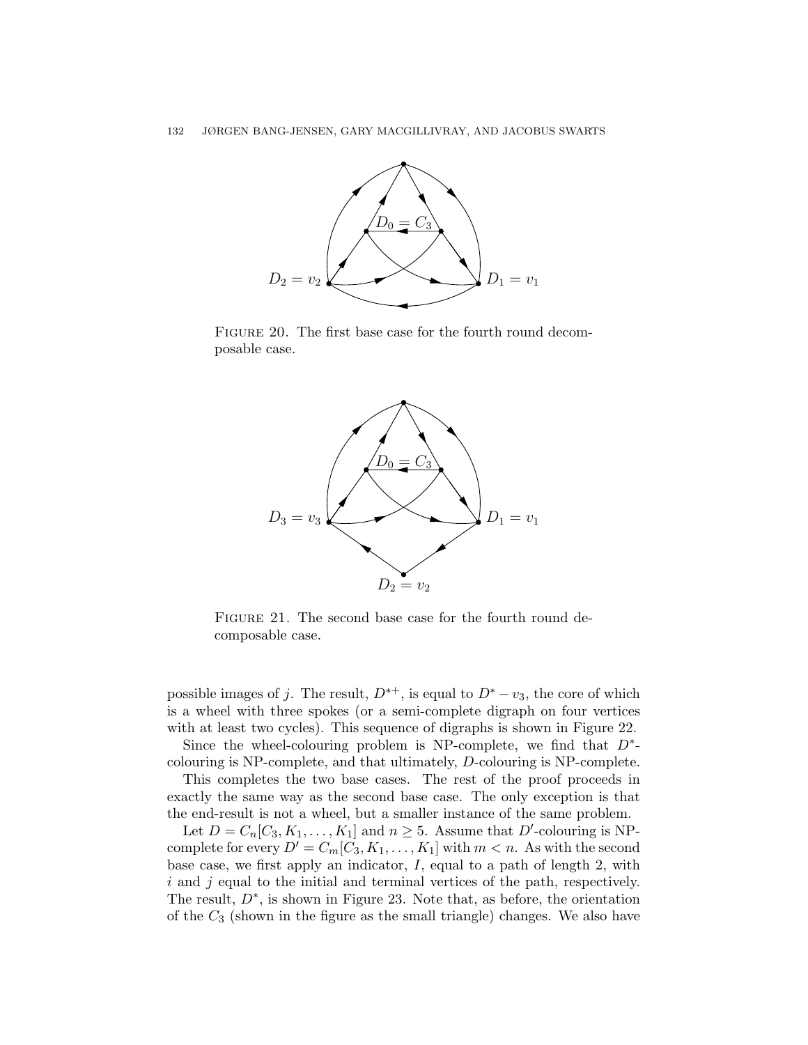FIGURE 20. The first base case for the fourth round decomposable case.

FIGURE 21. The second base case for the fourth round decomposable case.

possible images of $j$. The result, $D^{*+}$, is equal to $D^* - v_3$, the core of which is a wheel with three spokes (or a semi-complete digraph on four vertices with at least two cycles). This sequence of digraphs is shown in Figure 22.

Since the wheel-colouring problem is NP-complete, we find that $D^*$-colouring is NP-complete, and that ultimately, $D$-colouring is NP-complete.

This completes the two base cases. The rest of the proof proceeds in exactly the same way as the second base case. The only exception is that the end-result is not a wheel, but a smaller instance of the same problem.

Let $D = C_n[C_3, K_1, \ldots, K_1]$ and $n \geq 5$. Assume that $D'$-colouring is NP-complete for every $D' = C_m[C_3, K_1, \ldots, K_1]$ with $m < n$. As with the second base case, we first apply an indicator, $I$, equal to a path of length 2, with $i$ and $j$ equal to the initial and terminal vertices of the path, respectively. The result, $D^*$, is shown in Figure 23. Note that, as before, the orientation of the $C_3$ (shown in the figure as the small triangle) changes. We also have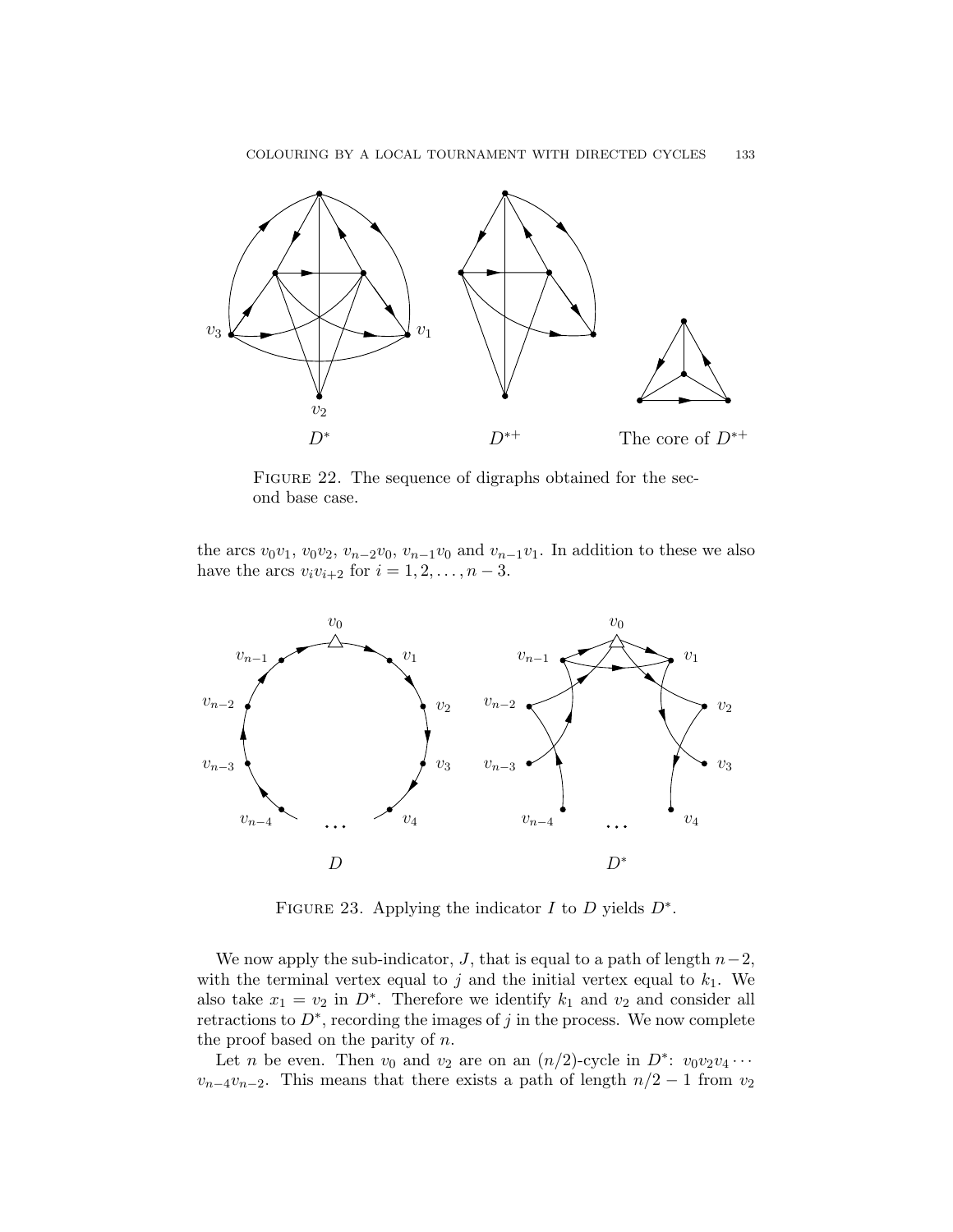FIGURE 22. The sequence of digraphs obtained for the second base case.

the arcs $v_0v_1$, $v_0v_2$, $v_{n-2}v_0$, $v_{n-1}v_0$ and $v_{n-1}v_1$. In addition to these we also have the arcs $v_iv_{i+2}$ for $i = 1, 2, \ldots, n-3$.

FIGURE 23. Applying the indicator $I$ to $D$ yields $D^*$.

We now apply the sub-indicator, $J$, that is equal to a path of length $n-2$, with the terminal vertex equal to $j$ and the initial vertex equal to $k_1$. We also take $x_1 = v_2$ in $D^*$. Therefore we identify $k_1$ and $v_2$ and consider all retractions to $D^*$, recording the images of $j$ in the process. We now complete the proof based on the parity of $n$.

Let $n$ be even. Then $v_0$ and $v_2$ are on an $(n/2)$-cycle in $D^*$: $v_0v_2v_4 \cdots v_{n-4}v_{n-2}$. This means that there exists a path of length $n/2 - 1$ from $v_2$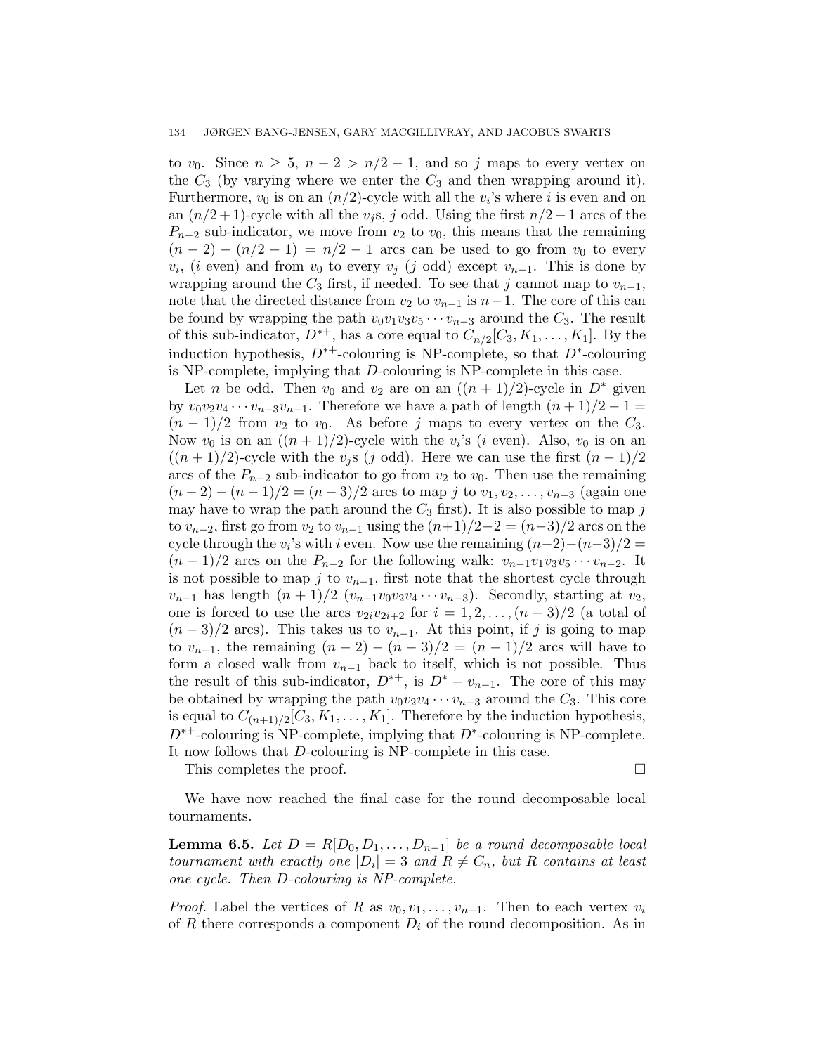to $v_0$. Since $n \geq 5$, $n-2 > n/2-1$, and so $j$ maps to every vertex on the $C_3$ (by varying where we enter the $C_3$ and then wrapping around it). Furthermore, $v_0$ is on an $(n/2)$-cycle with all the $v_i$'s where $i$ is even and on an $(n/2+1)$-cycle with all the $v_j$s, $j$ odd. Using the first $n/2-1$ arcs of the $P_{n-2}$ sub-indicator, we move from $v_2$ to $v_0$, this means that the remaining $(n-2)-(n/2-1) = n/2-1$ arcs can be used to go from $v_0$ to every $v_i$, ($i$ even) and from $v_0$ to every $v_j$ ($j$ odd) except $v_{n-1}$. This is done by wrapping around the $C_3$ first, if needed. To see that $j$ cannot map to $v_{n-1}$, note that the directed distance from $v_2$ to $v_{n-1}$ is $n-1$. The core of this can be found by wrapping the path $v_0v_1v_3v_5\cdots v_{n-3}$ around the $C_3$. The result of this sub-indicator, $D^{*+}$, has a core equal to $C_{n/2}[C_3, K_1, \ldots, K_1]$. By the induction hypothesis, $D^{*+}$-colouring is NP-complete, so that $D^*$-colouring is NP-complete, implying that $D$-colouring is NP-complete in this case.

Let $n$ be odd. Then $v_0$ and $v_2$ are on an $((n+1)/2)$-cycle in $D^*$ given by $v_0v_2v_4\cdots v_{n-3}v_{n-1}$. Therefore we have a path of length $(n+1)/2-1 = (n-1)/2$ from $v_2$ to $v_0$. As before $j$ maps to every vertex on the $C_3$. Now $v_0$ is on an $((n+1)/2)$-cycle with the $v_i$'s ($i$ even). Also, $v_0$ is on an $((n+1)/2)$-cycle with the $v_j$s ($j$ odd). Here we can use the first $(n-1)/2$ arcs of the $P_{n-2}$ sub-indicator to go from $v_2$ to $v_0$. Then use the remaining $(n-2)-(n-1)/2 = (n-3)/2$ arcs to map $j$ to $v_1, v_2, \ldots, v_{n-3}$ (again one may have to wrap the path around the $C_3$ first). It is also possible to map $j$ to $v_{n-2}$, first go from $v_2$ to $v_{n-1}$ using the $(n+1)/2-2 = (n-3)/2$ arcs on the cycle through the $v_i$'s with $i$ even. Now use the remaining $(n-2)-(n-3)/2 = (n-1)/2$ arcs on the $P_{n-2}$ for the following walk: $v_{n-1}v_1v_3v_5\cdots v_{n-2}$. It is not possible to map $j$ to $v_{n-1}$, first note that the shortest cycle through $v_{n-1}$ has length $(n+1)/2$ ($v_{n-1}v_0v_2v_4\cdots v_{n-3}$). Secondly, starting at $v_2$, one is forced to use the arcs $v_{2i}v_{2i+2}$ for $i = 1, 2, \ldots, (n-3)/2$ (a total of $(n-3)/2$ arcs). This takes us to $v_{n-1}$. At this point, if $j$ is going to map to $v_{n-1}$, the remaining $(n-2)-(n-3)/2 = (n-1)/2$ arcs will have to form a closed walk from $v_{n-1}$ back to itself, which is not possible. Thus the result of this sub-indicator, $D^{*+}$, is $D^* - v_{n-1}$. The core of this may be obtained by wrapping the path $v_0v_2v_4\cdots v_{n-3}$ around the $C_3$. This core is equal to $C_{(n+1)/2}[C_3, K_1, \ldots, K_1]$. Therefore by the induction hypothesis, $D^{*+}$-colouring is NP-complete, implying that $D^*$-colouring is NP-complete. It now follows that $D$-colouring is NP-complete in this case.

This completes the proof. □

We have now reached the final case for the round decomposable local tournaments.

**Lemma 6.5.** *Let $D = R[D_0, D_1, \ldots, D_{n-1}]$ be a round decomposable local tournament with exactly one $|D_i| = 3$ and $R \neq C_n$, but $R$ contains at least one cycle. Then $D$-colouring is NP-complete.*

*Proof.* Label the vertices of $R$ as $v_0, v_1, \ldots, v_{n-1}$. Then to each vertex $v_i$ of $R$ there corresponds a component $D_i$ of the round decomposition. As in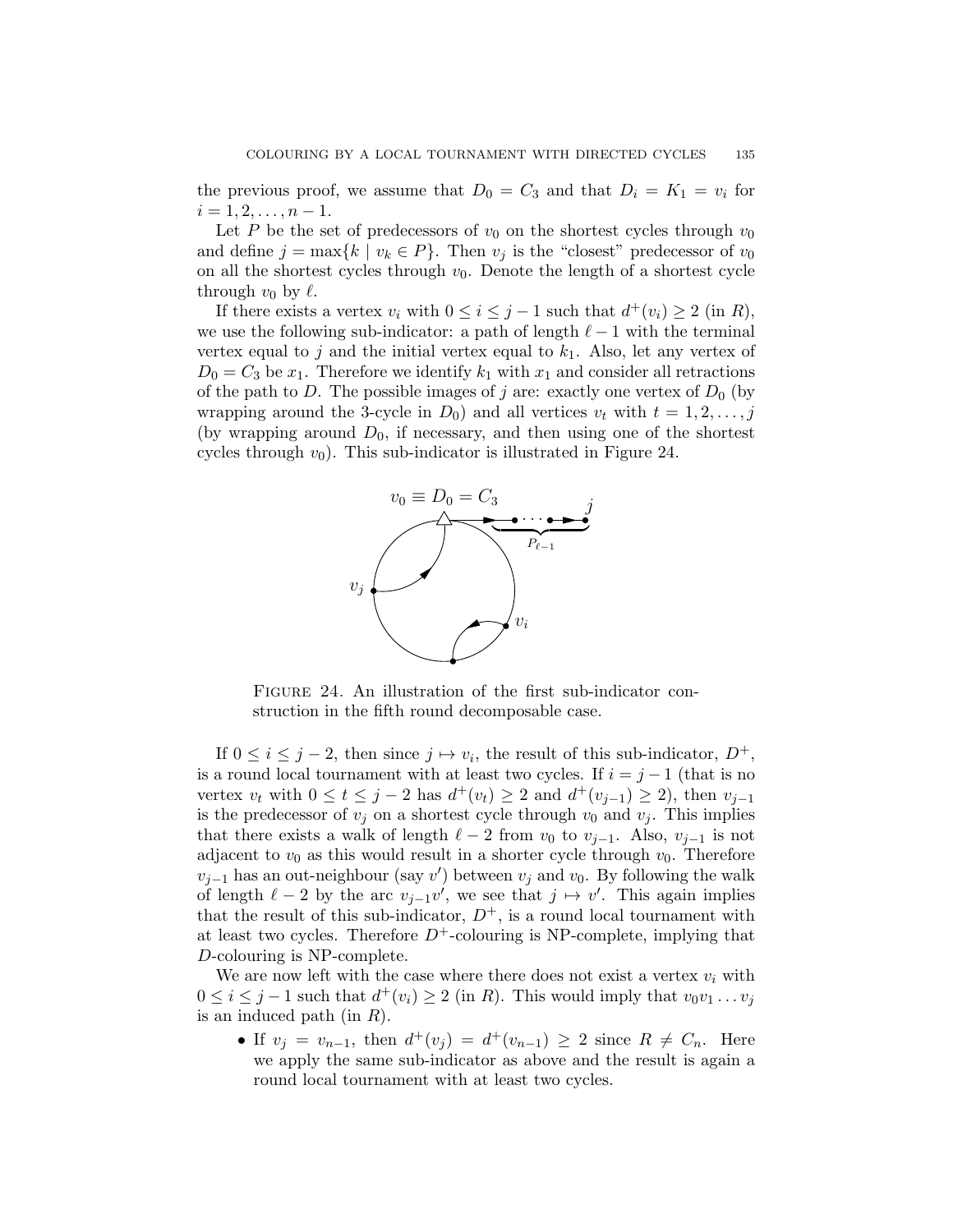the previous proof, we assume that $D_0 = C_3$ and that $D_i = K_1 = v_i$ for $i = 1, 2, \ldots, n-1$.

Let $P$ be the set of predecessors of $v_0$ on the shortest cycles through $v_0$ and define $j = \max\{k \mid v_k \in P\}$. Then $v_j$ is the "closest" predecessor of $v_0$ on all the shortest cycles through $v_0$. Denote the length of a shortest cycle through $v_0$ by $\ell$.

If there exists a vertex $v_i$ with $0 \le i \le j-1$ such that $d^+(v_i) \ge 2$ (in $R$), we use the following sub-indicator: a path of length $\ell - 1$ with the terminal vertex equal to $j$ and the initial vertex equal to $k_1$. Also, let any vertex of $D_0 = C_3$ be $x_1$. Therefore we identify $k_1$ with $x_1$ and consider all retractions of the path to $D$. The possible images of $j$ are: exactly one vertex of $D_0$ (by wrapping around the 3-cycle in $D_0$) and all vertices $v_t$ with $t = 1, 2, \ldots, j$ (by wrapping around $D_0$, if necessary, and then using one of the shortest cycles through $v_0$). This sub-indicator is illustrated in Figure 24.

Figure 24. An illustration of the first sub-indicator construction in the fifth round decomposable case.

If $0 \le i \le j-2$, then since $j \mapsto v_i$, the result of this sub-indicator, $D^+$, is a round local tournament with at least two cycles. If $i = j-1$ (that is no vertex $v_t$ with $0 \le t \le j-2$ has $d^+(v_t) \ge 2$ and $d^+(v_{j-1}) \ge 2$), then $v_{j-1}$ is the predecessor of $v_j$ on a shortest cycle through $v_0$ and $v_j$. This implies that there exists a walk of length $\ell - 2$ from $v_0$ to $v_{j-1}$. Also, $v_{j-1}$ is not adjacent to $v_0$ as this would result in a shorter cycle through $v_0$. Therefore $v_{j-1}$ has an out-neighbour (say $v'$) between $v_j$ and $v_0$. By following the walk of length $\ell - 2$ by the arc $v_{j-1}v'$, we see that $j \mapsto v'$. This again implies that the result of this sub-indicator, $D^+$, is a round local tournament with at least two cycles. Therefore $D^+$-colouring is NP-complete, implying that $D$-colouring is NP-complete.

We are now left with the case where there does not exist a vertex $v_i$ with $0 \le i \le j-1$ such that $d^+(v_i) \ge 2$ (in $R$). This would imply that $v_0 v_1 \ldots v_j$ is an induced path (in $R$).

- If $v_j = v_{n-1}$, then $d^+(v_j) = d^+(v_{n-1}) \ge 2$ since $R \ne C_n$. Here we apply the same sub-indicator as above and the result is again a round local tournament with at least two cycles.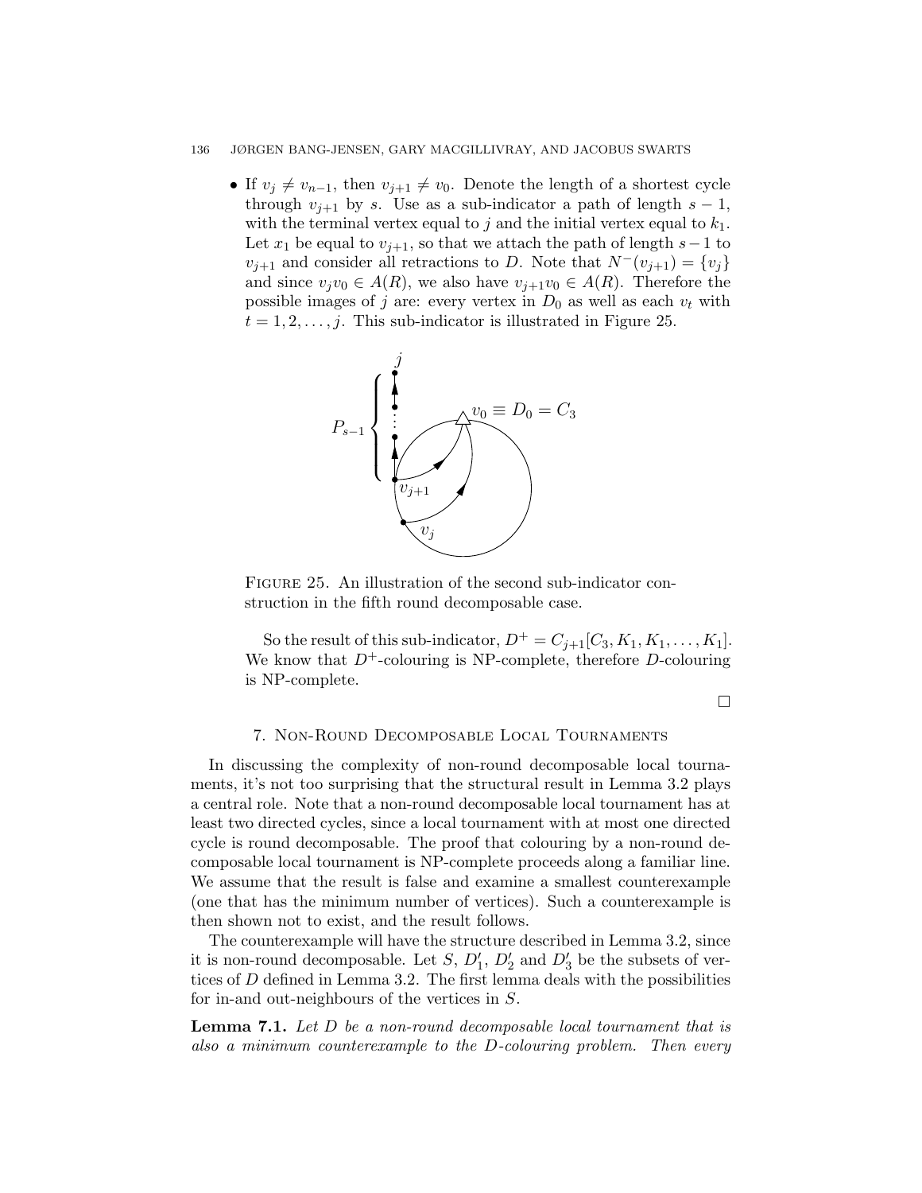- If $v_j \neq v_{n-1}$, then $v_{j+1} \neq v_0$. Denote the length of a shortest cycle through $v_{j+1}$ by $s$. Use as a sub-indicator a path of length $s-1$, with the terminal vertex equal to $j$ and the initial vertex equal to $k_1$. Let $x_1$ be equal to $v_{j+1}$, so that we attach the path of length $s-1$ to $v_{j+1}$ and consider all retractions to $D$. Note that $N^-(v_{j+1}) = \{v_j\}$ and since $v_j v_0 \in A(R)$, we also have $v_{j+1} v_0 \in A(R)$. Therefore the possible images of $j$ are: every vertex in $D_0$ as well as each $v_t$ with $t = 1, 2, \ldots, j$. This sub-indicator is illustrated in Figure 25.

Figure 25. An illustration of the second sub-indicator construction in the fifth round decomposable case.

So the result of this sub-indicator, $D^+ = C_{j+1}[C_3, K_1, K_1, \ldots, K_1]$. We know that $D^+$-colouring is NP-complete, therefore $D$-colouring is NP-complete.

□

## 7. Non-Round Decomposable Local Tournaments

In discussing the complexity of non-round decomposable local tournaments, it's not too surprising that the structural result in Lemma 3.2 plays a central role. Note that a non-round decomposable local tournament has at least two directed cycles, since a local tournament with at most one directed cycle is round decomposable. The proof that colouring by a non-round decomposable local tournament is NP-complete proceeds along a familiar line. We assume that the result is false and examine a smallest counterexample (one that has the minimum number of vertices). Such a counterexample is then shown not to exist, and the result follows.

The counterexample will have the structure described in Lemma 3.2, since it is non-round decomposable. Let $S$, $D_1'$, $D_2'$ and $D_3'$ be the subsets of vertices of $D$ defined in Lemma 3.2. The first lemma deals with the possibilities for in-and out-neighbours of the vertices in $S$.

**Lemma 7.1.** *Let $D$ be a non-round decomposable local tournament that is also a minimum counterexample to the $D$-colouring problem. Then every*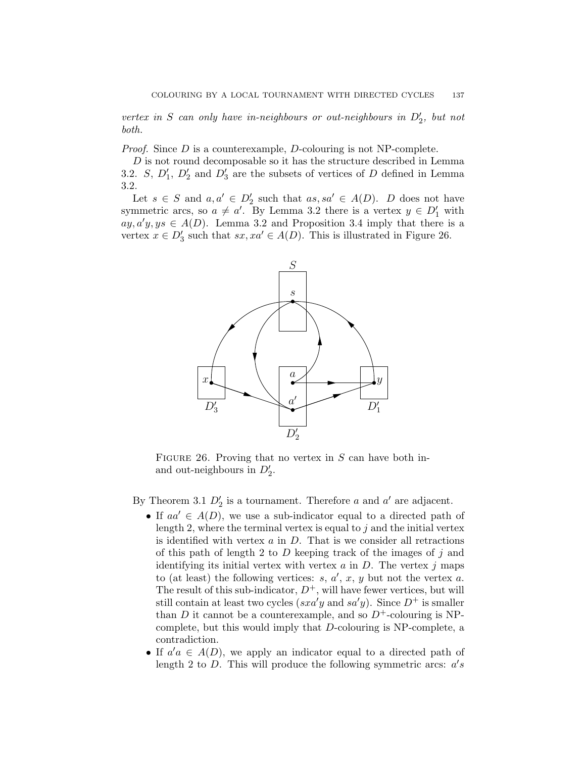*vertex in $S$ can only have in-neighbours or out-neighbours in $D_2'$, but not both.*

*Proof.* Since $D$ is a counterexample, $D$-colouring is not NP-complete.

$D$ is not round decomposable so it has the structure described in Lemma 3.2. $S$, $D_1'$, $D_2'$ and $D_3'$ are the subsets of vertices of $D$ defined in Lemma 3.2.

Let $s \in S$ and $a, a' \in D_2'$ such that $as, sa' \in A(D)$. $D$ does not have symmetric arcs, so $a \neq a'$. By Lemma 3.2 there is a vertex $y \in D_1'$ with $ay, a'y, ys \in A(D)$. Lemma 3.2 and Proposition 3.4 imply that there is a vertex $x \in D_3'$ such that $sx, xa' \in A(D)$. This is illustrated in Figure 26.

FIGURE 26. Proving that no vertex in $S$ can have both in- and out-neighbours in $D_2'$.

By Theorem 3.1 $D_2'$ is a tournament. Therefore $a$ and $a'$ are adjacent.

- If $aa' \in A(D)$, we use a sub-indicator equal to a directed path of length 2, where the terminal vertex is equal to $j$ and the initial vertex is identified with vertex $a$ in $D$. That is we consider all retractions of this path of length 2 to $D$ keeping track of the images of $j$ and identifying its initial vertex with vertex $a$ in $D$. The vertex $j$ maps to (at least) the following vertices: $s$, $a'$, $x$, $y$ but not the vertex $a$. The result of this sub-indicator, $D^+$, will have fewer vertices, but will still contain at least two cycles ($sxa'y$ and $sa'y$). Since $D^+$ is smaller than $D$ it cannot be a counterexample, and so $D^+$-colouring is NP-complete, but this would imply that $D$-colouring is NP-complete, a contradiction.
- If $a'a \in A(D)$, we apply an indicator equal to a directed path of length 2 to $D$. This will produce the following symmetric arcs: $a's$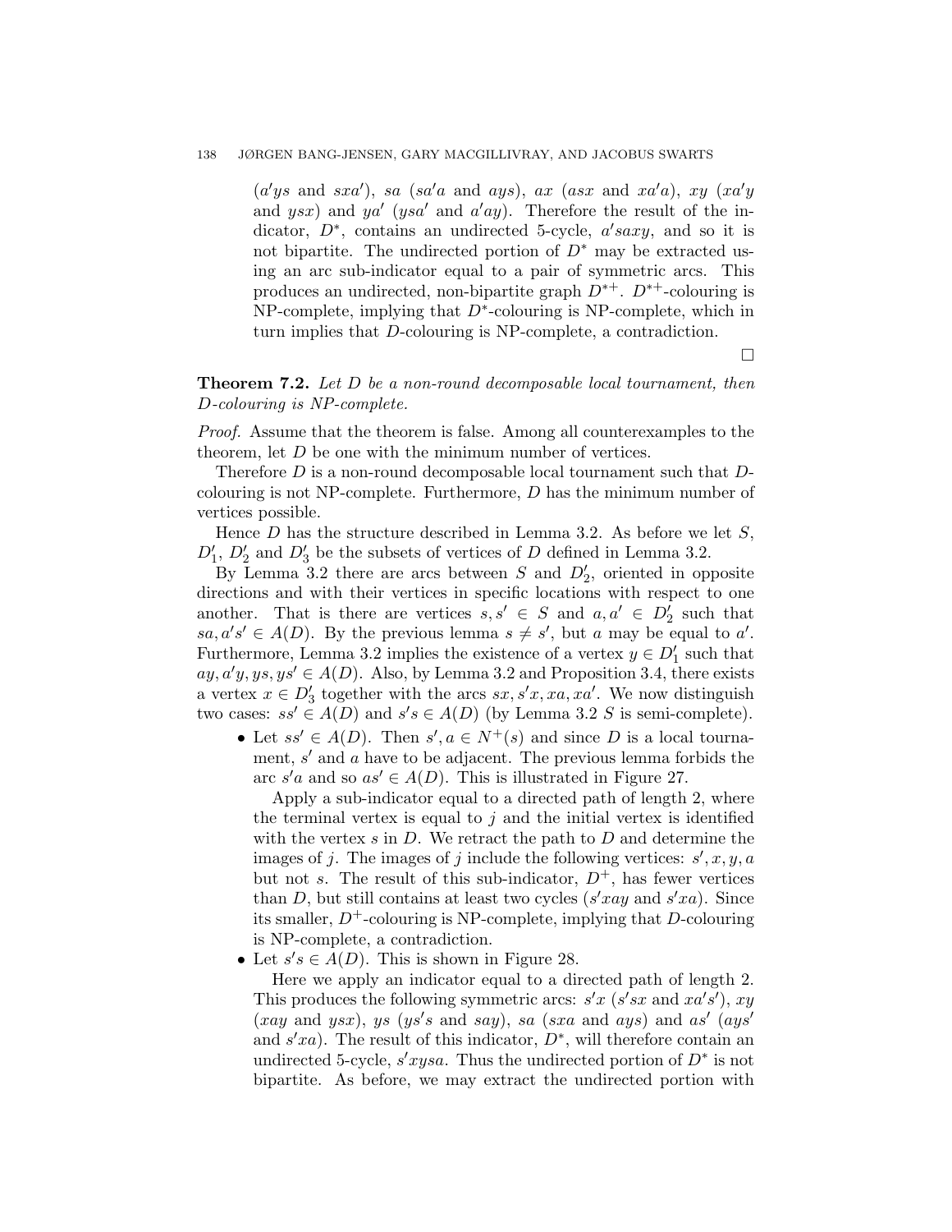($a'ys$ and $sxa'$), $sa$ ($sa'a$ and $ays$), $ax$ ($asx$ and $xa'a$), $xy$ ($xa'y$ and $ysx$) and $ya'$ ($ysa'$ and $a'ay$). Therefore the result of the indicator, $D^*$, contains an undirected 5-cycle, $a'saxy$, and so it is not bipartite. The undirected portion of $D^*$ may be extracted using an arc sub-indicator equal to a pair of symmetric arcs. This produces an undirected, non-bipartite graph $D^{*+}$. $D^{*+}$-colouring is NP-complete, implying that $D^*$-colouring is NP-complete, which in turn implies that $D$-colouring is NP-complete, a contradiction.

□

**Theorem 7.2.** *Let $D$ be a non-round decomposable local tournament, then $D$-colouring is NP-complete.*

*Proof.* Assume that the theorem is false. Among all counterexamples to the theorem, let $D$ be one with the minimum number of vertices.

Therefore $D$ is a non-round decomposable local tournament such that $D$-colouring is not NP-complete. Furthermore, $D$ has the minimum number of vertices possible.

Hence $D$ has the structure described in Lemma 3.2. As before we let $S$, $D_1'$, $D_2'$ and $D_3'$ be the subsets of vertices of $D$ defined in Lemma 3.2.

By Lemma 3.2 there are arcs between $S$ and $D_2'$, oriented in opposite directions and with their vertices in specific locations with respect to one another. That is there are vertices $s, s' \in S$ and $a, a' \in D_2'$ such that $sa, a's' \in A(D)$. By the previous lemma $s \neq s'$, but $a$ may be equal to $a'$. Furthermore, Lemma 3.2 implies the existence of a vertex $y \in D_1'$ such that $ay, a'y, ys, ys' \in A(D)$. Also, by Lemma 3.2 and Proposition 3.4, there exists a vertex $x \in D_3'$ together with the arcs $sx, s'x, xa, xa'$. We now distinguish two cases: $ss' \in A(D)$ and $s's \in A(D)$ (by Lemma 3.2 $S$ is semi-complete).

- Let $ss' \in A(D)$. Then $s', a \in N^+(s)$ and since $D$ is a local tournament, $s'$ and $a$ have to be adjacent. The previous lemma forbids the arc $s'a$ and so $as' \in A(D)$. This is illustrated in Figure 27.

  Apply a sub-indicator equal to a directed path of length 2, where the terminal vertex is equal to $j$ and the initial vertex is identified with the vertex $s$ in $D$. We retract the path to $D$ and determine the images of $j$. The images of $j$ include the following vertices: $s', x, y, a$ but not $s$. The result of this sub-indicator, $D^+$, has fewer vertices than $D$, but still contains at least two cycles ($s'xay$ and $s'xa$). Since its smaller, $D^+$-colouring is NP-complete, implying that $D$-colouring is NP-complete, a contradiction.

- Let $s's \in A(D)$. This is shown in Figure 28.

  Here we apply an indicator equal to a directed path of length 2. This produces the following symmetric arcs: $s'x$ ($s'sx$ and $xa's'$), $xy$ ($xay$ and $ysx$), $ys$ ($ys's$ and $say$), $sa$ ($sxa$ and $ays$) and $as'$ ($ays'$ and $s'xa$). The result of this indicator, $D^*$, will therefore contain an undirected 5-cycle, $s'xysa$. Thus the undirected portion of $D^*$ is not bipartite. As before, we may extract the undirected portion with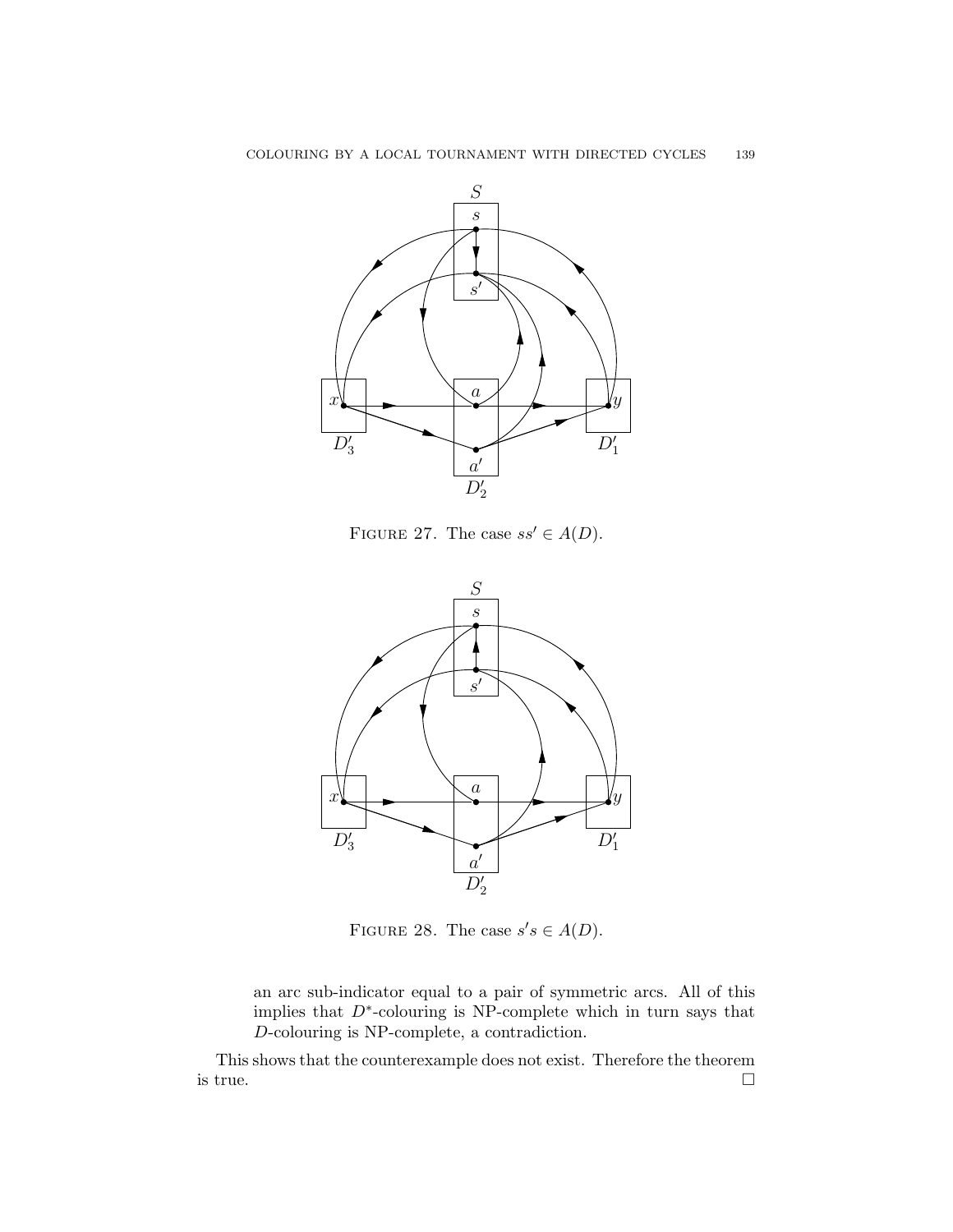FIGURE 27. The case $ss' \in A(D)$.

FIGURE 28. The case $s's \in A(D)$.

an arc sub-indicator equal to a pair of symmetric arcs. All of this implies that $D^*$-colouring is NP-complete which in turn says that $D$-colouring is NP-complete, a contradiction.

This shows that the counterexample does not exist. Therefore the theorem is true. □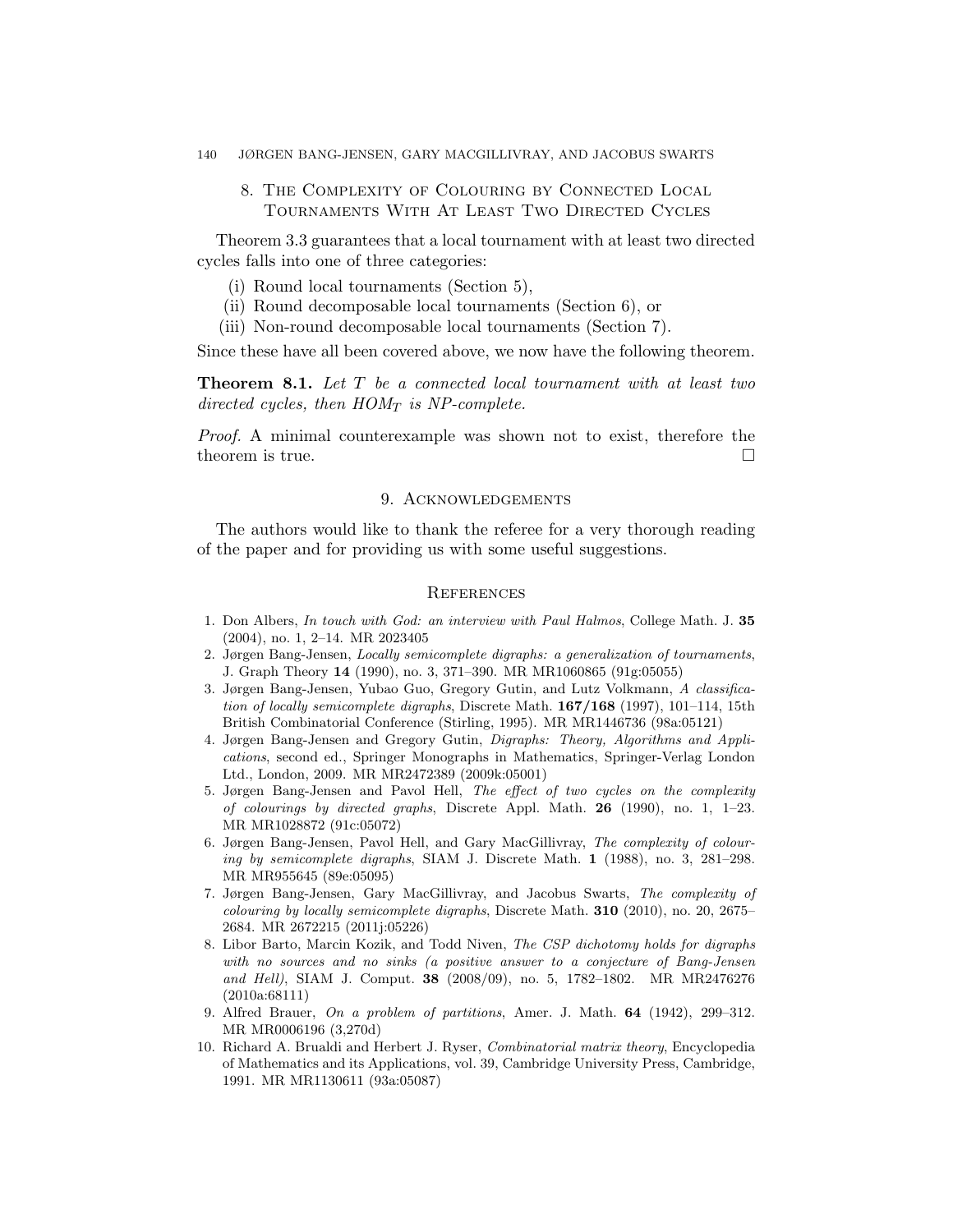## 8. The Complexity of Colouring by Connected Local Tournaments With At Least Two Directed Cycles

Theorem 3.3 guarantees that a local tournament with at least two directed cycles falls into one of three categories:

(i) Round local tournaments (Section 5),
(ii) Round decomposable local tournaments (Section 6), or
(iii) Non-round decomposable local tournaments (Section 7).

Since these have all been covered above, we now have the following theorem.

**Theorem 8.1.** *Let $T$ be a connected local tournament with at least two directed cycles, then $HOM_T$ is NP-complete.*

*Proof.* A minimal counterexample was shown not to exist, therefore the theorem is true. □

## 9. Acknowledgements

The authors would like to thank the referee for a very thorough reading of the paper and for providing us with some useful suggestions.

## References

1. Don Albers, *In touch with God: an interview with Paul Halmos*, College Math. J. **35** (2004), no. 1, 2–14. MR 2023405
2. Jørgen Bang-Jensen, *Locally semicomplete digraphs: a generalization of tournaments*, J. Graph Theory **14** (1990), no. 3, 371–390. MR MR1060865 (91g:05055)
3. Jørgen Bang-Jensen, Yubao Guo, Gregory Gutin, and Lutz Volkmann, *A classification of locally semicomplete digraphs*, Discrete Math. **167/168** (1997), 101–114, 15th British Combinatorial Conference (Stirling, 1995). MR MR1446736 (98a:05121)
4. Jørgen Bang-Jensen and Gregory Gutin, *Digraphs: Theory, Algorithms and Applications*, second ed., Springer Monographs in Mathematics, Springer-Verlag London Ltd., London, 2009. MR MR2472389 (2009k:05001)
5. Jørgen Bang-Jensen and Pavol Hell, *The effect of two cycles on the complexity of colourings by directed graphs*, Discrete Appl. Math. **26** (1990), no. 1, 1–23. MR MR1028872 (91c:05072)
6. Jørgen Bang-Jensen, Pavol Hell, and Gary MacGillivray, *The complexity of colouring by semicomplete digraphs*, SIAM J. Discrete Math. **1** (1988), no. 3, 281–298. MR MR955645 (89e:05095)
7. Jørgen Bang-Jensen, Gary MacGillivray, and Jacobus Swarts, *The complexity of colouring by locally semicomplete digraphs*, Discrete Math. **310** (2010), no. 20, 2675–2684. MR 2672215 (2011j:05226)
8. Libor Barto, Marcin Kozik, and Todd Niven, *The CSP dichotomy holds for digraphs with no sources and no sinks (a positive answer to a conjecture of Bang-Jensen and Hell)*, SIAM J. Comput. **38** (2008/09), no. 5, 1782–1802. MR MR2476276 (2010a:68111)
9. Alfred Brauer, *On a problem of partitions*, Amer. J. Math. **64** (1942), 299–312. MR MR0006196 (3,270d)
10. Richard A. Brualdi and Herbert J. Ryser, *Combinatorial matrix theory*, Encyclopedia of Mathematics and its Applications, vol. 39, Cambridge University Press, Cambridge, 1991. MR MR1130611 (93a:05087)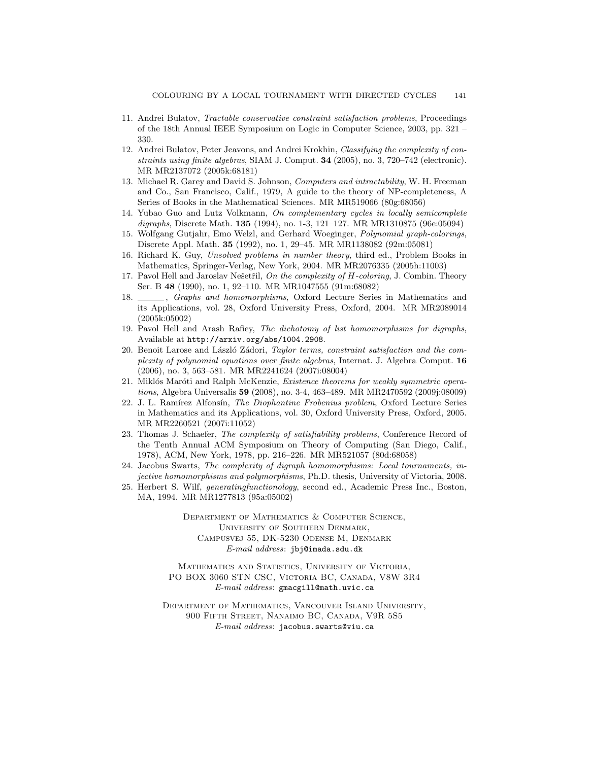11. Andrei Bulatov, *Tractable conservative constraint satisfaction problems*, Proceedings of the 18th Annual IEEE Symposium on Logic in Computer Science, 2003, pp. 321 – 330.
12. Andrei Bulatov, Peter Jeavons, and Andrei Krokhin, *Classifying the complexity of constraints using finite algebras*, SIAM J. Comput. **34** (2005), no. 3, 720–742 (electronic). MR MR2137072 (2005k:68181)
13. Michael R. Garey and David S. Johnson, *Computers and intractability*, W. H. Freeman and Co., San Francisco, Calif., 1979, A guide to the theory of NP-completeness, A Series of Books in the Mathematical Sciences. MR MR519066 (80g:68056)
14. Yubao Guo and Lutz Volkmann, *On complementary cycles in locally semicomplete digraphs*, Discrete Math. **135** (1994), no. 1-3, 121–127. MR MR1310875 (96e:05094)
15. Wolfgang Gutjahr, Emo Welzl, and Gerhard Woeginger, *Polynomial graph-colorings*, Discrete Appl. Math. **35** (1992), no. 1, 29–45. MR MR1138082 (92m:05081)
16. Richard K. Guy, *Unsolved problems in number theory*, third ed., Problem Books in Mathematics, Springer-Verlag, New York, 2004. MR MR2076335 (2005h:11003)
17. Pavol Hell and Jaroslav Nešetřil, *On the complexity of $H$-coloring*, J. Combin. Theory Ser. B **48** (1990), no. 1, 92–110. MR MR1047555 (91m:68082)
18. ______, *Graphs and homomorphisms*, Oxford Lecture Series in Mathematics and its Applications, vol. 28, Oxford University Press, Oxford, 2004. MR MR2089014 (2005k:05002)
19. Pavol Hell and Arash Rafiey, *The dichotomy of list homomorphisms for digraphs*, Available at http://arxiv.org/abs/1004.2908.
20. Benoit Larose and László Zádori, *Taylor terms, constraint satisfaction and the complexity of polynomial equations over finite algebras*, Internat. J. Algebra Comput. **16** (2006), no. 3, 563–581. MR MR2241624 (2007i:08004)
21. Miklós Maróti and Ralph McKenzie, *Existence theorems for weakly symmetric operations*, Algebra Universalis **59** (2008), no. 3-4, 463–489. MR MR2470592 (2009j:08009)
22. J. L. Ramírez Alfonsín, *The Diophantine Frobenius problem*, Oxford Lecture Series in Mathematics and its Applications, vol. 30, Oxford University Press, Oxford, 2005. MR MR2260521 (2007i:11052)
23. Thomas J. Schaefer, *The complexity of satisfiability problems*, Conference Record of the Tenth Annual ACM Symposium on Theory of Computing (San Diego, Calif., 1978), ACM, New York, 1978, pp. 216–226. MR MR521057 (80d:68058)
24. Jacobus Swarts, *The complexity of digraph homomorphisms: Local tournaments, injective homomorphisms and polymorphisms*, Ph.D. thesis, University of Victoria, 2008.
25. Herbert S. Wilf, *generatingfunctionology*, second ed., Academic Press Inc., Boston, MA, 1994. MR MR1277813 (95a:05002)

Department of Mathematics & Computer Science,
University of Southern Denmark,
Campusvej 55, DK-5230 Odense M, Denmark
*E-mail address*: jbj@imada.sdu.dk

Mathematics and Statistics, University of Victoria,
PO BOX 3060 STN CSC, Victoria BC, Canada, V8W 3R4
*E-mail address*: gmacgill@math.uvic.ca

Department of Mathematics, Vancouver Island University,
900 Fifth Street, Nanaimo BC, Canada, V9R 5S5
*E-mail address*: jacobus.swarts@viu.ca